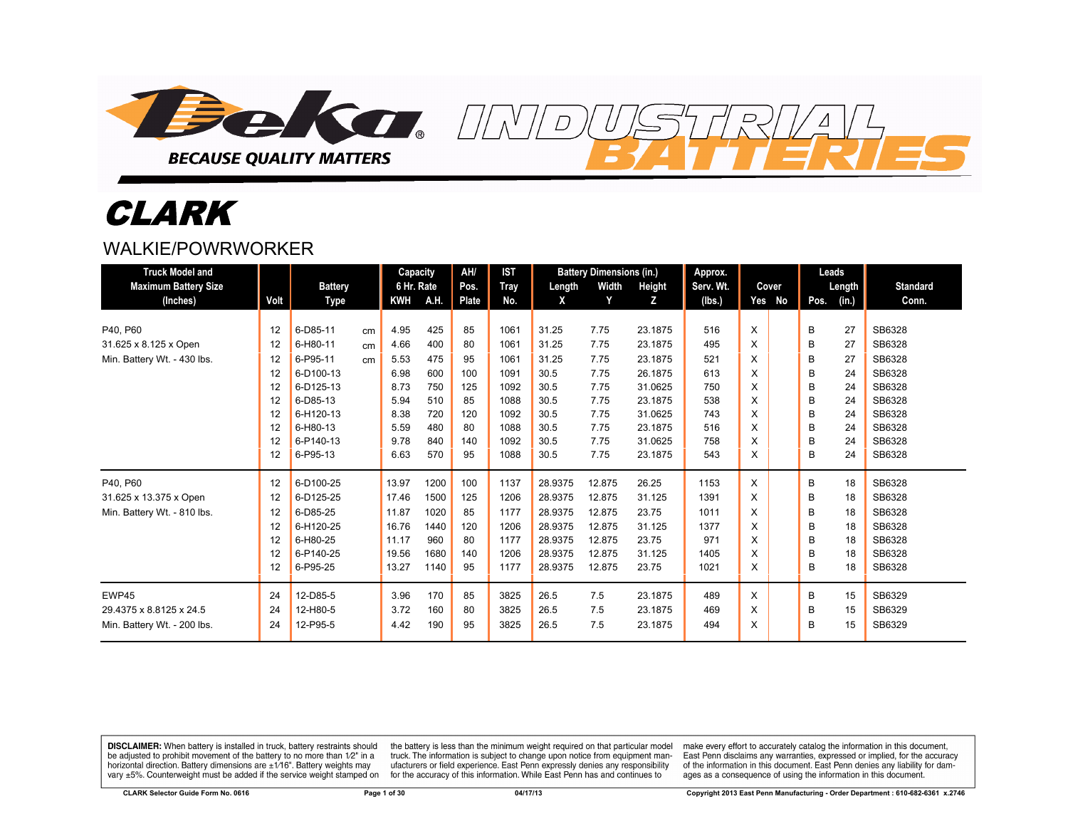Deka

BECAUSE QUALITY MATTERS

INDUSTRIAL BATTERIES

# CLARK

## WALKIE/POWRWORKER

| Truck Model and Maximum Battery Size (Inches) | Volt | Battery Type | | Capacity 6 Hr. Rate KWH | A.H. | AH/ Pos. Plate | IST Tray No. | Battery Dimensions (in.) Length X | Width Y | Height Z | Approx. Serv. Wt. (lbs.) | Cover Yes | No | Leads Pos. | Length (in.) | Standard Conn. |
|---|---|---|---|---|---|---|---|---|---|---|---|---|---|---|---|---|
| P40, P60 | 12 | 6-D85-11 | cm | 4.95 | 425 | 85 | 1061 | 31.25 | 7.75 | 23.1875 | 516 | X | | B | 27 | SB6328 |
| 31.625 x 8.125 x Open | 12 | 6-H80-11 | cm | 4.66 | 400 | 80 | 1061 | 31.25 | 7.75 | 23.1875 | 495 | X | | B | 27 | SB6328 |
| Min. Battery Wt. - 430 lbs. | 12 | 6-P95-11 | cm | 5.53 | 475 | 95 | 1061 | 31.25 | 7.75 | 23.1875 | 521 | X | | B | 27 | SB6328 |
| | 12 | 6-D100-13 | | 6.98 | 600 | 100 | 1091 | 30.5 | 7.75 | 26.1875 | 613 | X | | B | 24 | SB6328 |
| | 12 | 6-D125-13 | | 8.73 | 750 | 125 | 1092 | 30.5 | 7.75 | 31.0625 | 750 | X | | B | 24 | SB6328 |
| | 12 | 6-D85-13 | | 5.94 | 510 | 85 | 1088 | 30.5 | 7.75 | 23.1875 | 538 | X | | B | 24 | SB6328 |
| | 12 | 6-H120-13 | | 8.38 | 720 | 120 | 1092 | 30.5 | 7.75 | 31.0625 | 743 | X | | B | 24 | SB6328 |
| | 12 | 6-H80-13 | | 5.59 | 480 | 80 | 1088 | 30.5 | 7.75 | 23.1875 | 516 | X | | B | 24 | SB6328 |
| | 12 | 6-P140-13 | | 9.78 | 840 | 140 | 1092 | 30.5 | 7.75 | 31.0625 | 758 | X | | B | 24 | SB6328 |
| | 12 | 6-P95-13 | | 6.63 | 570 | 95 | 1088 | 30.5 | 7.75 | 23.1875 | 543 | X | | B | 24 | SB6328 |
| P40, P60 | 12 | 6-D100-25 | | 13.97 | 1200 | 100 | 1137 | 28.9375 | 12.875 | 26.25 | 1153 | X | | B | 18 | SB6328 |
| 31.625 x 13.375 x Open | 12 | 6-D125-25 | | 17.46 | 1500 | 125 | 1206 | 28.9375 | 12.875 | 31.125 | 1391 | X | | B | 18 | SB6328 |
| Min. Battery Wt. - 810 lbs. | 12 | 6-D85-25 | | 11.87 | 1020 | 85 | 1177 | 28.9375 | 12.875 | 23.75 | 1011 | X | | B | 18 | SB6328 |
| | 12 | 6-H120-25 | | 16.76 | 1440 | 120 | 1206 | 28.9375 | 12.875 | 31.125 | 1377 | X | | B | 18 | SB6328 |
| | 12 | 6-H80-25 | | 11.17 | 960 | 80 | 1177 | 28.9375 | 12.875 | 23.75 | 971 | X | | B | 18 | SB6328 |
| | 12 | 6-P140-25 | | 19.56 | 1680 | 140 | 1206 | 28.9375 | 12.875 | 31.125 | 1405 | X | | B | 18 | SB6328 |
| | 12 | 6-P95-25 | | 13.27 | 1140 | 95 | 1177 | 28.9375 | 12.875 | 23.75 | 1021 | X | | B | 18 | SB6328 |
| EWP45 | 24 | 12-D85-5 | | 3.96 | 170 | 85 | 3825 | 26.5 | 7.5 | 23.1875 | 489 | X | | B | 15 | SB6329 |
| 29.4375 x 8.8125 x 24.5 | 24 | 12-H80-5 | | 3.72 | 160 | 80 | 3825 | 26.5 | 7.5 | 23.1875 | 469 | X | | B | 15 | SB6329 |
| Min. Battery Wt. - 200 lbs. | 24 | 12-P95-5 | | 4.42 | 190 | 95 | 3825 | 26.5 | 7.5 | 23.1875 | 494 | X | | B | 15 | SB6329 |

**DISCLAIMER:** When battery is installed in truck, battery restraints should be adjusted to prohibit movement of the battery to no more than 1⁄2" in a horizontal direction. Battery dimensions are ±1⁄16". Battery weights may vary ±5%. Counterweight must be added if the service weight stamped on the battery is less than the minimum weight required on that particular model truck. The information is subject to change upon notice from equipment manufacturers or field experience. East Penn expressly denies any responsibility for the accuracy of this information. While East Penn has and continues to make every effort to accurately catalog the information in this document, East Penn disclaims any warranties, expressed or implied, for the accuracy of the information in this document. East Penn denies any liability for damages as a consequence of using the information in this document.

CLARK Selector Guide Form No. 0616 — 04/17/13 — Copyright 2013 East Penn Manufacturing - Order Department : 610-682-6361 x.2746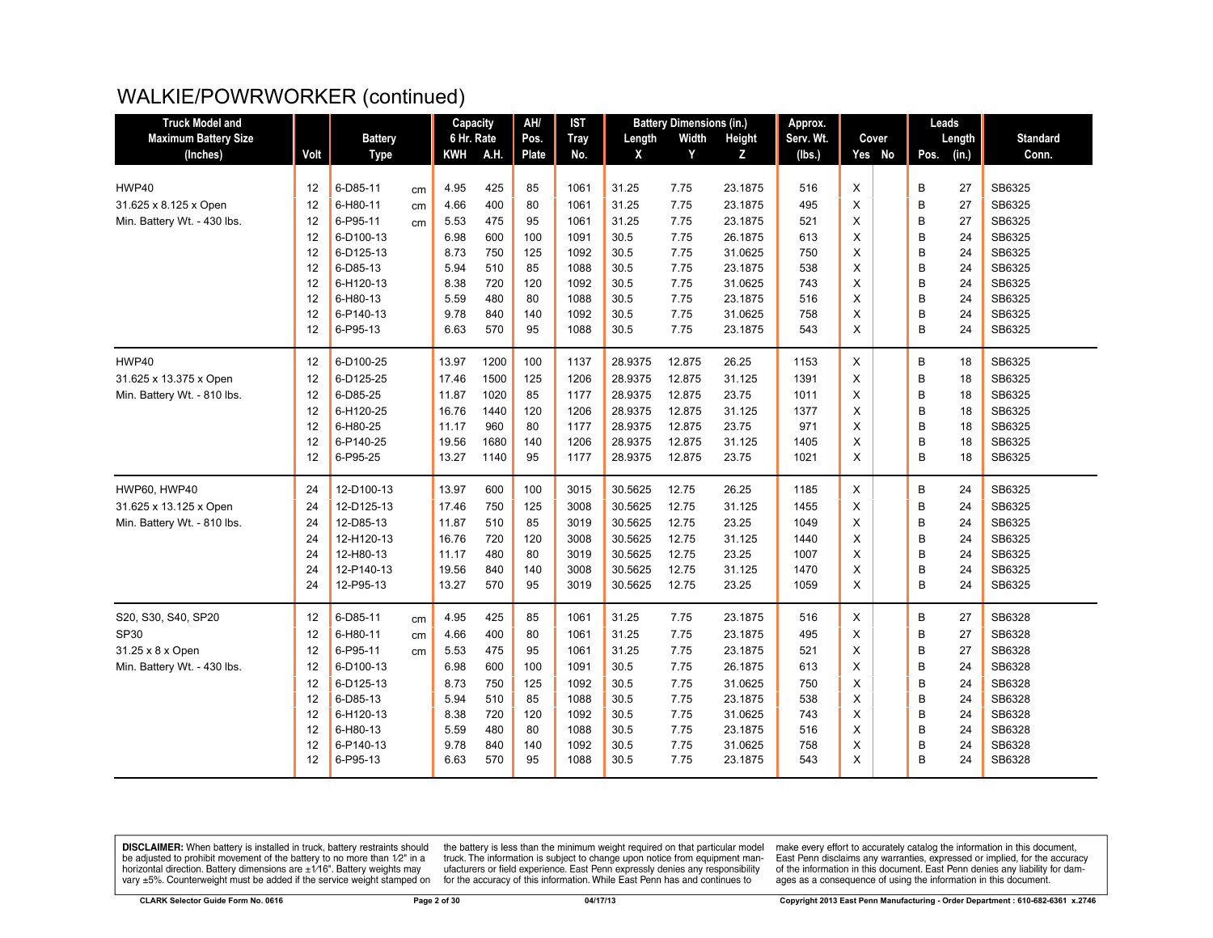# WALKIE/POWRWORKER (continued)

| Truck Model and Maximum Battery Size (Inches) | Volt | Battery Type | | Capacity 6 Hr. Rate KWH | A.H. | AH/ Pos. Plate | IST Tray No. | Battery Dimensions (in.) Length X | Width Y | Height Z | Approx. Serv. Wt. (lbs.) | Cover Yes | No | Leads Pos. | Length (in.) | Standard Conn. |
|---|---|---|---|---|---|---|---|---|---|---|---|---|---|---|---|---|
| HWP40 | 12 | 6-D85-11 | cm | 4.95 | 425 | 85 | 1061 | 31.25 | 7.75 | 23.1875 | 516 | X | | B | 27 | SB6325 |
| 31.625 x 8.125 x Open | 12 | 6-H80-11 | cm | 4.66 | 400 | 80 | 1061 | 31.25 | 7.75 | 23.1875 | 495 | X | | B | 27 | SB6325 |
| Min. Battery Wt. - 430 lbs. | 12 | 6-P95-11 | cm | 5.53 | 475 | 95 | 1061 | 31.25 | 7.75 | 23.1875 | 521 | X | | B | 27 | SB6325 |
| | 12 | 6-D100-13 | | 6.98 | 600 | 100 | 1091 | 30.5 | 7.75 | 26.1875 | 613 | X | | B | 24 | SB6325 |
| | 12 | 6-D125-13 | | 8.73 | 750 | 125 | 1092 | 30.5 | 7.75 | 31.0625 | 750 | X | | B | 24 | SB6325 |
| | 12 | 6-D85-13 | | 5.94 | 510 | 85 | 1088 | 30.5 | 7.75 | 23.1875 | 538 | X | | B | 24 | SB6325 |
| | 12 | 6-H120-13 | | 8.38 | 720 | 120 | 1092 | 30.5 | 7.75 | 31.0625 | 743 | X | | B | 24 | SB6325 |
| | 12 | 6-H80-13 | | 5.59 | 480 | 80 | 1088 | 30.5 | 7.75 | 23.1875 | 516 | X | | B | 24 | SB6325 |
| | 12 | 6-P140-13 | | 9.78 | 840 | 140 | 1092 | 30.5 | 7.75 | 31.0625 | 758 | X | | B | 24 | SB6325 |
| | 12 | 6-P95-13 | | 6.63 | 570 | 95 | 1088 | 30.5 | 7.75 | 23.1875 | 543 | X | | B | 24 | SB6325 |
| HWP40 | 12 | 6-D100-25 | | 13.97 | 1200 | 100 | 1137 | 28.9375 | 12.875 | 26.25 | 1153 | X | | B | 18 | SB6325 |
| 31.625 x 13.375 x Open | 12 | 6-D125-25 | | 17.46 | 1500 | 125 | 1206 | 28.9375 | 12.875 | 31.125 | 1391 | X | | B | 18 | SB6325 |
| Min. Battery Wt. - 810 lbs. | 12 | 6-D85-25 | | 11.87 | 1020 | 85 | 1177 | 28.9375 | 12.875 | 23.75 | 1011 | X | | B | 18 | SB6325 |
| | 12 | 6-H120-25 | | 16.76 | 1440 | 120 | 1206 | 28.9375 | 12.875 | 31.125 | 1377 | X | | B | 18 | SB6325 |
| | 12 | 6-H80-25 | | 11.17 | 960 | 80 | 1177 | 28.9375 | 12.875 | 23.75 | 971 | X | | B | 18 | SB6325 |
| | 12 | 6-P140-25 | | 19.56 | 1680 | 140 | 1206 | 28.9375 | 12.875 | 31.125 | 1405 | X | | B | 18 | SB6325 |
| | 12 | 6-P95-25 | | 13.27 | 1140 | 95 | 1177 | 28.9375 | 12.875 | 23.75 | 1021 | X | | B | 18 | SB6325 |
| HWP60, HWP40 | 24 | 12-D100-13 | | 13.97 | 600 | 100 | 3015 | 30.5625 | 12.75 | 26.25 | 1185 | X | | B | 24 | SB6325 |
| 31.625 x 13.125 x Open | 24 | 12-D125-13 | | 17.46 | 750 | 125 | 3008 | 30.5625 | 12.75 | 31.125 | 1455 | X | | B | 24 | SB6325 |
| Min. Battery Wt. - 810 lbs. | 24 | 12-D85-13 | | 11.87 | 510 | 85 | 3019 | 30.5625 | 12.75 | 23.25 | 1049 | X | | B | 24 | SB6325 |
| | 24 | 12-H120-13 | | 16.76 | 720 | 120 | 3008 | 30.5625 | 12.75 | 31.125 | 1440 | X | | B | 24 | SB6325 |
| | 24 | 12-H80-13 | | 11.17 | 480 | 80 | 3019 | 30.5625 | 12.75 | 23.25 | 1007 | X | | B | 24 | SB6325 |
| | 24 | 12-P140-13 | | 19.56 | 840 | 140 | 3008 | 30.5625 | 12.75 | 31.125 | 1470 | X | | B | 24 | SB6325 |
| | 24 | 12-P95-13 | | 13.27 | 570 | 95 | 3019 | 30.5625 | 12.75 | 23.25 | 1059 | X | | B | 24 | SB6325 |
| S20, S30, S40, SP20 | 12 | 6-D85-11 | cm | 4.95 | 425 | 85 | 1061 | 31.25 | 7.75 | 23.1875 | 516 | X | | B | 27 | SB6328 |
| SP30 | 12 | 6-H80-11 | cm | 4.66 | 400 | 80 | 1061 | 31.25 | 7.75 | 23.1875 | 495 | X | | B | 27 | SB6328 |
| 31.25 x 8 x Open | 12 | 6-P95-11 | cm | 5.53 | 475 | 95 | 1061 | 31.25 | 7.75 | 23.1875 | 521 | X | | B | 27 | SB6328 |
| Min. Battery Wt. - 430 lbs. | 12 | 6-D100-13 | | 6.98 | 600 | 100 | 1091 | 30.5 | 7.75 | 26.1875 | 613 | X | | B | 24 | SB6328 |
| | 12 | 6-D125-13 | | 8.73 | 750 | 125 | 1092 | 30.5 | 7.75 | 31.0625 | 750 | X | | B | 24 | SB6328 |
| | 12 | 6-D85-13 | | 5.94 | 510 | 85 | 1088 | 30.5 | 7.75 | 23.1875 | 538 | X | | B | 24 | SB6328 |
| | 12 | 6-H120-13 | | 8.38 | 720 | 120 | 1092 | 30.5 | 7.75 | 31.0625 | 743 | X | | B | 24 | SB6328 |
| | 12 | 6-H80-13 | | 5.59 | 480 | 80 | 1088 | 30.5 | 7.75 | 23.1875 | 516 | X | | B | 24 | SB6328 |
| | 12 | 6-P140-13 | | 9.78 | 840 | 140 | 1092 | 30.5 | 7.75 | 31.0625 | 758 | X | | B | 24 | SB6328 |
| | 12 | 6-P95-13 | | 6.63 | 570 | 95 | 1088 | 30.5 | 7.75 | 23.1875 | 543 | X | | B | 24 | SB6328 |

**DISCLAIMER:** When battery is installed in truck, battery restraints should be adjusted to prohibit movement of the battery to no more than 1⁄2" in a horizontal direction. Battery dimensions are ±1⁄16". Battery weights may vary ±5%. Counterweight must be added if the service weight stamped on the battery is less than the minimum weight required on that particular model truck. The information is subject to change upon notice from equipment manufacturers or field experience. East Penn expressly denies any responsibility for the accuracy of this information. While East Penn has and continues to make every effort to accurately catalog the information in this document, East Penn disclaims any warranties, expressed or implied, for the accuracy of the information in this document. East Penn denies any liability for damages as a consequence of using the information in this document.

CLARK Selector Guide Form No. 0616 — 04/17/13 — Copyright 2013 East Penn Manufacturing - Order Department : 610-682-6361 x.2746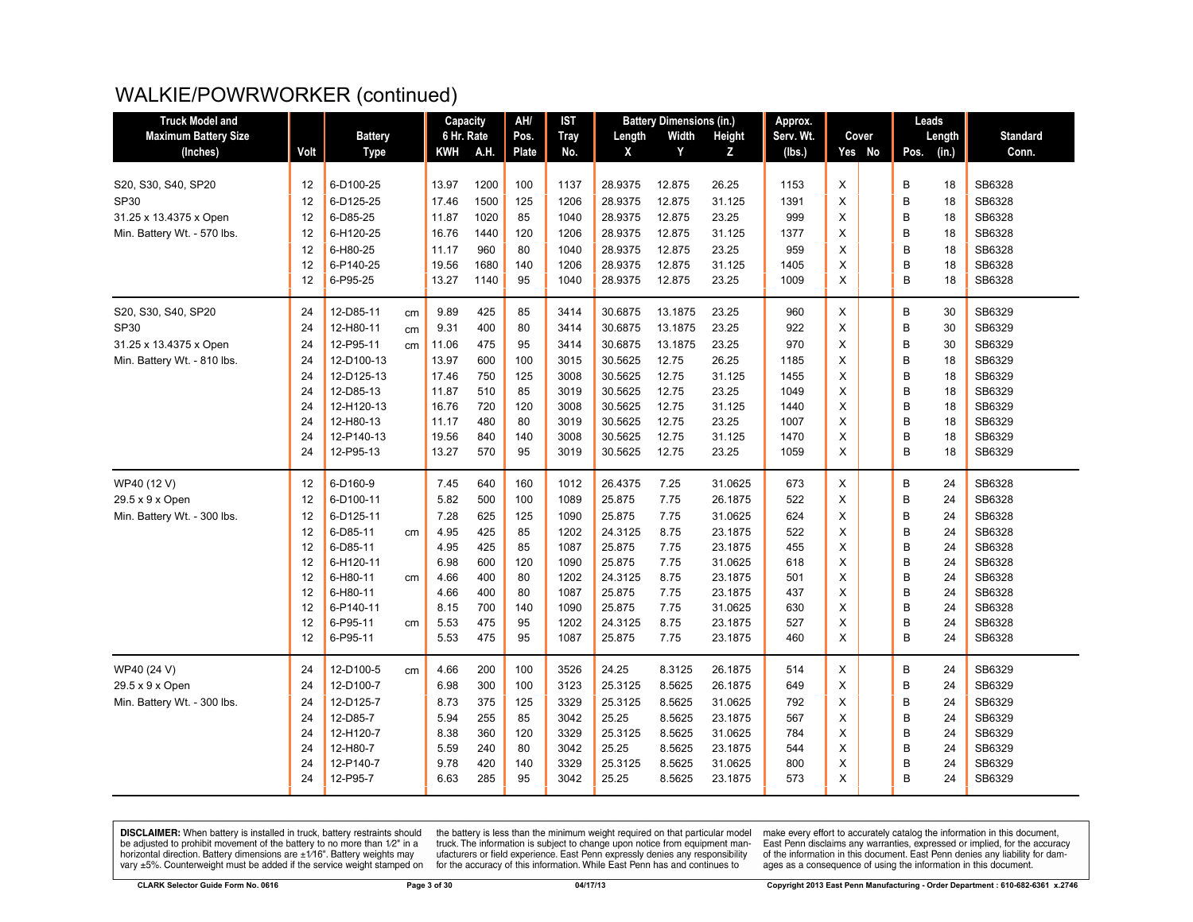# WALKIE/POWRWORKER (continued)

| Truck Model and Maximum Battery Size (Inches) | Volt | Battery Type | | Capacity 6 Hr. Rate | | AH/ Pos. Plate | IST Tray No. | Battery Dimensions (in.) | | | Approx. Serv. Wt. (lbs.) | Cover | | Leads | | Standard Conn. |
|---|---|---|---|---|---|---|---|---|---|---|---|---|---|---|---|---|
| | | | | KWH | A.H. | | | Length X | Width Y | Height Z | | Yes | No | Pos. | Length (in.) | |
| S20, S30, S40, SP20 | 12 | 6-D100-25 | | 13.97 | 1200 | 100 | 1137 | 28.9375 | 12.875 | 26.25 | 1153 | X | | B | 18 | SB6328 |
| SP30 | 12 | 6-D125-25 | | 17.46 | 1500 | 125 | 1206 | 28.9375 | 12.875 | 31.125 | 1391 | X | | B | 18 | SB6328 |
| 31.25 x 13.4375 x Open | 12 | 6-D85-25 | | 11.87 | 1020 | 85 | 1040 | 28.9375 | 12.875 | 23.25 | 999 | X | | B | 18 | SB6328 |
| Min. Battery Wt. - 570 lbs. | 12 | 6-H120-25 | | 16.76 | 1440 | 120 | 1206 | 28.9375 | 12.875 | 31.125 | 1377 | X | | B | 18 | SB6328 |
| | 12 | 6-H80-25 | | 11.17 | 960 | 80 | 1040 | 28.9375 | 12.875 | 23.25 | 959 | X | | B | 18 | SB6328 |
| | 12 | 6-P140-25 | | 19.56 | 1680 | 140 | 1206 | 28.9375 | 12.875 | 31.125 | 1405 | X | | B | 18 | SB6328 |
| | 12 | 6-P95-25 | | 13.27 | 1140 | 95 | 1040 | 28.9375 | 12.875 | 23.25 | 1009 | X | | B | 18 | SB6328 |
| S20, S30, S40, SP20 | 24 | 12-D85-11 | cm | 9.89 | 425 | 85 | 3414 | 30.6875 | 13.1875 | 23.25 | 960 | X | | B | 30 | SB6329 |
| SP30 | 24 | 12-H80-11 | cm | 9.31 | 400 | 80 | 3414 | 30.6875 | 13.1875 | 23.25 | 922 | X | | B | 30 | SB6329 |
| 31.25 x 13.4375 x Open | 24 | 12-P95-11 | cm | 11.06 | 475 | 95 | 3414 | 30.6875 | 13.1875 | 23.25 | 970 | X | | B | 30 | SB6329 |
| Min. Battery Wt. - 810 lbs. | 24 | 12-D100-13 | | 13.97 | 600 | 100 | 3015 | 30.5625 | 12.75 | 26.25 | 1185 | X | | B | 18 | SB6329 |
| | 24 | 12-D125-13 | | 17.46 | 750 | 125 | 3008 | 30.5625 | 12.75 | 31.125 | 1455 | X | | B | 18 | SB6329 |
| | 24 | 12-D85-13 | | 11.87 | 510 | 85 | 3019 | 30.5625 | 12.75 | 23.25 | 1049 | X | | B | 18 | SB6329 |
| | 24 | 12-H120-13 | | 16.76 | 720 | 120 | 3008 | 30.5625 | 12.75 | 31.125 | 1440 | X | | B | 18 | SB6329 |
| | 24 | 12-H80-13 | | 11.17 | 480 | 80 | 3019 | 30.5625 | 12.75 | 23.25 | 1007 | X | | B | 18 | SB6329 |
| | 24 | 12-P140-13 | | 19.56 | 840 | 140 | 3008 | 30.5625 | 12.75 | 31.125 | 1470 | X | | B | 18 | SB6329 |
| | 24 | 12-P95-13 | | 13.27 | 570 | 95 | 3019 | 30.5625 | 12.75 | 23.25 | 1059 | X | | B | 18 | SB6329 |
| WP40 (12 V) | 12 | 6-D160-9 | | 7.45 | 640 | 160 | 1012 | 26.4375 | 7.25 | 31.0625 | 673 | X | | B | 24 | SB6328 |
| 29.5 x 9 x Open | 12 | 6-D100-11 | | 5.82 | 500 | 100 | 1089 | 25.875 | 7.75 | 26.1875 | 522 | X | | B | 24 | SB6328 |
| Min. Battery Wt. - 300 lbs. | 12 | 6-D125-11 | | 7.28 | 625 | 125 | 1090 | 25.875 | 7.75 | 31.0625 | 624 | X | | B | 24 | SB6328 |
| | 12 | 6-D85-11 | cm | 4.95 | 425 | 85 | 1202 | 24.3125 | 8.75 | 23.1875 | 522 | X | | B | 24 | SB6328 |
| | 12 | 6-D85-11 | | 4.95 | 425 | 85 | 1087 | 25.875 | 7.75 | 23.1875 | 455 | X | | B | 24 | SB6328 |
| | 12 | 6-H120-11 | | 6.98 | 600 | 120 | 1090 | 25.875 | 7.75 | 31.0625 | 618 | X | | B | 24 | SB6328 |
| | 12 | 6-H80-11 | cm | 4.66 | 400 | 80 | 1202 | 24.3125 | 8.75 | 23.1875 | 501 | X | | B | 24 | SB6328 |
| | 12 | 6-H80-11 | | 4.66 | 400 | 80 | 1087 | 25.875 | 7.75 | 23.1875 | 437 | X | | B | 24 | SB6328 |
| | 12 | 6-P140-11 | | 8.15 | 700 | 140 | 1090 | 25.875 | 7.75 | 31.0625 | 630 | X | | B | 24 | SB6328 |
| | 12 | 6-P95-11 | cm | 5.53 | 475 | 95 | 1202 | 24.3125 | 8.75 | 23.1875 | 527 | X | | B | 24 | SB6328 |
| | 12 | 6-P95-11 | | 5.53 | 475 | 95 | 1087 | 25.875 | 7.75 | 23.1875 | 460 | X | | B | 24 | SB6328 |
| WP40 (24 V) | 24 | 12-D100-5 | cm | 4.66 | 200 | 100 | 3526 | 24.25 | 8.3125 | 26.1875 | 514 | X | | B | 24 | SB6329 |
| 29.5 x 9 x Open | 24 | 12-D100-7 | | 6.98 | 300 | 100 | 3123 | 25.3125 | 8.5625 | 26.1875 | 649 | X | | B | 24 | SB6329 |
| Min. Battery Wt. - 300 lbs. | 24 | 12-D125-7 | | 8.73 | 375 | 125 | 3329 | 25.3125 | 8.5625 | 31.0625 | 792 | X | | B | 24 | SB6329 |
| | 24 | 12-D85-7 | | 5.94 | 255 | 85 | 3042 | 25.25 | 8.5625 | 23.1875 | 567 | X | | B | 24 | SB6329 |
| | 24 | 12-H120-7 | | 8.38 | 360 | 120 | 3329 | 25.3125 | 8.5625 | 31.0625 | 784 | X | | B | 24 | SB6329 |
| | 24 | 12-H80-7 | | 5.59 | 240 | 80 | 3042 | 25.25 | 8.5625 | 23.1875 | 544 | X | | B | 24 | SB6329 |
| | 24 | 12-P140-7 | | 9.78 | 420 | 140 | 3329 | 25.3125 | 8.5625 | 31.0625 | 800 | X | | B | 24 | SB6329 |
| | 24 | 12-P95-7 | | 6.63 | 285 | 95 | 3042 | 25.25 | 8.5625 | 23.1875 | 573 | X | | B | 24 | SB6329 |

**DISCLAIMER:** When battery is installed in truck, battery restraints should be adjusted to prohibit movement of the battery to no more than 1⁄2" in a horizontal direction. Battery dimensions are ±1⁄16". Battery weights may vary ±5%. Counterweight must be added if the service weight stamped on the battery is less than the minimum weight required on that particular model truck. The information is subject to change upon notice from equipment manufacturers or field experience. East Penn expressly denies any responsibility for the accuracy of this information. While East Penn has and continues to make every effort to accurately catalog the information in this document, East Penn disclaims any warranties, expressed or implied, for the accuracy of the information in this document. East Penn denies any liability for damages as a consequence of using the information in this document.

CLARK Selector Guide Form No. 0616 — 04/17/13 — Copyright 2013 East Penn Manufacturing - Order Department : 610-682-6361 x.2746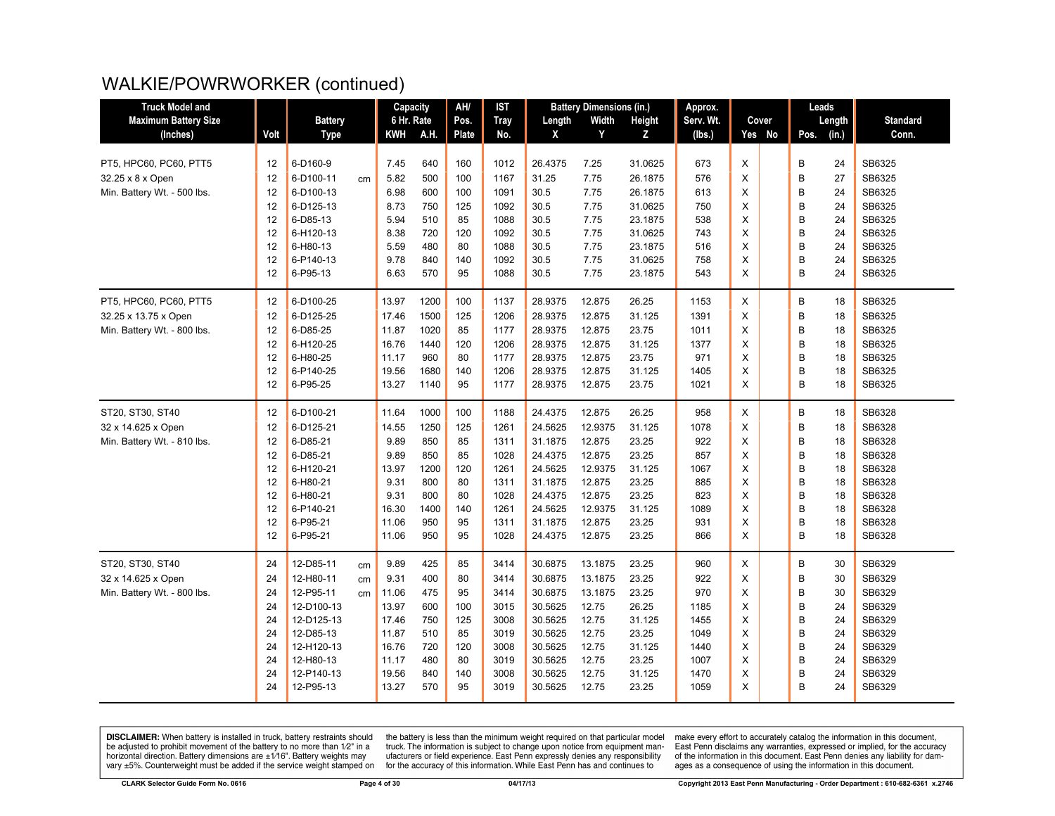# WALKIE/POWRWORKER (continued)

| Truck Model and Maximum Battery Size (Inches) | Volt | Battery Type | | Capacity 6 Hr. Rate KWH | A.H. | AH/ Pos. Plate | IST Tray No. | Battery Dimensions (in.) Length X | Width Y | Height Z | Approx. Serv. Wt. (lbs.) | Cover Yes | No | Leads Pos. | Length (in.) | Standard Conn. |
|---|---|---|---|---|---|---|---|---|---|---|---|---|---|---|---|---|
| PT5, HPC60, PC60, PTT5 | 12 | 6-D160-9 | | 7.45 | 640 | 160 | 1012 | 26.4375 | 7.25 | 31.0625 | 673 | X | | B | 24 | SB6325 |
| 32.25 x 8 x Open | 12 | 6-D100-11 | cm | 5.82 | 500 | 100 | 1167 | 31.25 | 7.75 | 26.1875 | 576 | X | | B | 27 | SB6325 |
| Min. Battery Wt. - 500 lbs. | 12 | 6-D100-13 | | 6.98 | 600 | 100 | 1091 | 30.5 | 7.75 | 26.1875 | 613 | X | | B | 24 | SB6325 |
| | 12 | 6-D125-13 | | 8.73 | 750 | 125 | 1092 | 30.5 | 7.75 | 31.0625 | 750 | X | | B | 24 | SB6325 |
| | 12 | 6-D85-13 | | 5.94 | 510 | 85 | 1088 | 30.5 | 7.75 | 23.1875 | 538 | X | | B | 24 | SB6325 |
| | 12 | 6-H120-13 | | 8.38 | 720 | 120 | 1092 | 30.5 | 7.75 | 31.0625 | 743 | X | | B | 24 | SB6325 |
| | 12 | 6-H80-13 | | 5.59 | 480 | 80 | 1088 | 30.5 | 7.75 | 23.1875 | 516 | X | | B | 24 | SB6325 |
| | 12 | 6-P140-13 | | 9.78 | 840 | 140 | 1092 | 30.5 | 7.75 | 31.0625 | 758 | X | | B | 24 | SB6325 |
| | 12 | 6-P95-13 | | 6.63 | 570 | 95 | 1088 | 30.5 | 7.75 | 23.1875 | 543 | X | | B | 24 | SB6325 |
| PT5, HPC60, PC60, PTT5 | 12 | 6-D100-25 | | 13.97 | 1200 | 100 | 1137 | 28.9375 | 12.875 | 26.25 | 1153 | X | | B | 18 | SB6325 |
| 32.25 x 13.75 x Open | 12 | 6-D125-25 | | 17.46 | 1500 | 125 | 1206 | 28.9375 | 12.875 | 31.125 | 1391 | X | | B | 18 | SB6325 |
| Min. Battery Wt. - 800 lbs. | 12 | 6-D85-25 | | 11.87 | 1020 | 85 | 1177 | 28.9375 | 12.875 | 23.75 | 1011 | X | | B | 18 | SB6325 |
| | 12 | 6-H120-25 | | 16.76 | 1440 | 120 | 1206 | 28.9375 | 12.875 | 31.125 | 1377 | X | | B | 18 | SB6325 |
| | 12 | 6-H80-25 | | 11.17 | 960 | 80 | 1177 | 28.9375 | 12.875 | 23.75 | 971 | X | | B | 18 | SB6325 |
| | 12 | 6-P140-25 | | 19.56 | 1680 | 140 | 1206 | 28.9375 | 12.875 | 31.125 | 1405 | X | | B | 18 | SB6325 |
| | 12 | 6-P95-25 | | 13.27 | 1140 | 95 | 1177 | 28.9375 | 12.875 | 23.75 | 1021 | X | | B | 18 | SB6325 |
| ST20, ST30, ST40 | 12 | 6-D100-21 | | 11.64 | 1000 | 100 | 1188 | 24.4375 | 12.875 | 26.25 | 958 | X | | B | 18 | SB6328 |
| 32 x 14.625 x Open | 12 | 6-D125-21 | | 14.55 | 1250 | 125 | 1261 | 24.5625 | 12.9375 | 31.125 | 1078 | X | | B | 18 | SB6328 |
| Min. Battery Wt. - 810 lbs. | 12 | 6-D85-21 | | 9.89 | 850 | 85 | 1311 | 31.1875 | 12.875 | 23.25 | 922 | X | | B | 18 | SB6328 |
| | 12 | 6-D85-21 | | 9.89 | 850 | 85 | 1028 | 24.4375 | 12.875 | 23.25 | 857 | X | | B | 18 | SB6328 |
| | 12 | 6-H120-21 | | 13.97 | 1200 | 120 | 1261 | 24.5625 | 12.9375 | 31.125 | 1067 | X | | B | 18 | SB6328 |
| | 12 | 6-H80-21 | | 9.31 | 800 | 80 | 1311 | 31.1875 | 12.875 | 23.25 | 885 | X | | B | 18 | SB6328 |
| | 12 | 6-H80-21 | | 9.31 | 800 | 80 | 1028 | 24.4375 | 12.875 | 23.25 | 823 | X | | B | 18 | SB6328 |
| | 12 | 6-P140-21 | | 16.30 | 1400 | 140 | 1261 | 24.5625 | 12.9375 | 31.125 | 1089 | X | | B | 18 | SB6328 |
| | 12 | 6-P95-21 | | 11.06 | 950 | 95 | 1311 | 31.1875 | 12.875 | 23.25 | 931 | X | | B | 18 | SB6328 |
| | 12 | 6-P95-21 | | 11.06 | 950 | 95 | 1028 | 24.4375 | 12.875 | 23.25 | 866 | X | | B | 18 | SB6328 |
| ST20, ST30, ST40 | 24 | 12-D85-11 | cm | 9.89 | 425 | 85 | 3414 | 30.6875 | 13.1875 | 23.25 | 960 | X | | B | 30 | SB6329 |
| 32 x 14.625 x Open | 24 | 12-H80-11 | cm | 9.31 | 400 | 80 | 3414 | 30.6875 | 13.1875 | 23.25 | 922 | X | | B | 30 | SB6329 |
| Min. Battery Wt. - 800 lbs. | 24 | 12-P95-11 | cm | 11.06 | 475 | 95 | 3414 | 30.6875 | 13.1875 | 23.25 | 970 | X | | B | 30 | SB6329 |
| | 24 | 12-D100-13 | | 13.97 | 600 | 100 | 3015 | 30.5625 | 12.75 | 26.25 | 1185 | X | | B | 24 | SB6329 |
| | 24 | 12-D125-13 | | 17.46 | 750 | 125 | 3008 | 30.5625 | 12.75 | 31.125 | 1455 | X | | B | 24 | SB6329 |
| | 24 | 12-D85-13 | | 11.87 | 510 | 85 | 3019 | 30.5625 | 12.75 | 23.25 | 1049 | X | | B | 24 | SB6329 |
| | 24 | 12-H120-13 | | 16.76 | 720 | 120 | 3008 | 30.5625 | 12.75 | 31.125 | 1440 | X | | B | 24 | SB6329 |
| | 24 | 12-H80-13 | | 11.17 | 480 | 80 | 3019 | 30.5625 | 12.75 | 23.25 | 1007 | X | | B | 24 | SB6329 |
| | 24 | 12-P140-13 | | 19.56 | 840 | 140 | 3008 | 30.5625 | 12.75 | 31.125 | 1470 | X | | B | 24 | SB6329 |
| | 24 | 12-P95-13 | | 13.27 | 570 | 95 | 3019 | 30.5625 | 12.75 | 23.25 | 1059 | X | | B | 24 | SB6329 |

**DISCLAIMER:** When battery is installed in truck, battery restraints should be adjusted to prohibit movement of the battery to no more than 1⁄2" in a horizontal direction. Battery dimensions are ±1⁄16". Battery weights may vary ±5%. Counterweight must be added if the service weight stamped on the battery is less than the minimum weight required on that particular model truck. The information is subject to change upon notice from equipment manufacturers or field experience. East Penn expressly denies any responsibility for the accuracy of this information. While East Penn has and continues to make every effort to accurately catalog the information in this document, East Penn disclaims any warranties, expressed or implied, for the accuracy of the information in this document. East Penn denies any liability for damages as a consequence of using the information in this document.

CLARK Selector Guide Form No. 0616 | 04/17/13 | Copyright 2013 East Penn Manufacturing - Order Department : 610-682-6361 x.2746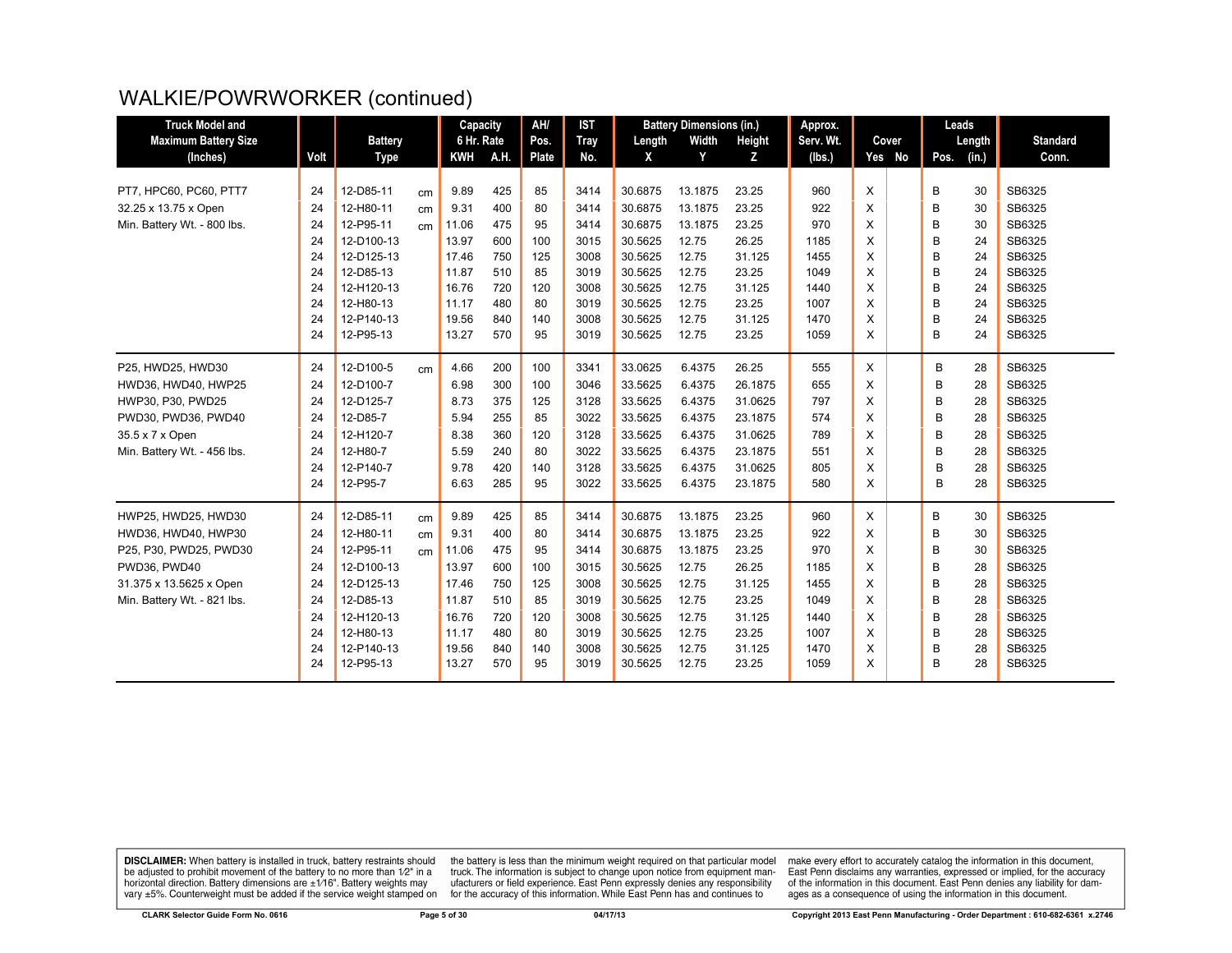# WALKIE/POWRWORKER (continued)

| Truck Model and Maximum Battery Size (Inches) | Volt | Battery Type | | Capacity 6 Hr. Rate | | AH/ Pos. Plate | IST Tray No. | Battery Dimensions (in.) | | | Approx. Serv. Wt. (lbs.) | Cover | | Leads | | Standard Conn. |
|---|---|---|---|---|---|---|---|---|---|---|---|---|---|---|---|---|
| | | | | KWH | A.H. | | | Length X | Width Y | Height Z | | Yes | No | Pos. | Length (in.) | |
| PT7, HPC60, PC60, PTT7 | 24 | 12-D85-11 | cm | 9.89 | 425 | 85 | 3414 | 30.6875 | 13.1875 | 23.25 | 960 | X | | B | 30 | SB6325 |
| 32.25 x 13.75 x Open | 24 | 12-H80-11 | cm | 9.31 | 400 | 80 | 3414 | 30.6875 | 13.1875 | 23.25 | 922 | X | | B | 30 | SB6325 |
| Min. Battery Wt. - 800 lbs. | 24 | 12-P95-11 | cm | 11.06 | 475 | 95 | 3414 | 30.6875 | 13.1875 | 23.25 | 970 | X | | B | 30 | SB6325 |
| | 24 | 12-D100-13 | | 13.97 | 600 | 100 | 3015 | 30.5625 | 12.75 | 26.25 | 1185 | X | | B | 24 | SB6325 |
| | 24 | 12-D125-13 | | 17.46 | 750 | 125 | 3008 | 30.5625 | 12.75 | 31.125 | 1455 | X | | B | 24 | SB6325 |
| | 24 | 12-D85-13 | | 11.87 | 510 | 85 | 3019 | 30.5625 | 12.75 | 23.25 | 1049 | X | | B | 24 | SB6325 |
| | 24 | 12-H120-13 | | 16.76 | 720 | 120 | 3008 | 30.5625 | 12.75 | 31.125 | 1440 | X | | B | 24 | SB6325 |
| | 24 | 12-H80-13 | | 11.17 | 480 | 80 | 3019 | 30.5625 | 12.75 | 23.25 | 1007 | X | | B | 24 | SB6325 |
| | 24 | 12-P140-13 | | 19.56 | 840 | 140 | 3008 | 30.5625 | 12.75 | 31.125 | 1470 | X | | B | 24 | SB6325 |
| | 24 | 12-P95-13 | | 13.27 | 570 | 95 | 3019 | 30.5625 | 12.75 | 23.25 | 1059 | X | | B | 24 | SB6325 |
| P25, HWD25, HWD30 | 24 | 12-D100-5 | cm | 4.66 | 200 | 100 | 3341 | 33.0625 | 6.4375 | 26.25 | 555 | X | | B | 28 | SB6325 |
| HWD36, HWD40, HWP25 | 24 | 12-D100-7 | | 6.98 | 300 | 100 | 3046 | 33.5625 | 6.4375 | 26.1875 | 655 | X | | B | 28 | SB6325 |
| HWP30, P30, PWD25 | 24 | 12-D125-7 | | 8.73 | 375 | 125 | 3128 | 33.5625 | 6.4375 | 31.0625 | 797 | X | | B | 28 | SB6325 |
| PWD30, PWD36, PWD40 | 24 | 12-D85-7 | | 5.94 | 255 | 85 | 3022 | 33.5625 | 6.4375 | 23.1875 | 574 | X | | B | 28 | SB6325 |
| 35.5 x 7 x Open | 24 | 12-H120-7 | | 8.38 | 360 | 120 | 3128 | 33.5625 | 6.4375 | 31.0625 | 789 | X | | B | 28 | SB6325 |
| Min. Battery Wt. - 456 lbs. | 24 | 12-H80-7 | | 5.59 | 240 | 80 | 3022 | 33.5625 | 6.4375 | 23.1875 | 551 | X | | B | 28 | SB6325 |
| | 24 | 12-P140-7 | | 9.78 | 420 | 140 | 3128 | 33.5625 | 6.4375 | 31.0625 | 805 | X | | B | 28 | SB6325 |
| | 24 | 12-P95-7 | | 6.63 | 285 | 95 | 3022 | 33.5625 | 6.4375 | 23.1875 | 580 | X | | B | 28 | SB6325 |
| HWP25, HWD25, HWD30 | 24 | 12-D85-11 | cm | 9.89 | 425 | 85 | 3414 | 30.6875 | 13.1875 | 23.25 | 960 | X | | B | 30 | SB6325 |
| HWD36, HWD40, HWP30 | 24 | 12-H80-11 | cm | 9.31 | 400 | 80 | 3414 | 30.6875 | 13.1875 | 23.25 | 922 | X | | B | 30 | SB6325 |
| P25, P30, PWD25, PWD30 | 24 | 12-P95-11 | cm | 11.06 | 475 | 95 | 3414 | 30.6875 | 13.1875 | 23.25 | 970 | X | | B | 30 | SB6325 |
| PWD36, PWD40 | 24 | 12-D100-13 | | 13.97 | 600 | 100 | 3015 | 30.5625 | 12.75 | 26.25 | 1185 | X | | B | 28 | SB6325 |
| 31.375 x 13.5625 x Open | 24 | 12-D125-13 | | 17.46 | 750 | 125 | 3008 | 30.5625 | 12.75 | 31.125 | 1455 | X | | B | 28 | SB6325 |
| Min. Battery Wt. - 821 lbs. | 24 | 12-D85-13 | | 11.87 | 510 | 85 | 3019 | 30.5625 | 12.75 | 23.25 | 1049 | X | | B | 28 | SB6325 |
| | 24 | 12-H120-13 | | 16.76 | 720 | 120 | 3008 | 30.5625 | 12.75 | 31.125 | 1440 | X | | B | 28 | SB6325 |
| | 24 | 12-H80-13 | | 11.17 | 480 | 80 | 3019 | 30.5625 | 12.75 | 23.25 | 1007 | X | | B | 28 | SB6325 |
| | 24 | 12-P140-13 | | 19.56 | 840 | 140 | 3008 | 30.5625 | 12.75 | 31.125 | 1470 | X | | B | 28 | SB6325 |
| | 24 | 12-P95-13 | | 13.27 | 570 | 95 | 3019 | 30.5625 | 12.75 | 23.25 | 1059 | X | | B | 28 | SB6325 |

**DISCLAIMER:** When battery is installed in truck, battery restraints should be adjusted to prohibit movement of the battery to no more than 1⁄2" in a horizontal direction. Battery dimensions are ±1⁄16". Battery weights may vary ±5%. Counterweight must be added if the service weight stamped on the battery is less than the minimum weight required on that particular model truck. The information is subject to change upon notice from equipment manufacturers or field experience. East Penn expressly denies any responsibility for the accuracy of this information. While East Penn has and continues to make every effort to accurately catalog the information in this document, East Penn disclaims any warranties, expressed or implied, for the accuracy of the information in this document. East Penn denies any liability for damages as a consequence of using the information in this document.

CLARK Selector Guide Form No. 0616 — 04/17/13 — Copyright 2013 East Penn Manufacturing - Order Department : 610-682-6361 x.2746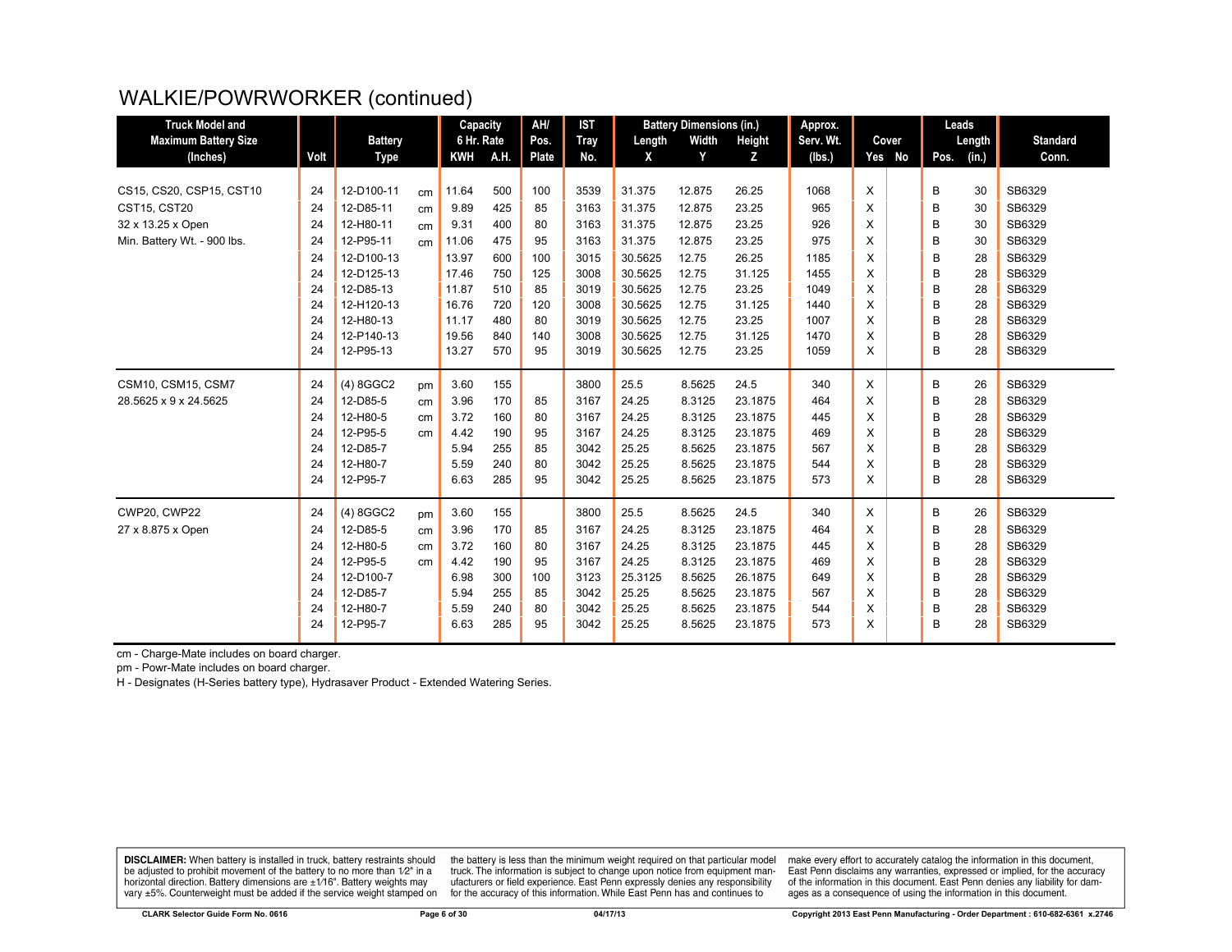# WALKIE/POWRWORKER (continued)

| Truck Model and Maximum Battery Size (Inches) | Volt | Battery Type | | Capacity 6 Hr. Rate KWH | A.H. | AH/ Pos. Plate | IST Tray No. | Battery Dimensions (in.) Length X | Width Y | Height Z | Approx. Serv. Wt. (lbs.) | Cover Yes | No | Leads Pos. | Length (in.) | Standard Conn. |
|---|---|---|---|---|---|---|---|---|---|---|---|---|---|---|---|---|
| CS15, CS20, CSP15, CST10 | 24 | 12-D100-11 | cm | 11.64 | 500 | 100 | 3539 | 31.375 | 12.875 | 26.25 | 1068 | X | | B | 30 | SB6329 |
| CST15, CST20 | 24 | 12-D85-11 | cm | 9.89 | 425 | 85 | 3163 | 31.375 | 12.875 | 23.25 | 965 | X | | B | 30 | SB6329 |
| 32 x 13.25 x Open | 24 | 12-H80-11 | cm | 9.31 | 400 | 80 | 3163 | 31.375 | 12.875 | 23.25 | 926 | X | | B | 30 | SB6329 |
| Min. Battery Wt. - 900 lbs. | 24 | 12-P95-11 | cm | 11.06 | 475 | 95 | 3163 | 31.375 | 12.875 | 23.25 | 975 | X | | B | 30 | SB6329 |
| | 24 | 12-D100-13 | | 13.97 | 600 | 100 | 3015 | 30.5625 | 12.75 | 26.25 | 1185 | X | | B | 28 | SB6329 |
| | 24 | 12-D125-13 | | 17.46 | 750 | 125 | 3008 | 30.5625 | 12.75 | 31.125 | 1455 | X | | B | 28 | SB6329 |
| | 24 | 12-D85-13 | | 11.87 | 510 | 85 | 3019 | 30.5625 | 12.75 | 23.25 | 1049 | X | | B | 28 | SB6329 |
| | 24 | 12-H120-13 | | 16.76 | 720 | 120 | 3008 | 30.5625 | 12.75 | 31.125 | 1440 | X | | B | 28 | SB6329 |
| | 24 | 12-H80-13 | | 11.17 | 480 | 80 | 3019 | 30.5625 | 12.75 | 23.25 | 1007 | X | | B | 28 | SB6329 |
| | 24 | 12-P140-13 | | 19.56 | 840 | 140 | 3008 | 30.5625 | 12.75 | 31.125 | 1470 | X | | B | 28 | SB6329 |
| | 24 | 12-P95-13 | | 13.27 | 570 | 95 | 3019 | 30.5625 | 12.75 | 23.25 | 1059 | X | | B | 28 | SB6329 |
| CSM10, CSM15, CSM7 | 24 | (4) 8GGC2 | pm | 3.60 | 155 | | 3800 | 25.5 | 8.5625 | 24.5 | 340 | X | | B | 26 | SB6329 |
| 28.5625 x 9 x 24.5625 | 24 | 12-D85-5 | cm | 3.96 | 170 | 85 | 3167 | 24.25 | 8.3125 | 23.1875 | 464 | X | | B | 28 | SB6329 |
| | 24 | 12-H80-5 | cm | 3.72 | 160 | 80 | 3167 | 24.25 | 8.3125 | 23.1875 | 445 | X | | B | 28 | SB6329 |
| | 24 | 12-P95-5 | cm | 4.42 | 190 | 95 | 3167 | 24.25 | 8.3125 | 23.1875 | 469 | X | | B | 28 | SB6329 |
| | 24 | 12-D85-7 | | 5.94 | 255 | 85 | 3042 | 25.25 | 8.5625 | 23.1875 | 567 | X | | B | 28 | SB6329 |
| | 24 | 12-H80-7 | | 5.59 | 240 | 80 | 3042 | 25.25 | 8.5625 | 23.1875 | 544 | X | | B | 28 | SB6329 |
| | 24 | 12-P95-7 | | 6.63 | 285 | 95 | 3042 | 25.25 | 8.5625 | 23.1875 | 573 | X | | B | 28 | SB6329 |
| CWP20, CWP22 | 24 | (4) 8GGC2 | pm | 3.60 | 155 | | 3800 | 25.5 | 8.5625 | 24.5 | 340 | X | | B | 26 | SB6329 |
| 27 x 8.875 x Open | 24 | 12-D85-5 | cm | 3.96 | 170 | 85 | 3167 | 24.25 | 8.3125 | 23.1875 | 464 | X | | B | 28 | SB6329 |
| | 24 | 12-H80-5 | cm | 3.72 | 160 | 80 | 3167 | 24.25 | 8.3125 | 23.1875 | 445 | X | | B | 28 | SB6329 |
| | 24 | 12-P95-5 | cm | 4.42 | 190 | 95 | 3167 | 24.25 | 8.3125 | 23.1875 | 469 | X | | B | 28 | SB6329 |
| | 24 | 12-D100-7 | | 6.98 | 300 | 100 | 3123 | 25.3125 | 8.5625 | 26.1875 | 649 | X | | B | 28 | SB6329 |
| | 24 | 12-D85-7 | | 5.94 | 255 | 85 | 3042 | 25.25 | 8.5625 | 23.1875 | 567 | X | | B | 28 | SB6329 |
| | 24 | 12-H80-7 | | 5.59 | 240 | 80 | 3042 | 25.25 | 8.5625 | 23.1875 | 544 | X | | B | 28 | SB6329 |
| | 24 | 12-P95-7 | | 6.63 | 285 | 95 | 3042 | 25.25 | 8.5625 | 23.1875 | 573 | X | | B | 28 | SB6329 |

cm - Charge-Mate includes on board charger.

pm - Powr-Mate includes on board charger.

H - Designates (H-Series battery type), Hydrasaver Product - Extended Watering Series.

**DISCLAIMER:** When battery is installed in truck, battery restraints should be adjusted to prohibit movement of the battery to no more than 1⁄2" in a horizontal direction. Battery dimensions are ±1⁄16". Battery weights may vary ±5%. Counterweight must be added if the service weight stamped on the battery is less than the minimum weight required on that particular model truck. The information is subject to change upon notice from equipment manufacturers or field experience. East Penn expressly denies any responsibility for the accuracy of this information. While East Penn has and continues to make every effort to accurately catalog the information in this document, East Penn disclaims any warranties, expressed or implied, for the accuracy of the information in this document. East Penn denies any liability for damages as a consequence of using the information in this document.

CLARK Selector Guide Form No. 0616 | 04/17/13 | Copyright 2013 East Penn Manufacturing - Order Department : 610-682-6361 x.2746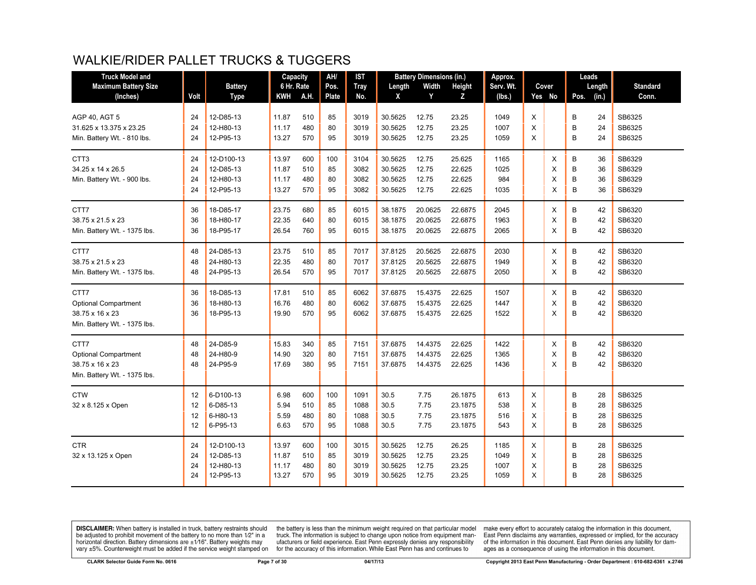# WALKIE/RIDER PALLET TRUCKS & TUGGERS

| Truck Model and Maximum Battery Size (Inches) | Volt | Battery Type | Capacity 6 Hr. Rate | | AH/ Pos. Plate | IST Tray No. | Battery Dimensions (in.) | | | Approx. Serv. Wt. (lbs.) | Cover | | Leads | | Standard Conn. |
|---|---|---|---|---|---|---|---|---|---|---|---|---|---|---|---|
| | | | KWH | A.H. | | | Length X | Width Y | Height Z | | Yes | No | Pos. | Length (in.) | |
| AGP 40, AGT 5 | 24 | 12-D85-13 | 11.87 | 510 | 85 | 3019 | 30.5625 | 12.75 | 23.25 | 1049 | X | | B | 24 | SB6325 |
| 31.625 x 13.375 x 23.25 | 24 | 12-H80-13 | 11.17 | 480 | 80 | 3019 | 30.5625 | 12.75 | 23.25 | 1007 | X | | B | 24 | SB6325 |
| Min. Battery Wt. - 810 lbs. | 24 | 12-P95-13 | 13.27 | 570 | 95 | 3019 | 30.5625 | 12.75 | 23.25 | 1059 | X | | B | 24 | SB6325 |
| CTT3 | 24 | 12-D100-13 | 13.97 | 600 | 100 | 3104 | 30.5625 | 12.75 | 25.625 | 1165 | | X | B | 36 | SB6329 |
| 34.25 x 14 x 26.5 | 24 | 12-D85-13 | 11.87 | 510 | 85 | 3082 | 30.5625 | 12.75 | 22.625 | 1025 | | X | B | 36 | SB6329 |
| Min. Battery Wt. - 900 lbs. | 24 | 12-H80-13 | 11.17 | 480 | 80 | 3082 | 30.5625 | 12.75 | 22.625 | 984 | | X | B | 36 | SB6329 |
| | 24 | 12-P95-13 | 13.27 | 570 | 95 | 3082 | 30.5625 | 12.75 | 22.625 | 1035 | | X | B | 36 | SB6329 |
| CTT7 | 36 | 18-D85-17 | 23.75 | 680 | 85 | 6015 | 38.1875 | 20.0625 | 22.6875 | 2045 | | X | B | 42 | SB6320 |
| 38.75 x 21.5 x 23 | 36 | 18-H80-17 | 22.35 | 640 | 80 | 6015 | 38.1875 | 20.0625 | 22.6875 | 1963 | | X | B | 42 | SB6320 |
| Min. Battery Wt. - 1375 lbs. | 36 | 18-P95-17 | 26.54 | 760 | 95 | 6015 | 38.1875 | 20.0625 | 22.6875 | 2065 | | X | B | 42 | SB6320 |
| CTT7 | 48 | 24-D85-13 | 23.75 | 510 | 85 | 7017 | 37.8125 | 20.5625 | 22.6875 | 2030 | | X | B | 42 | SB6320 |
| 38.75 x 21.5 x 23 | 48 | 24-H80-13 | 22.35 | 480 | 80 | 7017 | 37.8125 | 20.5625 | 22.6875 | 1949 | | X | B | 42 | SB6320 |
| Min. Battery Wt. - 1375 lbs. | 48 | 24-P95-13 | 26.54 | 570 | 95 | 7017 | 37.8125 | 20.5625 | 22.6875 | 2050 | | X | B | 42 | SB6320 |
| CTT7 | 36 | 18-D85-13 | 17.81 | 510 | 85 | 6062 | 37.6875 | 15.4375 | 22.625 | 1507 | | X | B | 42 | SB6320 |
| Optional Compartment | 36 | 18-H80-13 | 16.76 | 480 | 80 | 6062 | 37.6875 | 15.4375 | 22.625 | 1447 | | X | B | 42 | SB6320 |
| 38.75 x 16 x 23 | 36 | 18-P95-13 | 19.90 | 570 | 95 | 6062 | 37.6875 | 15.4375 | 22.625 | 1522 | | X | B | 42 | SB6320 |
| Min. Battery Wt. - 1375 lbs. | | | | | | | | | | | | | | | |
| CTT7 | 48 | 24-D85-9 | 15.83 | 340 | 85 | 7151 | 37.6875 | 14.4375 | 22.625 | 1422 | | X | B | 42 | SB6320 |
| Optional Compartment | 48 | 24-H80-9 | 14.90 | 320 | 80 | 7151 | 37.6875 | 14.4375 | 22.625 | 1365 | | X | B | 42 | SB6320 |
| 38.75 x 16 x 23 | 48 | 24-P95-9 | 17.69 | 380 | 95 | 7151 | 37.6875 | 14.4375 | 22.625 | 1436 | | X | B | 42 | SB6320 |
| Min. Battery Wt. - 1375 lbs. | | | | | | | | | | | | | | | |
| CTW | 12 | 6-D100-13 | 6.98 | 600 | 100 | 1091 | 30.5 | 7.75 | 26.1875 | 613 | X | | B | 28 | SB6325 |
| 32 x 8.125 x Open | 12 | 6-D85-13 | 5.94 | 510 | 85 | 1088 | 30.5 | 7.75 | 23.1875 | 538 | X | | B | 28 | SB6325 |
| | 12 | 6-H80-13 | 5.59 | 480 | 80 | 1088 | 30.5 | 7.75 | 23.1875 | 516 | X | | B | 28 | SB6325 |
| | 12 | 6-P95-13 | 6.63 | 570 | 95 | 1088 | 30.5 | 7.75 | 23.1875 | 543 | X | | B | 28 | SB6325 |
| CTR | 24 | 12-D100-13 | 13.97 | 600 | 100 | 3015 | 30.5625 | 12.75 | 26.25 | 1185 | X | | B | 28 | SB6325 |
| 32 x 13.125 x Open | 24 | 12-D85-13 | 11.87 | 510 | 85 | 3019 | 30.5625 | 12.75 | 23.25 | 1049 | X | | B | 28 | SB6325 |
| | 24 | 12-H80-13 | 11.17 | 480 | 80 | 3019 | 30.5625 | 12.75 | 23.25 | 1007 | X | | B | 28 | SB6325 |
| | 24 | 12-P95-13 | 13.27 | 570 | 95 | 3019 | 30.5625 | 12.75 | 23.25 | 1059 | X | | B | 28 | SB6325 |

**DISCLAIMER:** When battery is installed in truck, battery restraints should be adjusted to prohibit movement of the battery to no more than 1/2" in a horizontal direction. Battery dimensions are ±1/16". Battery weights may vary ±5%. Counterweight must be added if the service weight stamped on the battery is less than the minimum weight required on that particular model truck. The information is subject to change upon notice from equipment manufacturers or field experience. East Penn expressly denies any responsibility for the accuracy of this information. While East Penn has and continues to make every effort to accurately catalog the information in this document, East Penn disclaims any warranties, expressed or implied, for the accuracy of the information in this document. East Penn denies any liability for damages as a consequence of using the information in this document.

CLARK Selector Guide Form No. 0616 | 04/17/13 | Copyright 2013 East Penn Manufacturing - Order Department : 610-682-6361 x.2746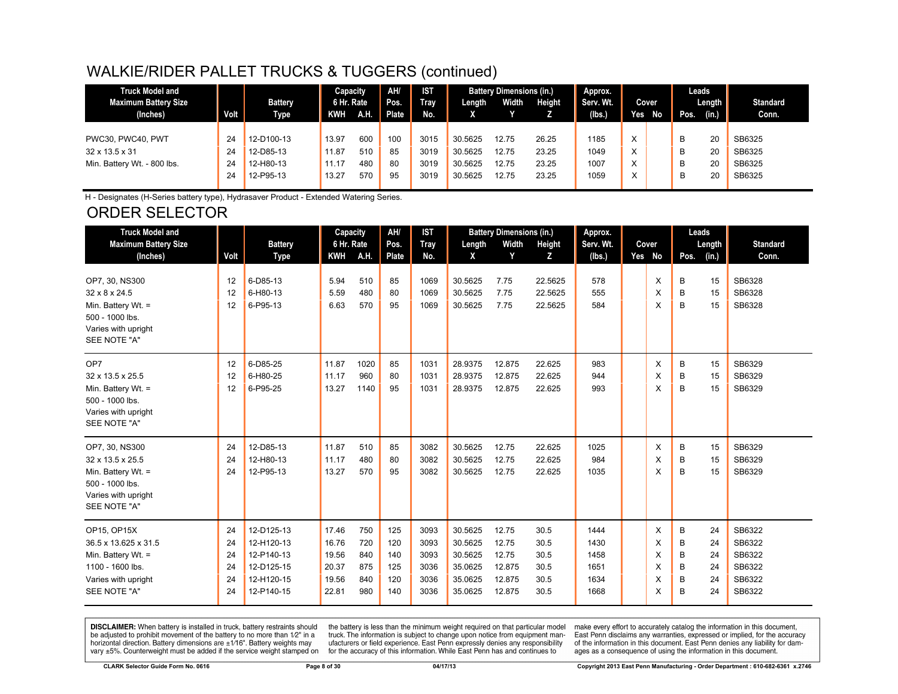## WALKIE/RIDER PALLET TRUCKS & TUGGERS (continued)

| Truck Model and Maximum Battery Size (Inches) | Volt | Battery Type | Capacity 6 Hr. Rate KWH | A.H. | AH/ Pos. Plate | IST Tray No. | Battery Dimensions (in.) Length X | Width Y | Height Z | Approx. Serv. Wt. (lbs.) | Cover Yes | No | Leads Pos. | Length (in.) | Standard Conn. |
|---|---|---|---|---|---|---|---|---|---|---|---|---|---|---|---|
| PWC30, PWC40, PWT | 24 | 12-D100-13 | 13.97 | 600 | 100 | 3015 | 30.5625 | 12.75 | 26.25 | 1185 | X | | B | 20 | SB6325 |
| 32 x 13.5 x 31 | 24 | 12-D85-13 | 11.87 | 510 | 85 | 3019 | 30.5625 | 12.75 | 23.25 | 1049 | X | | B | 20 | SB6325 |
| Min. Battery Wt. - 800 lbs. | 24 | 12-H80-13 | 11.17 | 480 | 80 | 3019 | 30.5625 | 12.75 | 23.25 | 1007 | X | | B | 20 | SB6325 |
| | 24 | 12-P95-13 | 13.27 | 570 | 95 | 3019 | 30.5625 | 12.75 | 23.25 | 1059 | X | | B | 20 | SB6325 |

H - Designates (H-Series battery type), Hydrasaver Product - Extended Watering Series.

## ORDER SELECTOR

| Truck Model and Maximum Battery Size (Inches) | Volt | Battery Type | Capacity 6 Hr. Rate KWH | A.H. | AH/ Pos. Plate | IST Tray No. | Battery Dimensions (in.) Length X | Width Y | Height Z | Approx. Serv. Wt. (lbs.) | Cover Yes | No | Leads Pos. | Length (in.) | Standard Conn. |
|---|---|---|---|---|---|---|---|---|---|---|---|---|---|---|---|
| OP7, 30, NS300 | 12 | 6-D85-13 | 5.94 | 510 | 85 | 1069 | 30.5625 | 7.75 | 22.5625 | 578 | | X | B | 15 | SB6328 |
| 32 x 8 x 24.5 | 12 | 6-H80-13 | 5.59 | 480 | 80 | 1069 | 30.5625 | 7.75 | 22.5625 | 555 | | X | B | 15 | SB6328 |
| Min. Battery Wt. = | 12 | 6-P95-13 | 6.63 | 570 | 95 | 1069 | 30.5625 | 7.75 | 22.5625 | 584 | | X | B | 15 | SB6328 |
| 500 - 1000 lbs. | | | | | | | | | | | | | | | |
| Varies with upright | | | | | | | | | | | | | | | |
| SEE NOTE "A" | | | | | | | | | | | | | | | |
| OP7 | 12 | 6-D85-25 | 11.87 | 1020 | 85 | 1031 | 28.9375 | 12.875 | 22.625 | 983 | | X | B | 15 | SB6329 |
| 32 x 13.5 x 25.5 | 12 | 6-H80-25 | 11.17 | 960 | 80 | 1031 | 28.9375 | 12.875 | 22.625 | 944 | | X | B | 15 | SB6329 |
| Min. Battery Wt. = | 12 | 6-P95-25 | 13.27 | 1140 | 95 | 1031 | 28.9375 | 12.875 | 22.625 | 993 | | X | B | 15 | SB6329 |
| 500 - 1000 lbs. | | | | | | | | | | | | | | | |
| Varies with upright | | | | | | | | | | | | | | | |
| SEE NOTE "A" | | | | | | | | | | | | | | | |
| OP7, 30, NS300 | 24 | 12-D85-13 | 11.87 | 510 | 85 | 3082 | 30.5625 | 12.75 | 22.625 | 1025 | | X | B | 15 | SB6329 |
| 32 x 13.5 x 25.5 | 24 | 12-H80-13 | 11.17 | 480 | 80 | 3082 | 30.5625 | 12.75 | 22.625 | 984 | | X | B | 15 | SB6329 |
| Min. Battery Wt. = | 24 | 12-P95-13 | 13.27 | 570 | 95 | 3082 | 30.5625 | 12.75 | 22.625 | 1035 | | X | B | 15 | SB6329 |
| 500 - 1000 lbs. | | | | | | | | | | | | | | | |
| Varies with upright | | | | | | | | | | | | | | | |
| SEE NOTE "A" | | | | | | | | | | | | | | | |
| OP15, OP15X | 24 | 12-D125-13 | 17.46 | 750 | 125 | 3093 | 30.5625 | 12.75 | 30.5 | 1444 | | X | B | 24 | SB6322 |
| 36.5 x 13.625 x 31.5 | 24 | 12-H120-13 | 16.76 | 720 | 120 | 3093 | 30.5625 | 12.75 | 30.5 | 1430 | | X | B | 24 | SB6322 |
| Min. Battery Wt. = | 24 | 12-P140-13 | 19.56 | 840 | 140 | 3093 | 30.5625 | 12.75 | 30.5 | 1458 | | X | B | 24 | SB6322 |
| 1100 - 1600 lbs. | 24 | 12-D125-15 | 20.37 | 875 | 125 | 3036 | 35.0625 | 12.875 | 30.5 | 1651 | | X | B | 24 | SB6322 |
| Varies with upright | 24 | 12-H120-15 | 19.56 | 840 | 120 | 3036 | 35.0625 | 12.875 | 30.5 | 1634 | | X | B | 24 | SB6322 |
| SEE NOTE "A" | 24 | 12-P140-15 | 22.81 | 980 | 140 | 3036 | 35.0625 | 12.875 | 30.5 | 1668 | | X | B | 24 | SB6322 |

**DISCLAIMER:** When battery is installed in truck, battery restraints should be adjusted to prohibit movement of the battery to no more than 1⁄2" in a horizontal direction. Battery dimensions are ±1⁄16". Battery weights may vary ±5%. Counterweight must be added if the service weight stamped on the battery is less than the minimum weight required on that particular model truck. The information is subject to change upon notice from equipment manufacturers or field experience. East Penn expressly denies any responsibility for the accuracy of this information. While East Penn has and continues to make every effort to accurately catalog the information in this document, East Penn disclaims any warranties, expressed or implied, for the accuracy of the information in this document. East Penn denies any liability for damages as a consequence of using the information in this document.

CLARK Selector Guide Form No. 0616 | 04/17/13 | Copyright 2013 East Penn Manufacturing - Order Department : 610-682-6361 x.2746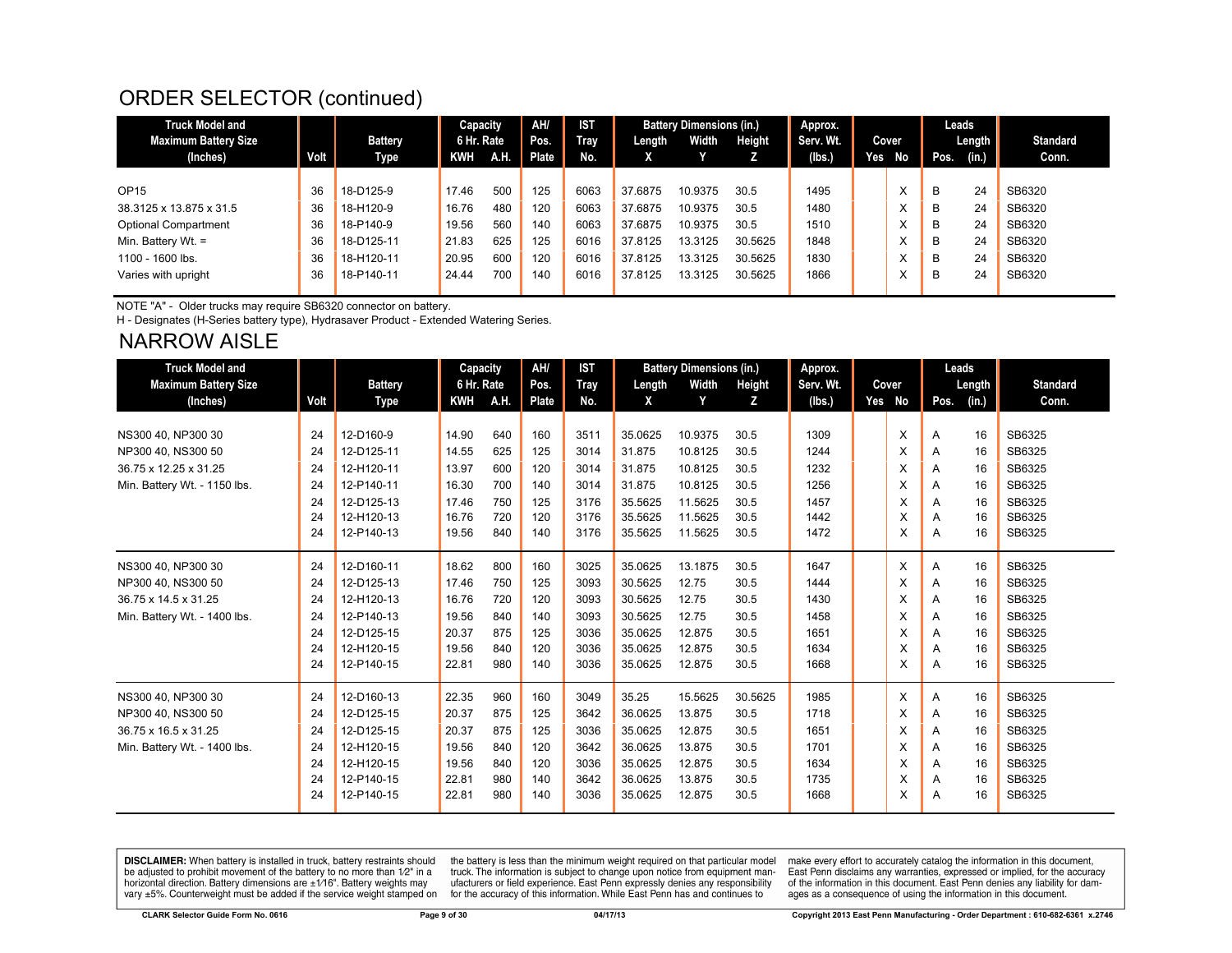# ORDER SELECTOR (continued)

| Truck Model and Maximum Battery Size (Inches) | Volt | Battery Type | Capacity 6 Hr. Rate KWH | A.H. | AH/ Pos. Plate | IST Tray No. | Battery Dimensions (in.) Length X | Width Y | Height Z | Approx. Serv. Wt. (lbs.) | Cover Yes | No | Leads Pos. | Length (in.) | Standard Conn. |
|---|---|---|---|---|---|---|---|---|---|---|---|---|---|---|---|
| OP15 | 36 | 18-D125-9 | 17.46 | 500 | 125 | 6063 | 37.6875 | 10.9375 | 30.5 | 1495 | | X | B | 24 | SB6320 |
| 38.3125 x 13.875 x 31.5 | 36 | 18-H120-9 | 16.76 | 480 | 120 | 6063 | 37.6875 | 10.9375 | 30.5 | 1480 | | X | B | 24 | SB6320 |
| Optional Compartment | 36 | 18-P140-9 | 19.56 | 560 | 140 | 6063 | 37.6875 | 10.9375 | 30.5 | 1510 | | X | B | 24 | SB6320 |
| Min. Battery Wt. = | 36 | 18-D125-11 | 21.83 | 625 | 125 | 6016 | 37.8125 | 13.3125 | 30.5625 | 1848 | | X | B | 24 | SB6320 |
| 1100 - 1600 lbs. | 36 | 18-H120-11 | 20.95 | 600 | 120 | 6016 | 37.8125 | 13.3125 | 30.5625 | 1830 | | X | B | 24 | SB6320 |
| Varies with upright | 36 | 18-P140-11 | 24.44 | 700 | 140 | 6016 | 37.8125 | 13.3125 | 30.5625 | 1866 | | X | B | 24 | SB6320 |

NOTE "A" - Older trucks may require SB6320 connector on battery.

H - Designates (H-Series battery type), Hydrasaver Product - Extended Watering Series.

# NARROW AISLE

| Truck Model and Maximum Battery Size (Inches) | Volt | Battery Type | Capacity 6 Hr. Rate KWH | A.H. | AH/ Pos. Plate | IST Tray No. | Battery Dimensions (in.) Length X | Width Y | Height Z | Approx. Serv. Wt. (lbs.) | Cover Yes | No | Leads Pos. | Length (in.) | Standard Conn. |
|---|---|---|---|---|---|---|---|---|---|---|---|---|---|---|---|
| NS300 40, NP300 30 | 24 | 12-D160-9 | 14.90 | 640 | 160 | 3511 | 35.0625 | 10.9375 | 30.5 | 1309 | | X | A | 16 | SB6325 |
| NP300 40, NS300 50 | 24 | 12-D125-11 | 14.55 | 625 | 125 | 3014 | 31.875 | 10.8125 | 30.5 | 1244 | | X | A | 16 | SB6325 |
| 36.75 x 12.25 x 31.25 | 24 | 12-H120-11 | 13.97 | 600 | 120 | 3014 | 31.875 | 10.8125 | 30.5 | 1232 | | X | A | 16 | SB6325 |
| Min. Battery Wt. - 1150 lbs. | 24 | 12-P140-11 | 16.30 | 700 | 140 | 3014 | 31.875 | 10.8125 | 30.5 | 1256 | | X | A | 16 | SB6325 |
| | 24 | 12-D125-13 | 17.46 | 750 | 125 | 3176 | 35.5625 | 11.5625 | 30.5 | 1457 | | X | A | 16 | SB6325 |
| | 24 | 12-H120-13 | 16.76 | 720 | 120 | 3176 | 35.5625 | 11.5625 | 30.5 | 1442 | | X | A | 16 | SB6325 |
| | 24 | 12-P140-13 | 19.56 | 840 | 140 | 3176 | 35.5625 | 11.5625 | 30.5 | 1472 | | X | A | 16 | SB6325 |
| NS300 40, NP300 30 | 24 | 12-D160-11 | 18.62 | 800 | 160 | 3025 | 35.0625 | 13.1875 | 30.5 | 1647 | | X | A | 16 | SB6325 |
| NP300 40, NS300 50 | 24 | 12-D125-13 | 17.46 | 750 | 125 | 3093 | 30.5625 | 12.75 | 30.5 | 1444 | | X | A | 16 | SB6325 |
| 36.75 x 14.5 x 31.25 | 24 | 12-H120-13 | 16.76 | 720 | 120 | 3093 | 30.5625 | 12.75 | 30.5 | 1430 | | X | A | 16 | SB6325 |
| Min. Battery Wt. - 1400 lbs. | 24 | 12-P140-13 | 19.56 | 840 | 140 | 3093 | 30.5625 | 12.75 | 30.5 | 1458 | | X | A | 16 | SB6325 |
| | 24 | 12-D125-15 | 20.37 | 875 | 125 | 3036 | 35.0625 | 12.875 | 30.5 | 1651 | | X | A | 16 | SB6325 |
| | 24 | 12-H120-15 | 19.56 | 840 | 120 | 3036 | 35.0625 | 12.875 | 30.5 | 1634 | | X | A | 16 | SB6325 |
| | 24 | 12-P140-15 | 22.81 | 980 | 140 | 3036 | 35.0625 | 12.875 | 30.5 | 1668 | | X | A | 16 | SB6325 |
| NS300 40, NP300 30 | 24 | 12-D160-13 | 22.35 | 960 | 160 | 3049 | 35.25 | 15.5625 | 30.5625 | 1985 | | X | A | 16 | SB6325 |
| NP300 40, NS300 50 | 24 | 12-D125-15 | 20.37 | 875 | 125 | 3642 | 36.0625 | 13.875 | 30.5 | 1718 | | X | A | 16 | SB6325 |
| 36.75 x 16.5 x 31.25 | 24 | 12-D125-15 | 20.37 | 875 | 125 | 3036 | 35.0625 | 12.875 | 30.5 | 1651 | | X | A | 16 | SB6325 |
| Min. Battery Wt. - 1400 lbs. | 24 | 12-H120-15 | 19.56 | 840 | 120 | 3642 | 36.0625 | 13.875 | 30.5 | 1701 | | X | A | 16 | SB6325 |
| | 24 | 12-H120-15 | 19.56 | 840 | 120 | 3036 | 35.0625 | 12.875 | 30.5 | 1634 | | X | A | 16 | SB6325 |
| | 24 | 12-P140-15 | 22.81 | 980 | 140 | 3642 | 36.0625 | 13.875 | 30.5 | 1735 | | X | A | 16 | SB6325 |
| | 24 | 12-P140-15 | 22.81 | 980 | 140 | 3036 | 35.0625 | 12.875 | 30.5 | 1668 | | X | A | 16 | SB6325 |

**DISCLAIMER:** When battery is installed in truck, battery restraints should be adjusted to prohibit movement of the battery to no more than 1⁄2" in a horizontal direction. Battery dimensions are ±1⁄16". Battery weights may vary ±5%. Counterweight must be added if the service weight stamped on the battery is less than the minimum weight required on that particular model truck. The information is subject to change upon notice from equipment manufacturers or field experience. East Penn expressly denies any responsibility for the accuracy of this information. While East Penn has and continues to make every effort to accurately catalog the information in this document, East Penn disclaims any warranties, expressed or implied, for the accuracy of the information in this document. East Penn denies any liability for damages as a consequence of using the information in this document.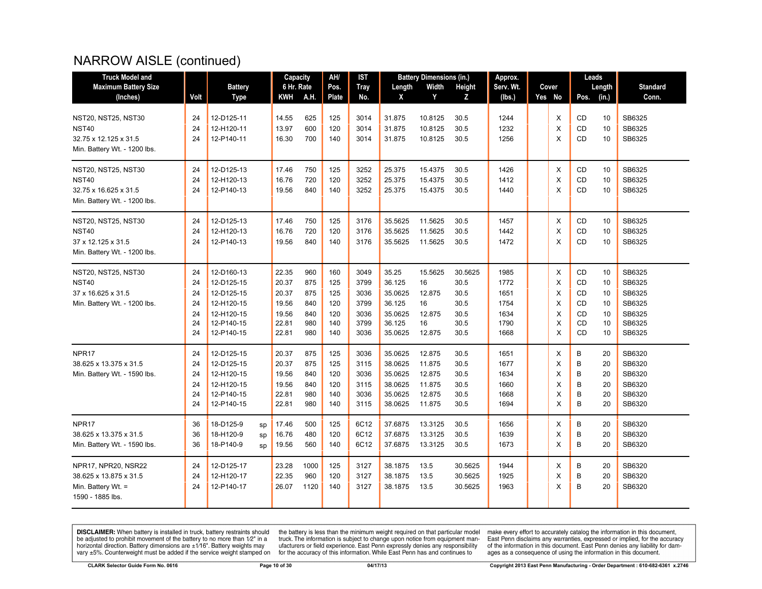# NARROW AISLE (continued)

| Truck Model and Maximum Battery Size (Inches) | Volt | Battery Type | | Capacity 6 Hr. Rate | | AH/ Pos. Plate | IST Tray No. | Battery Dimensions (in.) | | | Approx. Serv. Wt. (lbs.) | Cover | | Leads | | Standard Conn. |
|---|---|---|---|---|---|---|---|---|---|---|---|---|---|---|---|---|
| | | | | KWH | A.H. | | | Length X | Width Y | Height Z | | Yes | No | Pos. | Length (in.) | |
| NST20, NST25, NST30 | 24 | 12-D125-11 | | 14.55 | 625 | 125 | 3014 | 31.875 | 10.8125 | 30.5 | 1244 | | X | CD | 10 | SB6325 |
| NST40 | 24 | 12-H120-11 | | 13.97 | 600 | 120 | 3014 | 31.875 | 10.8125 | 30.5 | 1232 | | X | CD | 10 | SB6325 |
| 32.75 x 12.125 x 31.5 | 24 | 12-P140-11 | | 16.30 | 700 | 140 | 3014 | 31.875 | 10.8125 | 30.5 | 1256 | | X | CD | 10 | SB6325 |
| Min. Battery Wt. - 1200 lbs. | | | | | | | | | | | | | | | | |
| NST20, NST25, NST30 | 24 | 12-D125-13 | | 17.46 | 750 | 125 | 3252 | 25.375 | 15.4375 | 30.5 | 1426 | | X | CD | 10 | SB6325 |
| NST40 | 24 | 12-H120-13 | | 16.76 | 720 | 120 | 3252 | 25.375 | 15.4375 | 30.5 | 1412 | | X | CD | 10 | SB6325 |
| 32.75 x 16.625 x 31.5 | 24 | 12-P140-13 | | 19.56 | 840 | 140 | 3252 | 25.375 | 15.4375 | 30.5 | 1440 | | X | CD | 10 | SB6325 |
| Min. Battery Wt. - 1200 lbs. | | | | | | | | | | | | | | | | |
| NST20, NST25, NST30 | 24 | 12-D125-13 | | 17.46 | 750 | 125 | 3176 | 35.5625 | 11.5625 | 30.5 | 1457 | | X | CD | 10 | SB6325 |
| NST40 | 24 | 12-H120-13 | | 16.76 | 720 | 120 | 3176 | 35.5625 | 11.5625 | 30.5 | 1442 | | X | CD | 10 | SB6325 |
| 37 x 12.125 x 31.5 | 24 | 12-P140-13 | | 19.56 | 840 | 140 | 3176 | 35.5625 | 11.5625 | 30.5 | 1472 | | X | CD | 10 | SB6325 |
| Min. Battery Wt. - 1200 lbs. | | | | | | | | | | | | | | | | |
| NST20, NST25, NST30 | 24 | 12-D160-13 | | 22.35 | 960 | 160 | 3049 | 35.25 | 15.5625 | 30.5625 | 1985 | | X | CD | 10 | SB6325 |
| NST40 | 24 | 12-D125-15 | | 20.37 | 875 | 125 | 3799 | 36.125 | 16 | 30.5 | 1772 | | X | CD | 10 | SB6325 |
| 37 x 16.625 x 31.5 | 24 | 12-D125-15 | | 20.37 | 875 | 125 | 3036 | 35.0625 | 12.875 | 30.5 | 1651 | | X | CD | 10 | SB6325 |
| Min. Battery Wt. - 1200 lbs. | 24 | 12-H120-15 | | 19.56 | 840 | 120 | 3799 | 36.125 | 16 | 30.5 | 1754 | | X | CD | 10 | SB6325 |
| | 24 | 12-H120-15 | | 19.56 | 840 | 120 | 3036 | 35.0625 | 12.875 | 30.5 | 1634 | | X | CD | 10 | SB6325 |
| | 24 | 12-P140-15 | | 22.81 | 980 | 140 | 3799 | 36.125 | 16 | 30.5 | 1790 | | X | CD | 10 | SB6325 |
| | 24 | 12-P140-15 | | 22.81 | 980 | 140 | 3036 | 35.0625 | 12.875 | 30.5 | 1668 | | X | CD | 10 | SB6325 |
| NPR17 | 24 | 12-D125-15 | | 20.37 | 875 | 125 | 3036 | 35.0625 | 12.875 | 30.5 | 1651 | | X | B | 20 | SB6320 |
| 38.625 x 13.375 x 31.5 | 24 | 12-D125-15 | | 20.37 | 875 | 125 | 3115 | 38.0625 | 11.875 | 30.5 | 1677 | | X | B | 20 | SB6320 |
| Min. Battery Wt. - 1590 lbs. | 24 | 12-H120-15 | | 19.56 | 840 | 120 | 3036 | 35.0625 | 12.875 | 30.5 | 1634 | | X | B | 20 | SB6320 |
| | 24 | 12-H120-15 | | 19.56 | 840 | 120 | 3115 | 38.0625 | 11.875 | 30.5 | 1660 | | X | B | 20 | SB6320 |
| | 24 | 12-P140-15 | | 22.81 | 980 | 140 | 3036 | 35.0625 | 12.875 | 30.5 | 1668 | | X | B | 20 | SB6320 |
| | 24 | 12-P140-15 | | 22.81 | 980 | 140 | 3115 | 38.0625 | 11.875 | 30.5 | 1694 | | X | B | 20 | SB6320 |
| NPR17 | 36 | 18-D125-9 | sp | 17.46 | 500 | 125 | 6C12 | 37.6875 | 13.3125 | 30.5 | 1656 | | X | B | 20 | SB6320 |
| 38.625 x 13.375 x 31.5 | 36 | 18-H120-9 | sp | 16.76 | 480 | 120 | 6C12 | 37.6875 | 13.3125 | 30.5 | 1639 | | X | B | 20 | SB6320 |
| Min. Battery Wt. - 1590 lbs. | 36 | 18-P140-9 | sp | 19.56 | 560 | 140 | 6C12 | 37.6875 | 13.3125 | 30.5 | 1673 | | X | B | 20 | SB6320 |
| NPR17, NPR20, NSR22 | 24 | 12-D125-17 | | 23.28 | 1000 | 125 | 3127 | 38.1875 | 13.5 | 30.5625 | 1944 | | X | B | 20 | SB6320 |
| 38.625 x 13.875 x 31.5 | 24 | 12-H120-17 | | 22.35 | 960 | 120 | 3127 | 38.1875 | 13.5 | 30.5625 | 1925 | | X | B | 20 | SB6320 |
| Min. Battery Wt. = 1590 - 1885 lbs. | 24 | 12-P140-17 | | 26.07 | 1120 | 140 | 3127 | 38.1875 | 13.5 | 30.5625 | 1963 | | X | B | 20 | SB6320 |

**DISCLAIMER:** When battery is installed in truck, battery restraints should be adjusted to prohibit movement of the battery to no more than 1⁄2" in a horizontal direction. Battery dimensions are ±1⁄16". Battery weights may vary ±5%. Counterweight must be added if the service weight stamped on the battery is less than the minimum weight required on that particular model truck. The information is subject to change upon notice from equipment manufacturers or field experience. East Penn expressly denies any responsibility for the accuracy of this information. While East Penn has and continues to make every effort to accurately catalog the information in this document, East Penn disclaims any warranties, expressed or implied, for the accuracy of the information in this document. East Penn denies any liability for damages as a consequence of using the information in this document.

CLARK Selector Guide Form No. 0616 — 04/17/13 — Copyright 2013 East Penn Manufacturing - Order Department : 610-682-6361 x.2746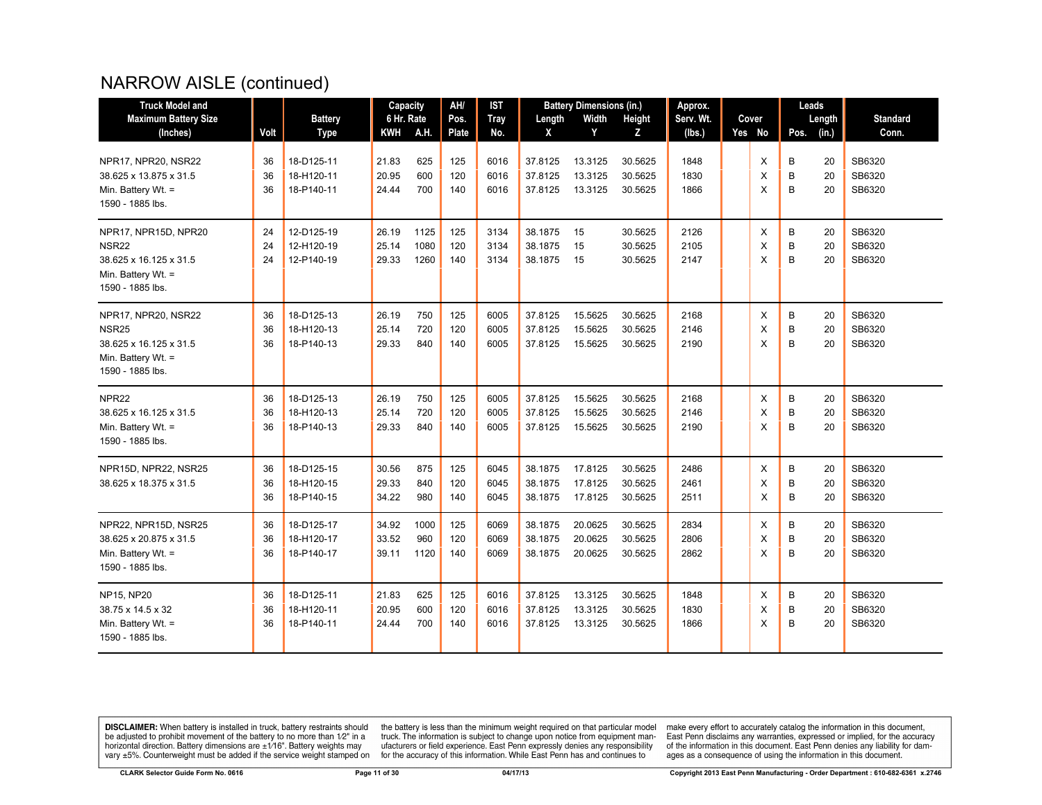# NARROW AISLE (continued)

| Truck Model and Maximum Battery Size (Inches) | Volt | Battery Type | Capacity 6 Hr. Rate KWH | A.H. | AH/ Pos. Plate | IST Tray No. | Battery Dimensions (in.) Length X | Width Y | Height Z | Approx. Serv. Wt. (lbs.) | Cover Yes | No | Leads Pos. | Length (in.) | Standard Conn. |
|---|---|---|---|---|---|---|---|---|---|---|---|---|---|---|---|
| NPR17, NPR20, NSR22 | 36 | 18-D125-11 | 21.83 | 625 | 125 | 6016 | 37.8125 | 13.3125 | 30.5625 | 1848 | | X | B | 20 | SB6320 |
| 38.625 x 13.875 x 31.5 | 36 | 18-H120-11 | 20.95 | 600 | 120 | 6016 | 37.8125 | 13.3125 | 30.5625 | 1830 | | X | B | 20 | SB6320 |
| Min. Battery Wt. = | 36 | 18-P140-11 | 24.44 | 700 | 140 | 6016 | 37.8125 | 13.3125 | 30.5625 | 1866 | | X | B | 20 | SB6320 |
| 1590 - 1885 lbs. | | | | | | | | | | | | | | | |
| NPR17, NPR15D, NPR20 | 24 | 12-D125-19 | 26.19 | 1125 | 125 | 3134 | 38.1875 | 15 | 30.5625 | 2126 | | X | B | 20 | SB6320 |
| NSR22 | 24 | 12-H120-19 | 25.14 | 1080 | 120 | 3134 | 38.1875 | 15 | 30.5625 | 2105 | | X | B | 20 | SB6320 |
| 38.625 x 16.125 x 31.5 | 24 | 12-P140-19 | 29.33 | 1260 | 140 | 3134 | 38.1875 | 15 | 30.5625 | 2147 | | X | B | 20 | SB6320 |
| Min. Battery Wt. = | | | | | | | | | | | | | | | |
| 1590 - 1885 lbs. | | | | | | | | | | | | | | | |
| NPR17, NPR20, NSR22 | 36 | 18-D125-13 | 26.19 | 750 | 125 | 6005 | 37.8125 | 15.5625 | 30.5625 | 2168 | | X | B | 20 | SB6320 |
| NSR25 | 36 | 18-H120-13 | 25.14 | 720 | 120 | 6005 | 37.8125 | 15.5625 | 30.5625 | 2146 | | X | B | 20 | SB6320 |
| 38.625 x 16.125 x 31.5 | 36 | 18-P140-13 | 29.33 | 840 | 140 | 6005 | 37.8125 | 15.5625 | 30.5625 | 2190 | | X | B | 20 | SB6320 |
| Min. Battery Wt. = | | | | | | | | | | | | | | | |
| 1590 - 1885 lbs. | | | | | | | | | | | | | | | |
| NPR22 | 36 | 18-D125-13 | 26.19 | 750 | 125 | 6005 | 37.8125 | 15.5625 | 30.5625 | 2168 | | X | B | 20 | SB6320 |
| 38.625 x 16.125 x 31.5 | 36 | 18-H120-13 | 25.14 | 720 | 120 | 6005 | 37.8125 | 15.5625 | 30.5625 | 2146 | | X | B | 20 | SB6320 |
| Min. Battery Wt. = | 36 | 18-P140-13 | 29.33 | 840 | 140 | 6005 | 37.8125 | 15.5625 | 30.5625 | 2190 | | X | B | 20 | SB6320 |
| 1590 - 1885 lbs. | | | | | | | | | | | | | | | |
| NPR15D, NPR22, NSR25 | 36 | 18-D125-15 | 30.56 | 875 | 125 | 6045 | 38.1875 | 17.8125 | 30.5625 | 2486 | | X | B | 20 | SB6320 |
| 38.625 x 18.375 x 31.5 | 36 | 18-H120-15 | 29.33 | 840 | 120 | 6045 | 38.1875 | 17.8125 | 30.5625 | 2461 | | X | B | 20 | SB6320 |
| | 36 | 18-P140-15 | 34.22 | 980 | 140 | 6045 | 38.1875 | 17.8125 | 30.5625 | 2511 | | X | B | 20 | SB6320 |
| NPR22, NPR15D, NSR25 | 36 | 18-D125-17 | 34.92 | 1000 | 125 | 6069 | 38.1875 | 20.0625 | 30.5625 | 2834 | | X | B | 20 | SB6320 |
| 38.625 x 20.875 x 31.5 | 36 | 18-H120-17 | 33.52 | 960 | 120 | 6069 | 38.1875 | 20.0625 | 30.5625 | 2806 | | X | B | 20 | SB6320 |
| Min. Battery Wt. = | 36 | 18-P140-17 | 39.11 | 1120 | 140 | 6069 | 38.1875 | 20.0625 | 30.5625 | 2862 | | X | B | 20 | SB6320 |
| 1590 - 1885 lbs. | | | | | | | | | | | | | | | |
| NP15, NP20 | 36 | 18-D125-11 | 21.83 | 625 | 125 | 6016 | 37.8125 | 13.3125 | 30.5625 | 1848 | | X | B | 20 | SB6320 |
| 38.75 x 14.5 x 32 | 36 | 18-H120-11 | 20.95 | 600 | 120 | 6016 | 37.8125 | 13.3125 | 30.5625 | 1830 | | X | B | 20 | SB6320 |
| Min. Battery Wt. = | 36 | 18-P140-11 | 24.44 | 700 | 140 | 6016 | 37.8125 | 13.3125 | 30.5625 | 1866 | | X | B | 20 | SB6320 |
| 1590 - 1885 lbs. | | | | | | | | | | | | | | | |

**DISCLAIMER:** When battery is installed in truck, battery restraints should be adjusted to prohibit movement of the battery to no more than 1⁄2" in a horizontal direction. Battery dimensions are ±1⁄16". Battery weights may vary ±5%. Counterweight must be added if the service weight stamped on the battery is less than the minimum weight required on that particular model truck. The information is subject to change upon notice from equipment manufacturers or field experience. East Penn expressly denies any responsibility for the accuracy of this information. While East Penn has and continues to make every effort to accurately catalog the information in this document, East Penn disclaims any warranties, expressed or implied, for the accuracy of the information in this document. East Penn denies any liability for damages as a consequence of using the information in this document.

CLARK Selector Guide Form No. 0616 | 04/17/13 | Copyright 2013 East Penn Manufacturing - Order Department : 610-682-6361 x.2746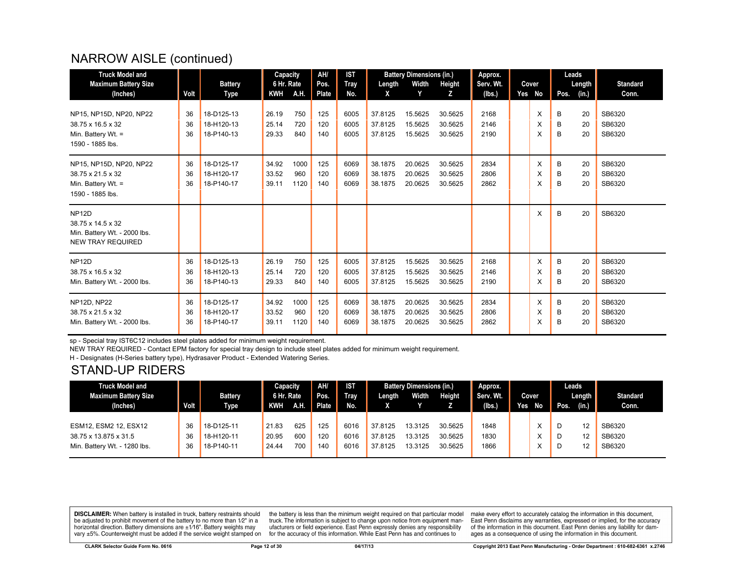## NARROW AISLE (continued)

| Truck Model and Maximum Battery Size (Inches) | Volt | Battery Type | Capacity 6 Hr. Rate KWH | A.H. | AH/ Pos. Plate | IST Tray No. | Battery Dimensions (in.) Length X | Width Y | Height Z | Approx. Serv. Wt. (lbs.) | Cover Yes | No | Leads Pos. | Length (in.) | Standard Conn. |
|---|---|---|---|---|---|---|---|---|---|---|---|---|---|---|---|
| NP15, NP15D, NP20, NP22 | 36 | 18-D125-13 | 26.19 | 750 | 125 | 6005 | 37.8125 | 15.5625 | 30.5625 | 2168 | | X | B | 20 | SB6320 |
| 38.75 x 16.5 x 32 | 36 | 18-H120-13 | 25.14 | 720 | 120 | 6005 | 37.8125 | 15.5625 | 30.5625 | 2146 | | X | B | 20 | SB6320 |
| Min. Battery Wt. = | 36 | 18-P140-13 | 29.33 | 840 | 140 | 6005 | 37.8125 | 15.5625 | 30.5625 | 2190 | | X | B | 20 | SB6320 |
| 1590 - 1885 lbs. | | | | | | | | | | | | | | | |
| NP15, NP15D, NP20, NP22 | 36 | 18-D125-17 | 34.92 | 1000 | 125 | 6069 | 38.1875 | 20.0625 | 30.5625 | 2834 | | X | B | 20 | SB6320 |
| 38.75 x 21.5 x 32 | 36 | 18-H120-17 | 33.52 | 960 | 120 | 6069 | 38.1875 | 20.0625 | 30.5625 | 2806 | | X | B | 20 | SB6320 |
| Min. Battery Wt. = | 36 | 18-P140-17 | 39.11 | 1120 | 140 | 6069 | 38.1875 | 20.0625 | 30.5625 | 2862 | | X | B | 20 | SB6320 |
| 1590 - 1885 lbs. | | | | | | | | | | | | | | | |
| NP12D | | | | | | | | | | | | X | B | 20 | SB6320 |
| 38.75 x 14.5 x 32 | | | | | | | | | | | | | | | |
| Min. Battery Wt. - 2000 lbs. | | | | | | | | | | | | | | | |
| NEW TRAY REQUIRED | | | | | | | | | | | | | | | |
| NP12D | 36 | 18-D125-13 | 26.19 | 750 | 125 | 6005 | 37.8125 | 15.5625 | 30.5625 | 2168 | | X | B | 20 | SB6320 |
| 38.75 x 16.5 x 32 | 36 | 18-H120-13 | 25.14 | 720 | 120 | 6005 | 37.8125 | 15.5625 | 30.5625 | 2146 | | X | B | 20 | SB6320 |
| Min. Battery Wt. - 2000 lbs. | 36 | 18-P140-13 | 29.33 | 840 | 140 | 6005 | 37.8125 | 15.5625 | 30.5625 | 2190 | | X | B | 20 | SB6320 |
| NP12D, NP22 | 36 | 18-D125-17 | 34.92 | 1000 | 125 | 6069 | 38.1875 | 20.0625 | 30.5625 | 2834 | | X | B | 20 | SB6320 |
| 38.75 x 21.5 x 32 | 36 | 18-H120-17 | 33.52 | 960 | 120 | 6069 | 38.1875 | 20.0625 | 30.5625 | 2806 | | X | B | 20 | SB6320 |
| Min. Battery Wt. - 2000 lbs. | 36 | 18-P140-17 | 39.11 | 1120 | 140 | 6069 | 38.1875 | 20.0625 | 30.5625 | 2862 | | X | B | 20 | SB6320 |

sp - Special tray IST6C12 includes steel plates added for minimum weight requirement.

NEW TRAY REQUIRED - Contact EPM factory for special tray design to include steel plates added for minimum weight requirement.

H - Designates (H-Series battery type), Hydrasaver Product - Extended Watering Series.

## STAND-UP RIDERS

| Truck Model and Maximum Battery Size (Inches) | Volt | Battery Type | Capacity 6 Hr. Rate KWH | A.H. | AH/ Pos. Plate | IST Tray No. | Battery Dimensions (in.) Length X | Width Y | Height Z | Approx. Serv. Wt. (lbs.) | Cover Yes | No | Leads Pos. | Length (in.) | Standard Conn. |
|---|---|---|---|---|---|---|---|---|---|---|---|---|---|---|---|
| ESM12, ESM2 12, ESX12 | 36 | 18-D125-11 | 21.83 | 625 | 125 | 6016 | 37.8125 | 13.3125 | 30.5625 | 1848 | | X | D | 12 | SB6320 |
| 38.75 x 13.875 x 31.5 | 36 | 18-H120-11 | 20.95 | 600 | 120 | 6016 | 37.8125 | 13.3125 | 30.5625 | 1830 | | X | D | 12 | SB6320 |
| Min. Battery Wt. - 1280 lbs. | 36 | 18-P140-11 | 24.44 | 700 | 140 | 6016 | 37.8125 | 13.3125 | 30.5625 | 1866 | | X | D | 12 | SB6320 |

**DISCLAIMER:** When battery is installed in truck, battery restraints should be adjusted to prohibit movement of the battery to no more than 1⁄2" in a horizontal direction. Battery dimensions are ±1⁄16". Battery weights may vary ±5%. Counterweight must be added if the service weight stamped on the battery is less than the minimum weight required on that particular model truck. The information is subject to change upon notice from equipment manufacturers or field experience. East Penn expressly denies any responsibility for the accuracy of this information. While East Penn has and continues to make every effort to accurately catalog the information in this document, East Penn disclaims any warranties, expressed or implied, for the accuracy of the information in this document. East Penn denies any liability for damages as a consequence of using the information in this document.

CLARK Selector Guide Form No. 0616 | 04/17/13 | Copyright 2013 East Penn Manufacturing - Order Department : 610-682-6361 x.2746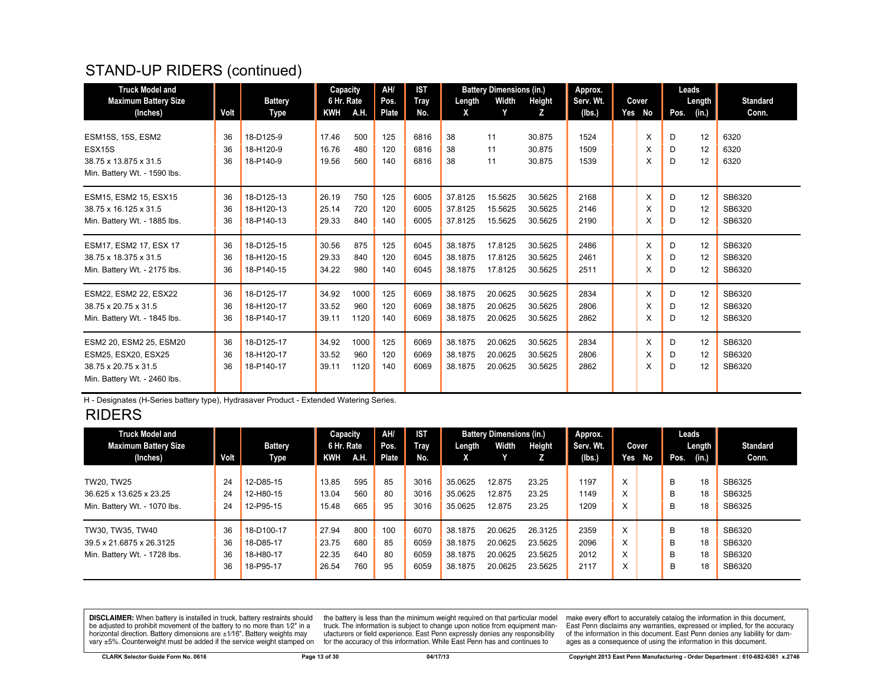## STAND-UP RIDERS (continued)

| Truck Model and Maximum Battery Size (Inches) | Volt | Battery Type | Capacity 6 Hr. Rate KWH | A.H. | AH/ Pos. Plate | IST Tray No. | Battery Dimensions (in.) Length X | Width Y | Height Z | Approx. Serv. Wt. (lbs.) | Cover Yes | No | Leads Pos. | Length (in.) | Standard Conn. |
|---|---|---|---|---|---|---|---|---|---|---|---|---|---|---|---|
| ESM15S, 15S, ESM2 | 36 | 18-D125-9 | 17.46 | 500 | 125 | 6816 | 38 | 11 | 30.875 | 1524 | | X | D | 12 | 6320 |
| ESX15S | 36 | 18-H120-9 | 16.76 | 480 | 120 | 6816 | 38 | 11 | 30.875 | 1509 | | X | D | 12 | 6320 |
| 38.75 x 13.875 x 31.5 | 36 | 18-P140-9 | 19.56 | 560 | 140 | 6816 | 38 | 11 | 30.875 | 1539 | | X | D | 12 | 6320 |
| Min. Battery Wt. - 1590 lbs. | | | | | | | | | | | | | | | |
| ESM15, ESM2 15, ESX15 | 36 | 18-D125-13 | 26.19 | 750 | 125 | 6005 | 37.8125 | 15.5625 | 30.5625 | 2168 | | X | D | 12 | SB6320 |
| 38.75 x 16.125 x 31.5 | 36 | 18-H120-13 | 25.14 | 720 | 120 | 6005 | 37.8125 | 15.5625 | 30.5625 | 2146 | | X | D | 12 | SB6320 |
| Min. Battery Wt. - 1885 lbs. | 36 | 18-P140-13 | 29.33 | 840 | 140 | 6005 | 37.8125 | 15.5625 | 30.5625 | 2190 | | X | D | 12 | SB6320 |
| ESM17, ESM2 17, ESX 17 | 36 | 18-D125-15 | 30.56 | 875 | 125 | 6045 | 38.1875 | 17.8125 | 30.5625 | 2486 | | X | D | 12 | SB6320 |
| 38.75 x 18.375 x 31.5 | 36 | 18-H120-15 | 29.33 | 840 | 120 | 6045 | 38.1875 | 17.8125 | 30.5625 | 2461 | | X | D | 12 | SB6320 |
| Min. Battery Wt. - 2175 lbs. | 36 | 18-P140-15 | 34.22 | 980 | 140 | 6045 | 38.1875 | 17.8125 | 30.5625 | 2511 | | X | D | 12 | SB6320 |
| ESM22, ESM2 22, ESX22 | 36 | 18-D125-17 | 34.92 | 1000 | 125 | 6069 | 38.1875 | 20.0625 | 30.5625 | 2834 | | X | D | 12 | SB6320 |
| 38.75 x 20.75 x 31.5 | 36 | 18-H120-17 | 33.52 | 960 | 120 | 6069 | 38.1875 | 20.0625 | 30.5625 | 2806 | | X | D | 12 | SB6320 |
| Min. Battery Wt. - 1845 lbs. | 36 | 18-P140-17 | 39.11 | 1120 | 140 | 6069 | 38.1875 | 20.0625 | 30.5625 | 2862 | | X | D | 12 | SB6320 |
| ESM2 20, ESM2 25, ESM20 | 36 | 18-D125-17 | 34.92 | 1000 | 125 | 6069 | 38.1875 | 20.0625 | 30.5625 | 2834 | | X | D | 12 | SB6320 |
| ESM25, ESX20, ESX25 | 36 | 18-H120-17 | 33.52 | 960 | 120 | 6069 | 38.1875 | 20.0625 | 30.5625 | 2806 | | X | D | 12 | SB6320 |
| 38.75 x 20.75 x 31.5 | 36 | 18-P140-17 | 39.11 | 1120 | 140 | 6069 | 38.1875 | 20.0625 | 30.5625 | 2862 | | X | D | 12 | SB6320 |
| Min. Battery Wt. - 2460 lbs. | | | | | | | | | | | | | | | |

H - Designates (H-Series battery type), Hydrasaver Product - Extended Watering Series.

## RIDERS

| Truck Model and Maximum Battery Size (Inches) | Volt | Battery Type | Capacity 6 Hr. Rate KWH | A.H. | AH/ Pos. Plate | IST Tray No. | Battery Dimensions (in.) Length X | Width Y | Height Z | Approx. Serv. Wt. (lbs.) | Cover Yes | No | Leads Pos. | Length (in.) | Standard Conn. |
|---|---|---|---|---|---|---|---|---|---|---|---|---|---|---|---|
| TW20, TW25 | 24 | 12-D85-15 | 13.85 | 595 | 85 | 3016 | 35.0625 | 12.875 | 23.25 | 1197 | X | | B | 18 | SB6325 |
| 36.625 x 13.625 x 23.25 | 24 | 12-H80-15 | 13.04 | 560 | 80 | 3016 | 35.0625 | 12.875 | 23.25 | 1149 | X | | B | 18 | SB6325 |
| Min. Battery Wt. - 1070 lbs. | 24 | 12-P95-15 | 15.48 | 665 | 95 | 3016 | 35.0625 | 12.875 | 23.25 | 1209 | X | | B | 18 | SB6325 |
| TW30, TW35, TW40 | 36 | 18-D100-17 | 27.94 | 800 | 100 | 6070 | 38.1875 | 20.0625 | 26.3125 | 2359 | X | | B | 18 | SB6320 |
| 39.5 x 21.6875 x 26.3125 | 36 | 18-D85-17 | 23.75 | 680 | 85 | 6059 | 38.1875 | 20.0625 | 23.5625 | 2096 | X | | B | 18 | SB6320 |
| Min. Battery Wt. - 1728 lbs. | 36 | 18-H80-17 | 22.35 | 640 | 80 | 6059 | 38.1875 | 20.0625 | 23.5625 | 2012 | X | | B | 18 | SB6320 |
| | 36 | 18-P95-17 | 26.54 | 760 | 95 | 6059 | 38.1875 | 20.0625 | 23.5625 | 2117 | X | | B | 18 | SB6320 |

**DISCLAIMER:** When battery is installed in truck, battery restraints should be adjusted to prohibit movement of the battery to no more than 1⁄2" in a horizontal direction. Battery dimensions are ±1⁄16". Battery weights may vary ±5%. Counterweight must be added if the service weight stamped on the battery is less than the minimum weight required on that particular model truck. The information is subject to change upon notice from equipment manufacturers or field experience. East Penn expressly denies any responsibility for the accuracy of this information. While East Penn has and continues to make every effort to accurately catalog the information in this document, East Penn disclaims any warranties, expressed or implied, for the accuracy of the information in this document. East Penn denies any liability for damages as a consequence of using the information in this document.

CLARK Selector Guide Form No. 0616 | 04/17/13 | Copyright 2013 East Penn Manufacturing - Order Department : 610-682-6361 x.2746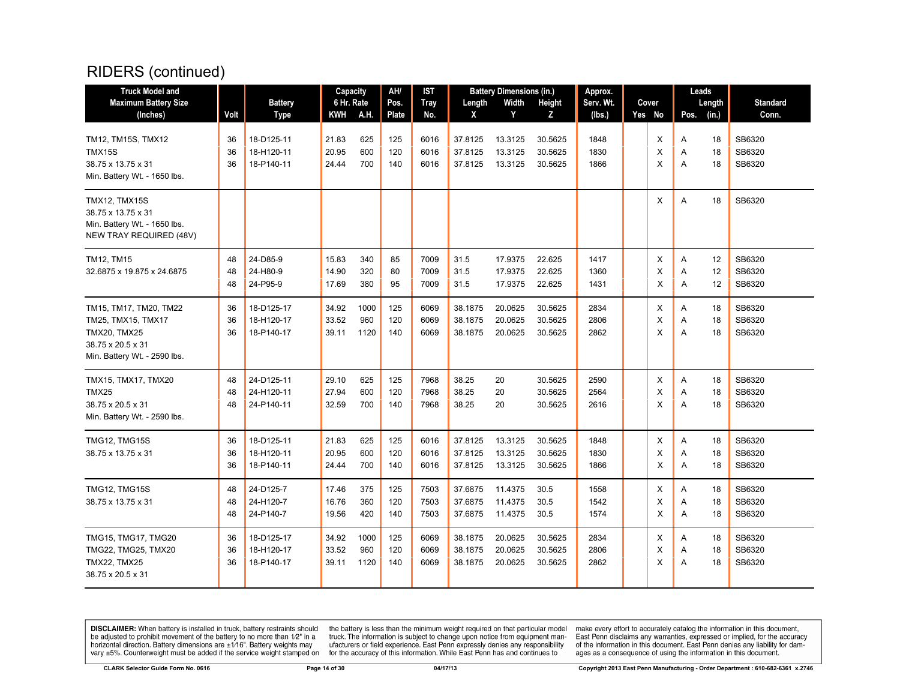# RIDERS (continued)

| Truck Model and Maximum Battery Size (Inches) | Volt | Battery Type | Capacity 6 Hr. Rate KWH | A.H. | AH/ Pos. Plate | IST Tray No. | Battery Dimensions (in.) Length X | Width Y | Height Z | Approx. Serv. Wt. (lbs.) | Cover Yes | No | Leads Pos. | Length (in.) | Standard Conn. |
|---|---|---|---|---|---|---|---|---|---|---|---|---|---|---|---|
| TM12, TM15S, TMX12 | 36 | 18-D125-11 | 21.83 | 625 | 125 | 6016 | 37.8125 | 13.3125 | 30.5625 | 1848 | | X | A | 18 | SB6320 |
| TMX15S | 36 | 18-H120-11 | 20.95 | 600 | 120 | 6016 | 37.8125 | 13.3125 | 30.5625 | 1830 | | X | A | 18 | SB6320 |
| 38.75 x 13.75 x 31 | 36 | 18-P140-11 | 24.44 | 700 | 140 | 6016 | 37.8125 | 13.3125 | 30.5625 | 1866 | | X | A | 18 | SB6320 |
| Min. Battery Wt. - 1650 lbs. | | | | | | | | | | | | | | | |
| TMX12, TMX15S | | | | | | | | | | | | X | A | 18 | SB6320 |
| 38.75 x 13.75 x 31 | | | | | | | | | | | | | | | |
| Min. Battery Wt. - 1650 lbs. | | | | | | | | | | | | | | | |
| NEW TRAY REQUIRED (48V) | | | | | | | | | | | | | | | |
| TM12, TM15 | 48 | 24-D85-9 | 15.83 | 340 | 85 | 7009 | 31.5 | 17.9375 | 22.625 | 1417 | | X | A | 12 | SB6320 |
| 32.6875 x 19.875 x 24.6875 | 48 | 24-H80-9 | 14.90 | 320 | 80 | 7009 | 31.5 | 17.9375 | 22.625 | 1360 | | X | A | 12 | SB6320 |
| | 48 | 24-P95-9 | 17.69 | 380 | 95 | 7009 | 31.5 | 17.9375 | 22.625 | 1431 | | X | A | 12 | SB6320 |
| TM15, TM17, TM20, TM22 | 36 | 18-D125-17 | 34.92 | 1000 | 125 | 6069 | 38.1875 | 20.0625 | 30.5625 | 2834 | | X | A | 18 | SB6320 |
| TM25, TMX15, TMX17 | 36 | 18-H120-17 | 33.52 | 960 | 120 | 6069 | 38.1875 | 20.0625 | 30.5625 | 2806 | | X | A | 18 | SB6320 |
| TMX20, TMX25 | 36 | 18-P140-17 | 39.11 | 1120 | 140 | 6069 | 38.1875 | 20.0625 | 30.5625 | 2862 | | X | A | 18 | SB6320 |
| 38.75 x 20.5 x 31 | | | | | | | | | | | | | | | |
| Min. Battery Wt. - 2590 lbs. | | | | | | | | | | | | | | | |
| TMX15, TMX17, TMX20 | 48 | 24-D125-11 | 29.10 | 625 | 125 | 7968 | 38.25 | 20 | 30.5625 | 2590 | | X | A | 18 | SB6320 |
| TMX25 | 48 | 24-H120-11 | 27.94 | 600 | 120 | 7968 | 38.25 | 20 | 30.5625 | 2564 | | X | A | 18 | SB6320 |
| 38.75 x 20.5 x 31 | 48 | 24-P140-11 | 32.59 | 700 | 140 | 7968 | 38.25 | 20 | 30.5625 | 2616 | | X | A | 18 | SB6320 |
| Min. Battery Wt. - 2590 lbs. | | | | | | | | | | | | | | | |
| TMG12, TMG15S | 36 | 18-D125-11 | 21.83 | 625 | 125 | 6016 | 37.8125 | 13.3125 | 30.5625 | 1848 | | X | A | 18 | SB6320 |
| 38.75 x 13.75 x 31 | 36 | 18-H120-11 | 20.95 | 600 | 120 | 6016 | 37.8125 | 13.3125 | 30.5625 | 1830 | | X | A | 18 | SB6320 |
| | 36 | 18-P140-11 | 24.44 | 700 | 140 | 6016 | 37.8125 | 13.3125 | 30.5625 | 1866 | | X | A | 18 | SB6320 |
| TMG12, TMG15S | 48 | 24-D125-7 | 17.46 | 375 | 125 | 7503 | 37.6875 | 11.4375 | 30.5 | 1558 | | X | A | 18 | SB6320 |
| 38.75 x 13.75 x 31 | 48 | 24-H120-7 | 16.76 | 360 | 120 | 7503 | 37.6875 | 11.4375 | 30.5 | 1542 | | X | A | 18 | SB6320 |
| | 48 | 24-P140-7 | 19.56 | 420 | 140 | 7503 | 37.6875 | 11.4375 | 30.5 | 1574 | | X | A | 18 | SB6320 |
| TMG15, TMG17, TMG20 | 36 | 18-D125-17 | 34.92 | 1000 | 125 | 6069 | 38.1875 | 20.0625 | 30.5625 | 2834 | | X | A | 18 | SB6320 |
| TMG22, TMG25, TMX20 | 36 | 18-H120-17 | 33.52 | 960 | 120 | 6069 | 38.1875 | 20.0625 | 30.5625 | 2806 | | X | A | 18 | SB6320 |
| TMX22, TMX25 | 36 | 18-P140-17 | 39.11 | 1120 | 140 | 6069 | 38.1875 | 20.0625 | 30.5625 | 2862 | | X | A | 18 | SB6320 |
| 38.75 x 20.5 x 31 | | | | | | | | | | | | | | | |

**DISCLAIMER:** When battery is installed in truck, battery restraints should be adjusted to prohibit movement of the battery to no more than 1⁄2" in a horizontal direction. Battery dimensions are ±1⁄16". Battery weights may vary ±5%. Counterweight must be added if the service weight stamped on the battery is less than the minimum weight required on that particular model truck. The information is subject to change upon notice from equipment manufacturers or field experience. East Penn expressly denies any responsibility for the accuracy of this information. While East Penn has and continues to make every effort to accurately catalog the information in this document, East Penn disclaims any warranties, expressed or implied, for the accuracy of the information in this document. East Penn denies any liability for damages as a consequence of using the information in this document.

CLARK Selector Guide Form No. 0616 | 04/17/13 | Copyright 2013 East Penn Manufacturing - Order Department : 610-682-6361 x.2746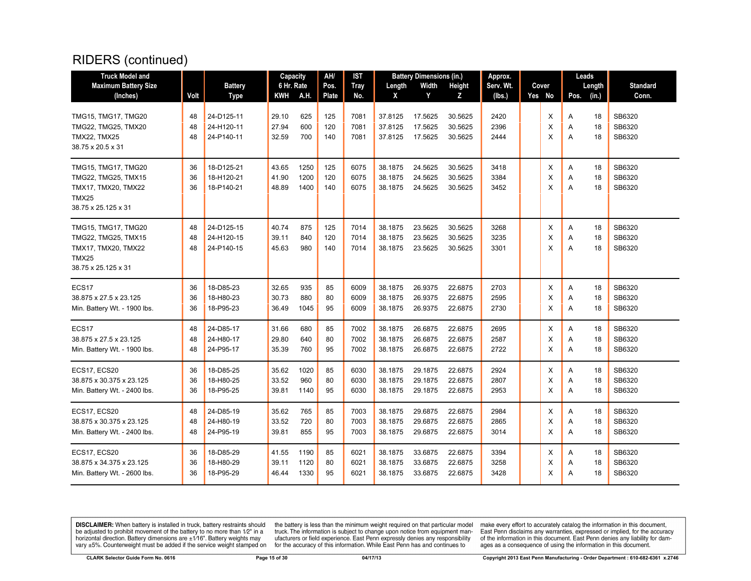# RIDERS (continued)

| Truck Model and Maximum Battery Size (Inches) | Volt | Battery Type | Capacity 6 Hr. Rate KWH | A.H. | AH/ Pos. Plate | IST Tray No. | Battery Dimensions (in.) Length X | Width Y | Height Z | Approx. Serv. Wt. (lbs.) | Cover Yes | No | Leads Pos. | Length (in.) | Standard Conn. |
|---|---|---|---|---|---|---|---|---|---|---|---|---|---|---|---|
| TMG15, TMG17, TMG20 | 48 | 24-D125-11 | 29.10 | 625 | 125 | 7081 | 37.8125 | 17.5625 | 30.5625 | 2420 | | X | A | 18 | SB6320 |
| TMG22, TMG25, TMX20 | 48 | 24-H120-11 | 27.94 | 600 | 120 | 7081 | 37.8125 | 17.5625 | 30.5625 | 2396 | | X | A | 18 | SB6320 |
| TMX22, TMX25 | 48 | 24-P140-11 | 32.59 | 700 | 140 | 7081 | 37.8125 | 17.5625 | 30.5625 | 2444 | | X | A | 18 | SB6320 |
| 38.75 x 20.5 x 31 | | | | | | | | | | | | | | | |
| TMG15, TMG17, TMG20 | 36 | 18-D125-21 | 43.65 | 1250 | 125 | 6075 | 38.1875 | 24.5625 | 30.5625 | 3418 | | X | A | 18 | SB6320 |
| TMG22, TMG25, TMX15 | 36 | 18-H120-21 | 41.90 | 1200 | 120 | 6075 | 38.1875 | 24.5625 | 30.5625 | 3384 | | X | A | 18 | SB6320 |
| TMX17, TMX20, TMX22 | 36 | 18-P140-21 | 48.89 | 1400 | 140 | 6075 | 38.1875 | 24.5625 | 30.5625 | 3452 | | X | A | 18 | SB6320 |
| TMX25 | | | | | | | | | | | | | | | |
| 38.75 x 25.125 x 31 | | | | | | | | | | | | | | | |
| TMG15, TMG17, TMG20 | 48 | 24-D125-15 | 40.74 | 875 | 125 | 7014 | 38.1875 | 23.5625 | 30.5625 | 3268 | | X | A | 18 | SB6320 |
| TMG22, TMG25, TMX15 | 48 | 24-H120-15 | 39.11 | 840 | 120 | 7014 | 38.1875 | 23.5625 | 30.5625 | 3235 | | X | A | 18 | SB6320 |
| TMX17, TMX20, TMX22 | 48 | 24-P140-15 | 45.63 | 980 | 140 | 7014 | 38.1875 | 23.5625 | 30.5625 | 3301 | | X | A | 18 | SB6320 |
| TMX25 | | | | | | | | | | | | | | | |
| 38.75 x 25.125 x 31 | | | | | | | | | | | | | | | |
| ECS17 | 36 | 18-D85-23 | 32.65 | 935 | 85 | 6009 | 38.1875 | 26.9375 | 22.6875 | 2703 | | X | A | 18 | SB6320 |
| 38.875 x 27.5 x 23.125 | 36 | 18-H80-23 | 30.73 | 880 | 80 | 6009 | 38.1875 | 26.9375 | 22.6875 | 2595 | | X | A | 18 | SB6320 |
| Min. Battery Wt. - 1900 lbs. | 36 | 18-P95-23 | 36.49 | 1045 | 95 | 6009 | 38.1875 | 26.9375 | 22.6875 | 2730 | | X | A | 18 | SB6320 |
| ECS17 | 48 | 24-D85-17 | 31.66 | 680 | 85 | 7002 | 38.1875 | 26.6875 | 22.6875 | 2695 | | X | A | 18 | SB6320 |
| 38.875 x 27.5 x 23.125 | 48 | 24-H80-17 | 29.80 | 640 | 80 | 7002 | 38.1875 | 26.6875 | 22.6875 | 2587 | | X | A | 18 | SB6320 |
| Min. Battery Wt. - 1900 lbs. | 48 | 24-P95-17 | 35.39 | 760 | 95 | 7002 | 38.1875 | 26.6875 | 22.6875 | 2722 | | X | A | 18 | SB6320 |
| ECS17, ECS20 | 36 | 18-D85-25 | 35.62 | 1020 | 85 | 6030 | 38.1875 | 29.1875 | 22.6875 | 2924 | | X | A | 18 | SB6320 |
| 38.875 x 30.375 x 23.125 | 36 | 18-H80-25 | 33.52 | 960 | 80 | 6030 | 38.1875 | 29.1875 | 22.6875 | 2807 | | X | A | 18 | SB6320 |
| Min. Battery Wt. - 2400 lbs. | 36 | 18-P95-25 | 39.81 | 1140 | 95 | 6030 | 38.1875 | 29.1875 | 22.6875 | 2953 | | X | A | 18 | SB6320 |
| ECS17, ECS20 | 48 | 24-D85-19 | 35.62 | 765 | 85 | 7003 | 38.1875 | 29.6875 | 22.6875 | 2984 | | X | A | 18 | SB6320 |
| 38.875 x 30.375 x 23.125 | 48 | 24-H80-19 | 33.52 | 720 | 80 | 7003 | 38.1875 | 29.6875 | 22.6875 | 2865 | | X | A | 18 | SB6320 |
| Min. Battery Wt. - 2400 lbs. | 48 | 24-P95-19 | 39.81 | 855 | 95 | 7003 | 38.1875 | 29.6875 | 22.6875 | 3014 | | X | A | 18 | SB6320 |
| ECS17, ECS20 | 36 | 18-D85-29 | 41.55 | 1190 | 85 | 6021 | 38.1875 | 33.6875 | 22.6875 | 3394 | | X | A | 18 | SB6320 |
| 38.875 x 34.375 x 23.125 | 36 | 18-H80-29 | 39.11 | 1120 | 80 | 6021 | 38.1875 | 33.6875 | 22.6875 | 3258 | | X | A | 18 | SB6320 |
| Min. Battery Wt. - 2600 lbs. | 36 | 18-P95-29 | 46.44 | 1330 | 95 | 6021 | 38.1875 | 33.6875 | 22.6875 | 3428 | | X | A | 18 | SB6320 |

**DISCLAIMER:** When battery is installed in truck, battery restraints should be adjusted to prohibit movement of the battery to no more than 1⁄2" in a horizontal direction. Battery dimensions are ±1⁄16". Battery weights may vary ±5%. Counterweight must be added if the service weight stamped on the battery is less than the minimum weight required on that particular model truck. The information is subject to change upon notice from equipment manufacturers or field experience. East Penn expressly denies any responsibility for the accuracy of this information. While East Penn has and continues to make every effort to accurately catalog the information in this document, East Penn disclaims any warranties, expressed or implied, for the accuracy of the information in this document. East Penn denies any liability for damages as a consequence of using the information in this document.

CLARK Selector Guide Form No. 0616 | 04/17/13 | Copyright 2013 East Penn Manufacturing - Order Department : 610-682-6361 x.2746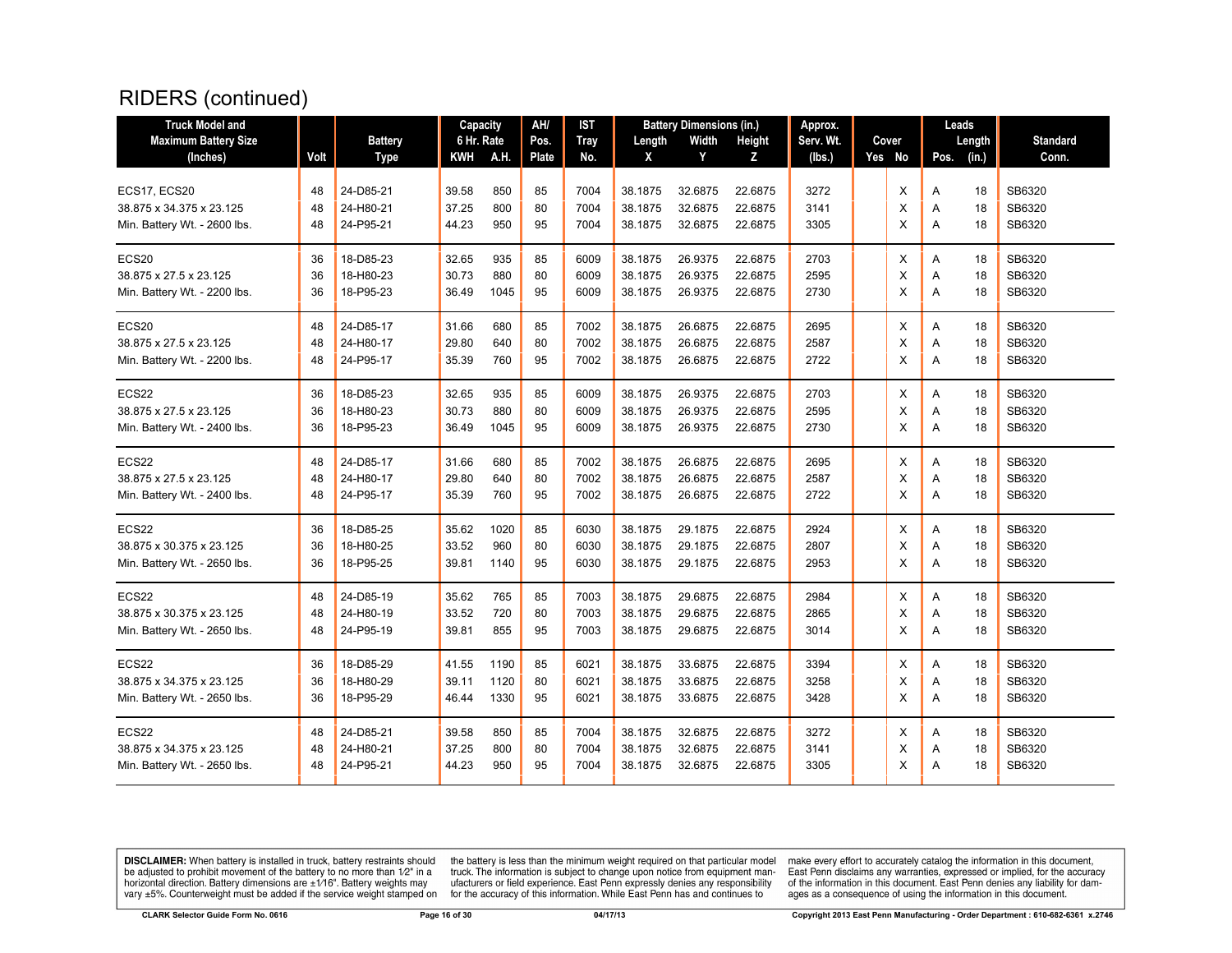# RIDERS (continued)

| Truck Model and Maximum Battery Size (Inches) | Volt | Battery Type | Capacity 6 Hr. Rate KWH | A.H. | AH/ Pos. Plate | IST Tray No. | Battery Dimensions (in.) Length X | Width Y | Height Z | Approx. Serv. Wt. (lbs.) | Cover Yes | No | Leads Pos. | Length (in.) | Standard Conn. |
|---|---|---|---|---|---|---|---|---|---|---|---|---|---|---|---|
| ECS17, ECS20 | 48 | 24-D85-21 | 39.58 | 850 | 85 | 7004 | 38.1875 | 32.6875 | 22.6875 | 3272 | | X | A | 18 | SB6320 |
| 38.875 x 34.375 x 23.125 | 48 | 24-H80-21 | 37.25 | 800 | 80 | 7004 | 38.1875 | 32.6875 | 22.6875 | 3141 | | X | A | 18 | SB6320 |
| Min. Battery Wt. - 2600 lbs. | 48 | 24-P95-21 | 44.23 | 950 | 95 | 7004 | 38.1875 | 32.6875 | 22.6875 | 3305 | | X | A | 18 | SB6320 |
| ECS20 | 36 | 18-D85-23 | 32.65 | 935 | 85 | 6009 | 38.1875 | 26.9375 | 22.6875 | 2703 | | X | A | 18 | SB6320 |
| 38.875 x 27.5 x 23.125 | 36 | 18-H80-23 | 30.73 | 880 | 80 | 6009 | 38.1875 | 26.9375 | 22.6875 | 2595 | | X | A | 18 | SB6320 |
| Min. Battery Wt. - 2200 lbs. | 36 | 18-P95-23 | 36.49 | 1045 | 95 | 6009 | 38.1875 | 26.9375 | 22.6875 | 2730 | | X | A | 18 | SB6320 |
| ECS20 | 48 | 24-D85-17 | 31.66 | 680 | 85 | 7002 | 38.1875 | 26.6875 | 22.6875 | 2695 | | X | A | 18 | SB6320 |
| 38.875 x 27.5 x 23.125 | 48 | 24-H80-17 | 29.80 | 640 | 80 | 7002 | 38.1875 | 26.6875 | 22.6875 | 2587 | | X | A | 18 | SB6320 |
| Min. Battery Wt. - 2200 lbs. | 48 | 24-P95-17 | 35.39 | 760 | 95 | 7002 | 38.1875 | 26.6875 | 22.6875 | 2722 | | X | A | 18 | SB6320 |
| ECS22 | 36 | 18-D85-23 | 32.65 | 935 | 85 | 6009 | 38.1875 | 26.9375 | 22.6875 | 2703 | | X | A | 18 | SB6320 |
| 38.875 x 27.5 x 23.125 | 36 | 18-H80-23 | 30.73 | 880 | 80 | 6009 | 38.1875 | 26.9375 | 22.6875 | 2595 | | X | A | 18 | SB6320 |
| Min. Battery Wt. - 2400 lbs. | 36 | 18-P95-23 | 36.49 | 1045 | 95 | 6009 | 38.1875 | 26.9375 | 22.6875 | 2730 | | X | A | 18 | SB6320 |
| ECS22 | 48 | 24-D85-17 | 31.66 | 680 | 85 | 7002 | 38.1875 | 26.6875 | 22.6875 | 2695 | | X | A | 18 | SB6320 |
| 38.875 x 27.5 x 23.125 | 48 | 24-H80-17 | 29.80 | 640 | 80 | 7002 | 38.1875 | 26.6875 | 22.6875 | 2587 | | X | A | 18 | SB6320 |
| Min. Battery Wt. - 2400 lbs. | 48 | 24-P95-17 | 35.39 | 760 | 95 | 7002 | 38.1875 | 26.6875 | 22.6875 | 2722 | | X | A | 18 | SB6320 |
| ECS22 | 36 | 18-D85-25 | 35.62 | 1020 | 85 | 6030 | 38.1875 | 29.1875 | 22.6875 | 2924 | | X | A | 18 | SB6320 |
| 38.875 x 30.375 x 23.125 | 36 | 18-H80-25 | 33.52 | 960 | 80 | 6030 | 38.1875 | 29.1875 | 22.6875 | 2807 | | X | A | 18 | SB6320 |
| Min. Battery Wt. - 2650 lbs. | 36 | 18-P95-25 | 39.81 | 1140 | 95 | 6030 | 38.1875 | 29.1875 | 22.6875 | 2953 | | X | A | 18 | SB6320 |
| ECS22 | 48 | 24-D85-19 | 35.62 | 765 | 85 | 7003 | 38.1875 | 29.6875 | 22.6875 | 2984 | | X | A | 18 | SB6320 |
| 38.875 x 30.375 x 23.125 | 48 | 24-H80-19 | 33.52 | 720 | 80 | 7003 | 38.1875 | 29.6875 | 22.6875 | 2865 | | X | A | 18 | SB6320 |
| Min. Battery Wt. - 2650 lbs. | 48 | 24-P95-19 | 39.81 | 855 | 95 | 7003 | 38.1875 | 29.6875 | 22.6875 | 3014 | | X | A | 18 | SB6320 |
| ECS22 | 36 | 18-D85-29 | 41.55 | 1190 | 85 | 6021 | 38.1875 | 33.6875 | 22.6875 | 3394 | | X | A | 18 | SB6320 |
| 38.875 x 34.375 x 23.125 | 36 | 18-H80-29 | 39.11 | 1120 | 80 | 6021 | 38.1875 | 33.6875 | 22.6875 | 3258 | | X | A | 18 | SB6320 |
| Min. Battery Wt. - 2650 lbs. | 36 | 18-P95-29 | 46.44 | 1330 | 95 | 6021 | 38.1875 | 33.6875 | 22.6875 | 3428 | | X | A | 18 | SB6320 |
| ECS22 | 48 | 24-D85-21 | 39.58 | 850 | 85 | 7004 | 38.1875 | 32.6875 | 22.6875 | 3272 | | X | A | 18 | SB6320 |
| 38.875 x 34.375 x 23.125 | 48 | 24-H80-21 | 37.25 | 800 | 80 | 7004 | 38.1875 | 32.6875 | 22.6875 | 3141 | | X | A | 18 | SB6320 |
| Min. Battery Wt. - 2650 lbs. | 48 | 24-P95-21 | 44.23 | 950 | 95 | 7004 | 38.1875 | 32.6875 | 22.6875 | 3305 | | X | A | 18 | SB6320 |

**DISCLAIMER:** When battery is installed in truck, battery restraints should be adjusted to prohibit movement of the battery to no more than 1⁄2" in a horizontal direction. Battery dimensions are ±1⁄16". Battery weights may vary ±5%. Counterweight must be added if the service weight stamped on the battery is less than the minimum weight required on that particular model truck. The information is subject to change upon notice from equipment manufacturers or field experience. East Penn expressly denies any responsibility for the accuracy of this information. While East Penn has and continues to make every effort to accurately catalog the information in this document, East Penn disclaims any warranties, expressed or implied, for the accuracy of the information in this document. East Penn denies any liability for damages as a consequence of using the information in this document.

CLARK Selector Guide Form No. 0616 — 04/17/13 — Copyright 2013 East Penn Manufacturing - Order Department : 610-682-6361 x.2746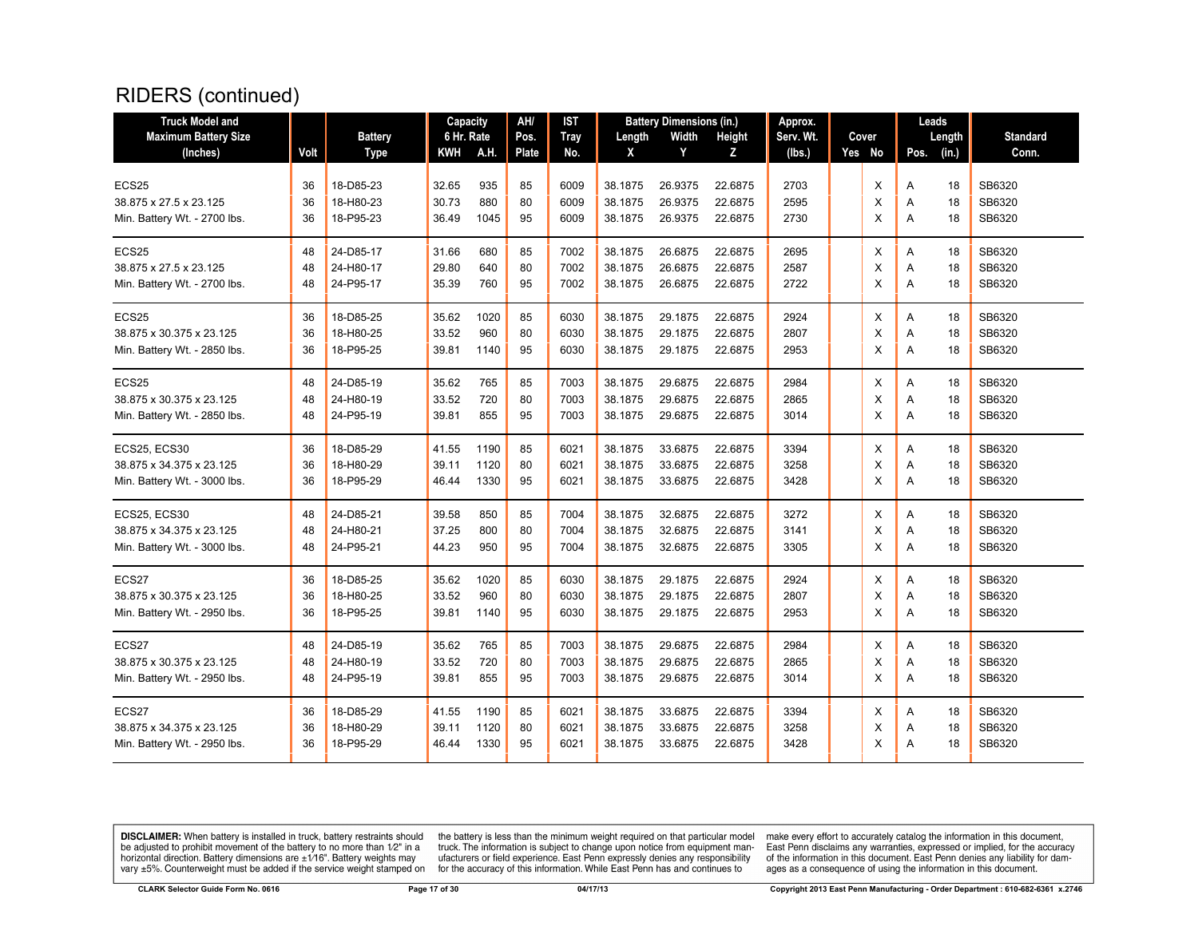# RIDERS (continued)

| Truck Model and Maximum Battery Size (Inches) | Volt | Battery Type | Capacity 6 Hr. Rate KWH | A.H. | AH/ Pos. Plate | IST Tray No. | Battery Dimensions (in.) Length X | Width Y | Height Z | Approx. Serv. Wt. (lbs.) | Cover Yes | No | Leads Pos. | Length (in.) | Standard Conn. |
|---|---|---|---|---|---|---|---|---|---|---|---|---|---|---|---|
| ECS25 | 36 | 18-D85-23 | 32.65 | 935 | 85 | 6009 | 38.1875 | 26.9375 | 22.6875 | 2703 | | X | A | 18 | SB6320 |
| 38.875 x 27.5 x 23.125 | 36 | 18-H80-23 | 30.73 | 880 | 80 | 6009 | 38.1875 | 26.9375 | 22.6875 | 2595 | | X | A | 18 | SB6320 |
| Min. Battery Wt. - 2700 lbs. | 36 | 18-P95-23 | 36.49 | 1045 | 95 | 6009 | 38.1875 | 26.9375 | 22.6875 | 2730 | | X | A | 18 | SB6320 |
| ECS25 | 48 | 24-D85-17 | 31.66 | 680 | 85 | 7002 | 38.1875 | 26.6875 | 22.6875 | 2695 | | X | A | 18 | SB6320 |
| 38.875 x 27.5 x 23.125 | 48 | 24-H80-17 | 29.80 | 640 | 80 | 7002 | 38.1875 | 26.6875 | 22.6875 | 2587 | | X | A | 18 | SB6320 |
| Min. Battery Wt. - 2700 lbs. | 48 | 24-P95-17 | 35.39 | 760 | 95 | 7002 | 38.1875 | 26.6875 | 22.6875 | 2722 | | X | A | 18 | SB6320 |
| ECS25 | 36 | 18-D85-25 | 35.62 | 1020 | 85 | 6030 | 38.1875 | 29.1875 | 22.6875 | 2924 | | X | A | 18 | SB6320 |
| 38.875 x 30.375 x 23.125 | 36 | 18-H80-25 | 33.52 | 960 | 80 | 6030 | 38.1875 | 29.1875 | 22.6875 | 2807 | | X | A | 18 | SB6320 |
| Min. Battery Wt. - 2850 lbs. | 36 | 18-P95-25 | 39.81 | 1140 | 95 | 6030 | 38.1875 | 29.1875 | 22.6875 | 2953 | | X | A | 18 | SB6320 |
| ECS25 | 48 | 24-D85-19 | 35.62 | 765 | 85 | 7003 | 38.1875 | 29.6875 | 22.6875 | 2984 | | X | A | 18 | SB6320 |
| 38.875 x 30.375 x 23.125 | 48 | 24-H80-19 | 33.52 | 720 | 80 | 7003 | 38.1875 | 29.6875 | 22.6875 | 2865 | | X | A | 18 | SB6320 |
| Min. Battery Wt. - 2850 lbs. | 48 | 24-P95-19 | 39.81 | 855 | 95 | 7003 | 38.1875 | 29.6875 | 22.6875 | 3014 | | X | A | 18 | SB6320 |
| ECS25, ECS30 | 36 | 18-D85-29 | 41.55 | 1190 | 85 | 6021 | 38.1875 | 33.6875 | 22.6875 | 3394 | | X | A | 18 | SB6320 |
| 38.875 x 34.375 x 23.125 | 36 | 18-H80-29 | 39.11 | 1120 | 80 | 6021 | 38.1875 | 33.6875 | 22.6875 | 3258 | | X | A | 18 | SB6320 |
| Min. Battery Wt. - 3000 lbs. | 36 | 18-P95-29 | 46.44 | 1330 | 95 | 6021 | 38.1875 | 33.6875 | 22.6875 | 3428 | | X | A | 18 | SB6320 |
| ECS25, ECS30 | 48 | 24-D85-21 | 39.58 | 850 | 85 | 7004 | 38.1875 | 32.6875 | 22.6875 | 3272 | | X | A | 18 | SB6320 |
| 38.875 x 34.375 x 23.125 | 48 | 24-H80-21 | 37.25 | 800 | 80 | 7004 | 38.1875 | 32.6875 | 22.6875 | 3141 | | X | A | 18 | SB6320 |
| Min. Battery Wt. - 3000 lbs. | 48 | 24-P95-21 | 44.23 | 950 | 95 | 7004 | 38.1875 | 32.6875 | 22.6875 | 3305 | | X | A | 18 | SB6320 |
| ECS27 | 36 | 18-D85-25 | 35.62 | 1020 | 85 | 6030 | 38.1875 | 29.1875 | 22.6875 | 2924 | | X | A | 18 | SB6320 |
| 38.875 x 30.375 x 23.125 | 36 | 18-H80-25 | 33.52 | 960 | 80 | 6030 | 38.1875 | 29.1875 | 22.6875 | 2807 | | X | A | 18 | SB6320 |
| Min. Battery Wt. - 2950 lbs. | 36 | 18-P95-25 | 39.81 | 1140 | 95 | 6030 | 38.1875 | 29.1875 | 22.6875 | 2953 | | X | A | 18 | SB6320 |
| ECS27 | 48 | 24-D85-19 | 35.62 | 765 | 85 | 7003 | 38.1875 | 29.6875 | 22.6875 | 2984 | | X | A | 18 | SB6320 |
| 38.875 x 30.375 x 23.125 | 48 | 24-H80-19 | 33.52 | 720 | 80 | 7003 | 38.1875 | 29.6875 | 22.6875 | 2865 | | X | A | 18 | SB6320 |
| Min. Battery Wt. - 2950 lbs. | 48 | 24-P95-19 | 39.81 | 855 | 95 | 7003 | 38.1875 | 29.6875 | 22.6875 | 3014 | | X | A | 18 | SB6320 |
| ECS27 | 36 | 18-D85-29 | 41.55 | 1190 | 85 | 6021 | 38.1875 | 33.6875 | 22.6875 | 3394 | | X | A | 18 | SB6320 |
| 38.875 x 34.375 x 23.125 | 36 | 18-H80-29 | 39.11 | 1120 | 80 | 6021 | 38.1875 | 33.6875 | 22.6875 | 3258 | | X | A | 18 | SB6320 |
| Min. Battery Wt. - 2950 lbs. | 36 | 18-P95-29 | 46.44 | 1330 | 95 | 6021 | 38.1875 | 33.6875 | 22.6875 | 3428 | | X | A | 18 | SB6320 |

**DISCLAIMER:** When battery is installed in truck, battery restraints should be adjusted to prohibit movement of the battery to no more than 1⁄2" in a horizontal direction. Battery dimensions are ±1⁄16". Battery weights may vary ±5%. Counterweight must be added if the service weight stamped on the battery is less than the minimum weight required on that particular model truck. The information is subject to change upon notice from equipment manufacturers or field experience. East Penn expressly denies any responsibility for the accuracy of this information. While East Penn has and continues to make every effort to accurately catalog the information in this document, East Penn disclaims any warranties, expressed or implied, for the accuracy of the information in this document. East Penn denies any liability for damages as a consequence of using the information in this document.

CLARK Selector Guide Form No. 0616 | 04/17/13 | Copyright 2013 East Penn Manufacturing - Order Department : 610-682-6361 x.2746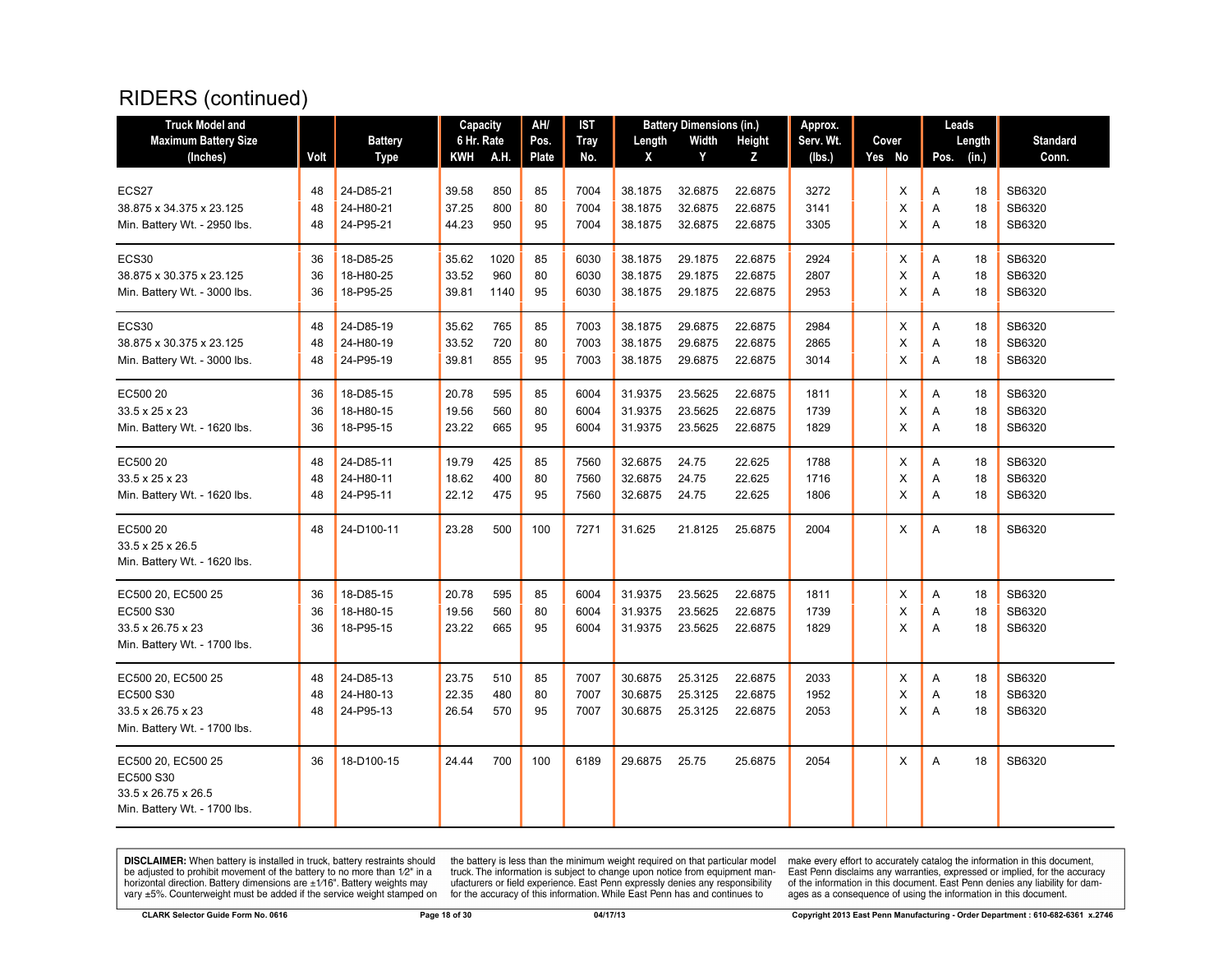# RIDERS (continued)

| Truck Model and Maximum Battery Size (Inches) | Volt | Battery Type | Capacity 6 Hr. Rate KWH | A.H. | AH/ Pos. Plate | IST Tray No. | Battery Dimensions (in.) Length X | Width Y | Height Z | Approx. Serv. Wt. (lbs.) | Cover Yes | No | Leads Pos. | Length (in.) | Standard Conn. |
|---|---|---|---|---|---|---|---|---|---|---|---|---|---|---|---|
| ECS27 | 48 | 24-D85-21 | 39.58 | 850 | 85 | 7004 | 38.1875 | 32.6875 | 22.6875 | 3272 | | X | A | 18 | SB6320 |
| 38.875 x 34.375 x 23.125 | 48 | 24-H80-21 | 37.25 | 800 | 80 | 7004 | 38.1875 | 32.6875 | 22.6875 | 3141 | | X | A | 18 | SB6320 |
| Min. Battery Wt. - 2950 lbs. | 48 | 24-P95-21 | 44.23 | 950 | 95 | 7004 | 38.1875 | 32.6875 | 22.6875 | 3305 | | X | A | 18 | SB6320 |
| ECS30 | 36 | 18-D85-25 | 35.62 | 1020 | 85 | 6030 | 38.1875 | 29.1875 | 22.6875 | 2924 | | X | A | 18 | SB6320 |
| 38.875 x 30.375 x 23.125 | 36 | 18-H80-25 | 33.52 | 960 | 80 | 6030 | 38.1875 | 29.1875 | 22.6875 | 2807 | | X | A | 18 | SB6320 |
| Min. Battery Wt. - 3000 lbs. | 36 | 18-P95-25 | 39.81 | 1140 | 95 | 6030 | 38.1875 | 29.1875 | 22.6875 | 2953 | | X | A | 18 | SB6320 |
| ECS30 | 48 | 24-D85-19 | 35.62 | 765 | 85 | 7003 | 38.1875 | 29.6875 | 22.6875 | 2984 | | X | A | 18 | SB6320 |
| 38.875 x 30.375 x 23.125 | 48 | 24-H80-19 | 33.52 | 720 | 80 | 7003 | 38.1875 | 29.6875 | 22.6875 | 2865 | | X | A | 18 | SB6320 |
| Min. Battery Wt. - 3000 lbs. | 48 | 24-P95-19 | 39.81 | 855 | 95 | 7003 | 38.1875 | 29.6875 | 22.6875 | 3014 | | X | A | 18 | SB6320 |
| EC500 20 | 36 | 18-D85-15 | 20.78 | 595 | 85 | 6004 | 31.9375 | 23.5625 | 22.6875 | 1811 | | X | A | 18 | SB6320 |
| 33.5 x 25 x 23 | 36 | 18-H80-15 | 19.56 | 560 | 80 | 6004 | 31.9375 | 23.5625 | 22.6875 | 1739 | | X | A | 18 | SB6320 |
| Min. Battery Wt. - 1620 lbs. | 36 | 18-P95-15 | 23.22 | 665 | 95 | 6004 | 31.9375 | 23.5625 | 22.6875 | 1829 | | X | A | 18 | SB6320 |
| EC500 20 | 48 | 24-D85-11 | 19.79 | 425 | 85 | 7560 | 32.6875 | 24.75 | 22.625 | 1788 | | X | A | 18 | SB6320 |
| 33.5 x 25 x 23 | 48 | 24-H80-11 | 18.62 | 400 | 80 | 7560 | 32.6875 | 24.75 | 22.625 | 1716 | | X | A | 18 | SB6320 |
| Min. Battery Wt. - 1620 lbs. | 48 | 24-P95-11 | 22.12 | 475 | 95 | 7560 | 32.6875 | 24.75 | 22.625 | 1806 | | X | A | 18 | SB6320 |
| EC500 20 | 48 | 24-D100-11 | 23.28 | 500 | 100 | 7271 | 31.625 | 21.8125 | 25.6875 | 2004 | | X | A | 18 | SB6320 |
| 33.5 x 25 x 26.5 | | | | | | | | | | | | | | | |
| Min. Battery Wt. - 1620 lbs. | | | | | | | | | | | | | | | |
| EC500 20, EC500 25 | 36 | 18-D85-15 | 20.78 | 595 | 85 | 6004 | 31.9375 | 23.5625 | 22.6875 | 1811 | | X | A | 18 | SB6320 |
| EC500 S30 | 36 | 18-H80-15 | 19.56 | 560 | 80 | 6004 | 31.9375 | 23.5625 | 22.6875 | 1739 | | X | A | 18 | SB6320 |
| 33.5 x 26.75 x 23 | 36 | 18-P95-15 | 23.22 | 665 | 95 | 6004 | 31.9375 | 23.5625 | 22.6875 | 1829 | | X | A | 18 | SB6320 |
| Min. Battery Wt. - 1700 lbs. | | | | | | | | | | | | | | | |
| EC500 20, EC500 25 | 48 | 24-D85-13 | 23.75 | 510 | 85 | 7007 | 30.6875 | 25.3125 | 22.6875 | 2033 | | X | A | 18 | SB6320 |
| EC500 S30 | 48 | 24-H80-13 | 22.35 | 480 | 80 | 7007 | 30.6875 | 25.3125 | 22.6875 | 1952 | | X | A | 18 | SB6320 |
| 33.5 x 26.75 x 23 | 48 | 24-P95-13 | 26.54 | 570 | 95 | 7007 | 30.6875 | 25.3125 | 22.6875 | 2053 | | X | A | 18 | SB6320 |
| Min. Battery Wt. - 1700 lbs. | | | | | | | | | | | | | | | |
| EC500 20, EC500 25 | 36 | 18-D100-15 | 24.44 | 700 | 100 | 6189 | 29.6875 | 25.75 | 25.6875 | 2054 | | X | A | 18 | SB6320 |
| EC500 S30 | | | | | | | | | | | | | | | |
| 33.5 x 26.75 x 26.5 | | | | | | | | | | | | | | | |
| Min. Battery Wt. - 1700 lbs. | | | | | | | | | | | | | | | |

**DISCLAIMER:** When battery is installed in truck, battery restraints should be adjusted to prohibit movement of the battery to no more than 1⁄2" in a horizontal direction. Battery dimensions are ±1⁄16". Battery weights may vary ±5%. Counterweight must be added if the service weight stamped on the battery is less than the minimum weight required on that particular model truck. The information is subject to change upon notice from equipment manufacturers or field experience. East Penn expressly denies any responsibility for the accuracy of this information. While East Penn has and continues to make every effort to accurately catalog the information in this document, East Penn disclaims any warranties, expressed or implied, for the accuracy of the information in this document. East Penn denies any liability for damages as a consequence of using the information in this document.

CLARK Selector Guide Form No. 0616 04/17/13 Copyright 2013 East Penn Manufacturing - Order Department : 610-682-6361 x.2746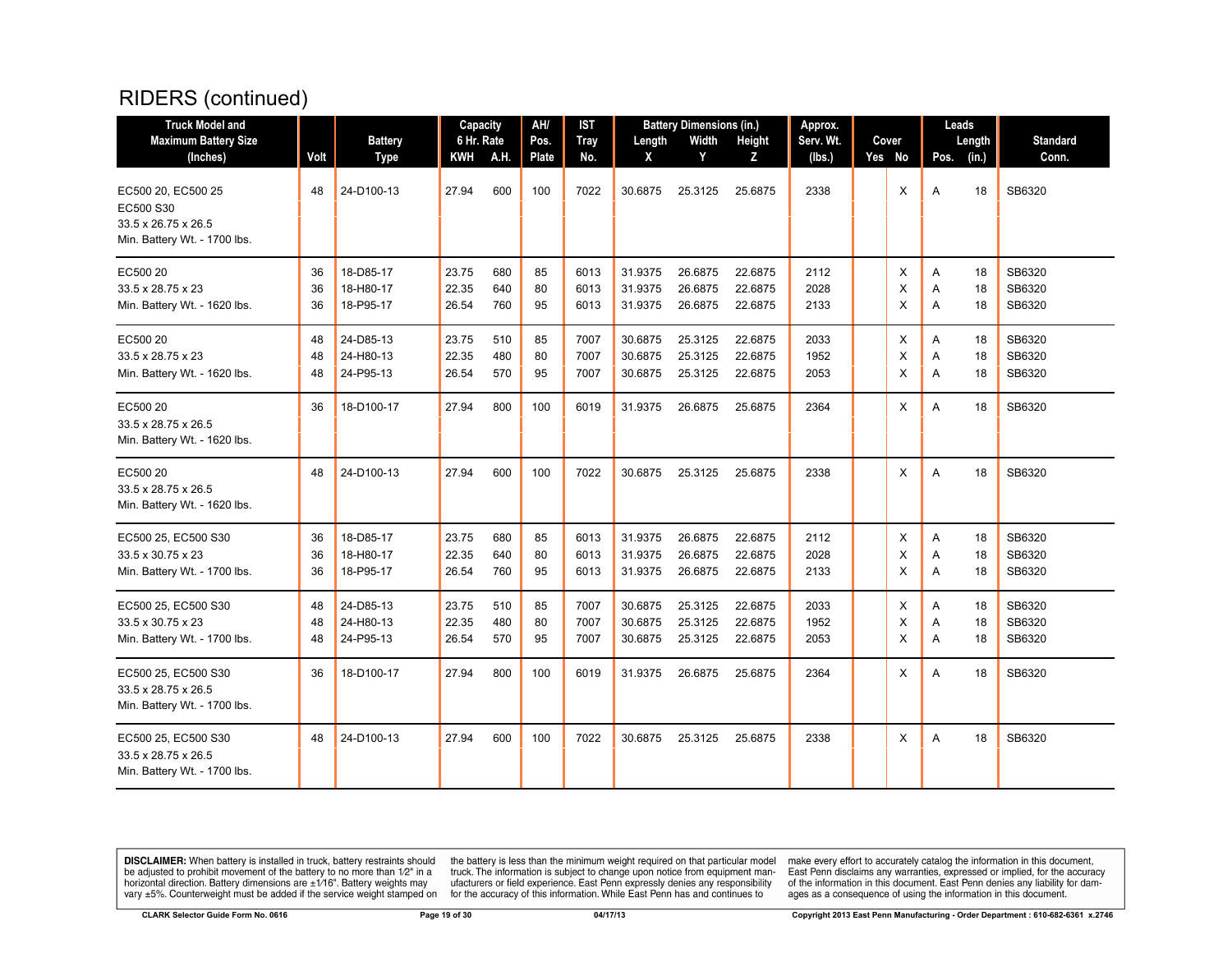# RIDERS (continued)

| Truck Model and Maximum Battery Size (Inches) | Volt | Battery Type | Capacity 6 Hr. Rate KWH | A.H. | AH/ Pos. Plate | IST Tray No. | Battery Dimensions (in.) Length X | Width Y | Height Z | Approx. Serv. Wt. (lbs.) | Cover Yes | No | Leads Pos. | Length (in.) | Standard Conn. |
|---|---|---|---|---|---|---|---|---|---|---|---|---|---|---|---|
| EC500 20, EC500 25 EC500 S30 33.5 x 26.75 x 26.5 Min. Battery Wt. - 1700 lbs. | 48 | 24-D100-13 | 27.94 | 600 | 100 | 7022 | 30.6875 | 25.3125 | 25.6875 | 2338 | | X | A | 18 | SB6320 |
| EC500 20 | 36 | 18-D85-17 | 23.75 | 680 | 85 | 6013 | 31.9375 | 26.6875 | 22.6875 | 2112 | | X | A | 18 | SB6320 |
| 33.5 x 28.75 x 23 | 36 | 18-H80-17 | 22.35 | 640 | 80 | 6013 | 31.9375 | 26.6875 | 22.6875 | 2028 | | X | A | 18 | SB6320 |
| Min. Battery Wt. - 1620 lbs. | 36 | 18-P95-17 | 26.54 | 760 | 95 | 6013 | 31.9375 | 26.6875 | 22.6875 | 2133 | | X | A | 18 | SB6320 |
| EC500 20 | 48 | 24-D85-13 | 23.75 | 510 | 85 | 7007 | 30.6875 | 25.3125 | 22.6875 | 2033 | | X | A | 18 | SB6320 |
| 33.5 x 28.75 x 23 | 48 | 24-H80-13 | 22.35 | 480 | 80 | 7007 | 30.6875 | 25.3125 | 22.6875 | 1952 | | X | A | 18 | SB6320 |
| Min. Battery Wt. - 1620 lbs. | 48 | 24-P95-13 | 26.54 | 570 | 95 | 7007 | 30.6875 | 25.3125 | 22.6875 | 2053 | | X | A | 18 | SB6320 |
| EC500 20 33.5 x 28.75 x 26.5 Min. Battery Wt. - 1620 lbs. | 36 | 18-D100-17 | 27.94 | 800 | 100 | 6019 | 31.9375 | 26.6875 | 25.6875 | 2364 | | X | A | 18 | SB6320 |
| EC500 20 33.5 x 28.75 x 26.5 Min. Battery Wt. - 1620 lbs. | 48 | 24-D100-13 | 27.94 | 600 | 100 | 7022 | 30.6875 | 25.3125 | 25.6875 | 2338 | | X | A | 18 | SB6320 |
| EC500 25, EC500 S30 | 36 | 18-D85-17 | 23.75 | 680 | 85 | 6013 | 31.9375 | 26.6875 | 22.6875 | 2112 | | X | A | 18 | SB6320 |
| 33.5 x 30.75 x 23 | 36 | 18-H80-17 | 22.35 | 640 | 80 | 6013 | 31.9375 | 26.6875 | 22.6875 | 2028 | | X | A | 18 | SB6320 |
| Min. Battery Wt. - 1700 lbs. | 36 | 18-P95-17 | 26.54 | 760 | 95 | 6013 | 31.9375 | 26.6875 | 22.6875 | 2133 | | X | A | 18 | SB6320 |
| EC500 25, EC500 S30 | 48 | 24-D85-13 | 23.75 | 510 | 85 | 7007 | 30.6875 | 25.3125 | 22.6875 | 2033 | | X | A | 18 | SB6320 |
| 33.5 x 30.75 x 23 | 48 | 24-H80-13 | 22.35 | 480 | 80 | 7007 | 30.6875 | 25.3125 | 22.6875 | 1952 | | X | A | 18 | SB6320 |
| Min. Battery Wt. - 1700 lbs. | 48 | 24-P95-13 | 26.54 | 570 | 95 | 7007 | 30.6875 | 25.3125 | 22.6875 | 2053 | | X | A | 18 | SB6320 |
| EC500 25, EC500 S30 33.5 x 28.75 x 26.5 Min. Battery Wt. - 1700 lbs. | 36 | 18-D100-17 | 27.94 | 800 | 100 | 6019 | 31.9375 | 26.6875 | 25.6875 | 2364 | | X | A | 18 | SB6320 |
| EC500 25, EC500 S30 33.5 x 28.75 x 26.5 Min. Battery Wt. - 1700 lbs. | 48 | 24-D100-13 | 27.94 | 600 | 100 | 7022 | 30.6875 | 25.3125 | 25.6875 | 2338 | | X | A | 18 | SB6320 |

**DISCLAIMER:** When battery is installed in truck, battery restraints should be adjusted to prohibit movement of the battery to no more than 1⁄2" in a horizontal direction. Battery dimensions are ±1⁄16". Battery weights may vary ±5%. Counterweight must be added if the service weight stamped on the battery is less than the minimum weight required on that particular model truck. The information is subject to change upon notice from equipment manufacturers or field experience. East Penn expressly denies any responsibility for the accuracy of this information. While East Penn has and continues to make every effort to accurately catalog the information in this document, East Penn disclaims any warranties, expressed or implied, for the accuracy of the information in this document. East Penn denies any liability for damages as a consequence of using the information in this document.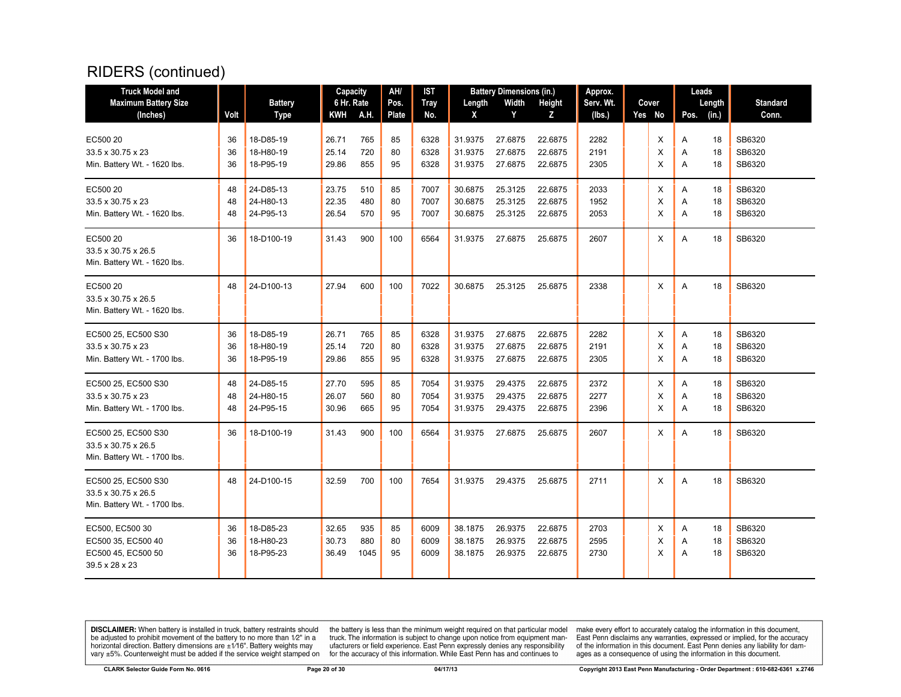# RIDERS (continued)

| Truck Model and Maximum Battery Size (Inches) | Volt | Battery Type | Capacity 6 Hr. Rate KWH | A.H. | AH/ Pos. Plate | IST Tray No. | Battery Dimensions (in.) Length X | Width Y | Height Z | Approx. Serv. Wt. (lbs.) | Cover Yes | No | Leads Pos. | Length (in.) | Standard Conn. |
|---|---|---|---|---|---|---|---|---|---|---|---|---|---|---|---|
| EC500 20 | 36 | 18-D85-19 | 26.71 | 765 | 85 | 6328 | 31.9375 | 27.6875 | 22.6875 | 2282 | | X | A | 18 | SB6320 |
| 33.5 x 30.75 x 23 | 36 | 18-H80-19 | 25.14 | 720 | 80 | 6328 | 31.9375 | 27.6875 | 22.6875 | 2191 | | X | A | 18 | SB6320 |
| Min. Battery Wt. - 1620 lbs. | 36 | 18-P95-19 | 29.86 | 855 | 95 | 6328 | 31.9375 | 27.6875 | 22.6875 | 2305 | | X | A | 18 | SB6320 |
| EC500 20 | 48 | 24-D85-13 | 23.75 | 510 | 85 | 7007 | 30.6875 | 25.3125 | 22.6875 | 2033 | | X | A | 18 | SB6320 |
| 33.5 x 30.75 x 23 | 48 | 24-H80-13 | 22.35 | 480 | 80 | 7007 | 30.6875 | 25.3125 | 22.6875 | 1952 | | X | A | 18 | SB6320 |
| Min. Battery Wt. - 1620 lbs. | 48 | 24-P95-13 | 26.54 | 570 | 95 | 7007 | 30.6875 | 25.3125 | 22.6875 | 2053 | | X | A | 18 | SB6320 |
| EC500 20 | 36 | 18-D100-19 | 31.43 | 900 | 100 | 6564 | 31.9375 | 27.6875 | 25.6875 | 2607 | | X | A | 18 | SB6320 |
| 33.5 x 30.75 x 26.5 | | | | | | | | | | | | | | | |
| Min. Battery Wt. - 1620 lbs. | | | | | | | | | | | | | | | |
| EC500 20 | 48 | 24-D100-13 | 27.94 | 600 | 100 | 7022 | 30.6875 | 25.3125 | 25.6875 | 2338 | | X | A | 18 | SB6320 |
| 33.5 x 30.75 x 26.5 | | | | | | | | | | | | | | | |
| Min. Battery Wt. - 1620 lbs. | | | | | | | | | | | | | | | |
| EC500 25, EC500 S30 | 36 | 18-D85-19 | 26.71 | 765 | 85 | 6328 | 31.9375 | 27.6875 | 22.6875 | 2282 | | X | A | 18 | SB6320 |
| 33.5 x 30.75 x 23 | 36 | 18-H80-19 | 25.14 | 720 | 80 | 6328 | 31.9375 | 27.6875 | 22.6875 | 2191 | | X | A | 18 | SB6320 |
| Min. Battery Wt. - 1700 lbs. | 36 | 18-P95-19 | 29.86 | 855 | 95 | 6328 | 31.9375 | 27.6875 | 22.6875 | 2305 | | X | A | 18 | SB6320 |
| EC500 25, EC500 S30 | 48 | 24-D85-15 | 27.70 | 595 | 85 | 7054 | 31.9375 | 29.4375 | 22.6875 | 2372 | | X | A | 18 | SB6320 |
| 33.5 x 30.75 x 23 | 48 | 24-H80-15 | 26.07 | 560 | 80 | 7054 | 31.9375 | 29.4375 | 22.6875 | 2277 | | X | A | 18 | SB6320 |
| Min. Battery Wt. - 1700 lbs. | 48 | 24-P95-15 | 30.96 | 665 | 95 | 7054 | 31.9375 | 29.4375 | 22.6875 | 2396 | | X | A | 18 | SB6320 |
| EC500 25, EC500 S30 | 36 | 18-D100-19 | 31.43 | 900 | 100 | 6564 | 31.9375 | 27.6875 | 25.6875 | 2607 | | X | A | 18 | SB6320 |
| 33.5 x 30.75 x 26.5 | | | | | | | | | | | | | | | |
| Min. Battery Wt. - 1700 lbs. | | | | | | | | | | | | | | | |
| EC500 25, EC500 S30 | 48 | 24-D100-15 | 32.59 | 700 | 100 | 7654 | 31.9375 | 29.4375 | 25.6875 | 2711 | | X | A | 18 | SB6320 |
| 33.5 x 30.75 x 26.5 | | | | | | | | | | | | | | | |
| Min. Battery Wt. - 1700 lbs. | | | | | | | | | | | | | | | |
| EC500, EC500 30 | 36 | 18-D85-23 | 32.65 | 935 | 85 | 6009 | 38.1875 | 26.9375 | 22.6875 | 2703 | | X | A | 18 | SB6320 |
| EC500 35, EC500 40 | 36 | 18-H80-23 | 30.73 | 880 | 80 | 6009 | 38.1875 | 26.9375 | 22.6875 | 2595 | | X | A | 18 | SB6320 |
| EC500 45, EC500 50 | 36 | 18-P95-23 | 36.49 | 1045 | 95 | 6009 | 38.1875 | 26.9375 | 22.6875 | 2730 | | X | A | 18 | SB6320 |
| 39.5 x 28 x 23 | | | | | | | | | | | | | | | |

**DISCLAIMER:** When battery is installed in truck, battery restraints should be adjusted to prohibit movement of the battery to no more than 1⁄2" in a horizontal direction. Battery dimensions are ±1⁄16". Battery weights may vary ±5%. Counterweight must be added if the service weight stamped on the battery is less than the minimum weight required on that particular model truck. The information is subject to change upon notice from equipment manufacturers or field experience. East Penn expressly denies any responsibility for the accuracy of this information. While East Penn has and continues to make every effort to accurately catalog the information in this document, East Penn disclaims any warranties, expressed or implied, for the accuracy of the information in this document. East Penn denies any liability for damages as a consequence of using the information in this document.

CLARK Selector Guide Form No. 0616 — 04/17/13 — Copyright 2013 East Penn Manufacturing - Order Department : 610-682-6361 x.2746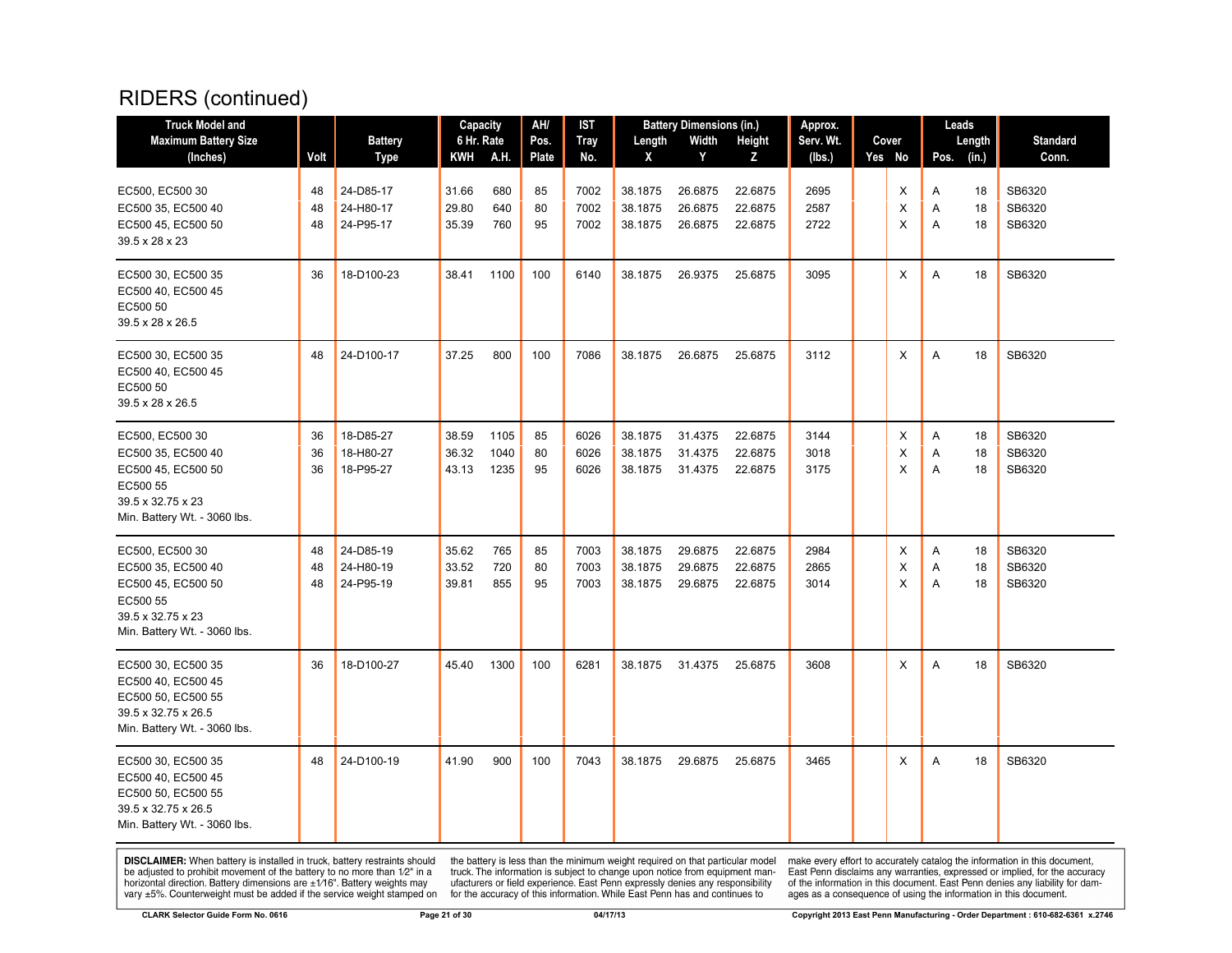# RIDERS (continued)

| Truck Model and Maximum Battery Size (Inches) | Volt | Battery Type | Capacity 6 Hr. Rate KWH | Capacity 6 Hr. Rate A.H. | AH/ Pos. Plate | IST Tray No. | Battery Dimensions (in.) Length X | Width Y | Height Z | Approx. Serv. Wt. (lbs.) | Cover Yes | Cover No | Leads Pos. | Leads Length (in.) | Standard Conn. |
|---|---|---|---|---|---|---|---|---|---|---|---|---|---|---|---|
| EC500, EC500 30 | 48 | 24-D85-17 | 31.66 | 680 | 85 | 7002 | 38.1875 | 26.6875 | 22.6875 | 2695 | | X | A | 18 | SB6320 |
| EC500 35, EC500 40 | 48 | 24-H80-17 | 29.80 | 640 | 80 | 7002 | 38.1875 | 26.6875 | 22.6875 | 2587 | | X | A | 18 | SB6320 |
| EC500 45, EC500 50 | 48 | 24-P95-17 | 35.39 | 760 | 95 | 7002 | 38.1875 | 26.6875 | 22.6875 | 2722 | | X | A | 18 | SB6320 |
| 39.5 x 28 x 23 | | | | | | | | | | | | | | | |
| EC500 30, EC500 35 | 36 | 18-D100-23 | 38.41 | 1100 | 100 | 6140 | 38.1875 | 26.9375 | 25.6875 | 3095 | | X | A | 18 | SB6320 |
| EC500 40, EC500 45 | | | | | | | | | | | | | | | |
| EC500 50 | | | | | | | | | | | | | | | |
| 39.5 x 28 x 26.5 | | | | | | | | | | | | | | | |
| EC500 30, EC500 35 | 48 | 24-D100-17 | 37.25 | 800 | 100 | 7086 | 38.1875 | 26.6875 | 25.6875 | 3112 | | X | A | 18 | SB6320 |
| EC500 40, EC500 45 | | | | | | | | | | | | | | | |
| EC500 50 | | | | | | | | | | | | | | | |
| 39.5 x 28 x 26.5 | | | | | | | | | | | | | | | |
| EC500, EC500 30 | 36 | 18-D85-27 | 38.59 | 1105 | 85 | 6026 | 38.1875 | 31.4375 | 22.6875 | 3144 | | X | A | 18 | SB6320 |
| EC500 35, EC500 40 | 36 | 18-H80-27 | 36.32 | 1040 | 80 | 6026 | 38.1875 | 31.4375 | 22.6875 | 3018 | | X | A | 18 | SB6320 |
| EC500 45, EC500 50 | 36 | 18-P95-27 | 43.13 | 1235 | 95 | 6026 | 38.1875 | 31.4375 | 22.6875 | 3175 | | X | A | 18 | SB6320 |
| EC500 55 | | | | | | | | | | | | | | | |
| 39.5 x 32.75 x 23 | | | | | | | | | | | | | | | |
| Min. Battery Wt. - 3060 lbs. | | | | | | | | | | | | | | | |
| EC500, EC500 30 | 48 | 24-D85-19 | 35.62 | 765 | 85 | 7003 | 38.1875 | 29.6875 | 22.6875 | 2984 | | X | A | 18 | SB6320 |
| EC500 35, EC500 40 | 48 | 24-H80-19 | 33.52 | 720 | 80 | 7003 | 38.1875 | 29.6875 | 22.6875 | 2865 | | X | A | 18 | SB6320 |
| EC500 45, EC500 50 | 48 | 24-P95-19 | 39.81 | 855 | 95 | 7003 | 38.1875 | 29.6875 | 22.6875 | 3014 | | X | A | 18 | SB6320 |
| EC500 55 | | | | | | | | | | | | | | | |
| 39.5 x 32.75 x 23 | | | | | | | | | | | | | | | |
| Min. Battery Wt. - 3060 lbs. | | | | | | | | | | | | | | | |
| EC500 30, EC500 35 | 36 | 18-D100-27 | 45.40 | 1300 | 100 | 6281 | 38.1875 | 31.4375 | 25.6875 | 3608 | | X | A | 18 | SB6320 |
| EC500 40, EC500 45 | | | | | | | | | | | | | | | |
| EC500 50, EC500 55 | | | | | | | | | | | | | | | |
| 39.5 x 32.75 x 26.5 | | | | | | | | | | | | | | | |
| Min. Battery Wt. - 3060 lbs. | | | | | | | | | | | | | | | |
| EC500 30, EC500 35 | 48 | 24-D100-19 | 41.90 | 900 | 100 | 7043 | 38.1875 | 29.6875 | 25.6875 | 3465 | | X | A | 18 | SB6320 |
| EC500 40, EC500 45 | | | | | | | | | | | | | | | |
| EC500 50, EC500 55 | | | | | | | | | | | | | | | |
| 39.5 x 32.75 x 26.5 | | | | | | | | | | | | | | | |
| Min. Battery Wt. - 3060 lbs. | | | | | | | | | | | | | | | |

**DISCLAIMER:** When battery is installed in truck, battery restraints should be adjusted to prohibit movement of the battery to no more than 1⁄2" in a horizontal direction. Battery dimensions are ±1⁄16". Battery weights may vary ±5%. Counterweight must be added if the service weight stamped on the battery is less than the minimum weight required on that particular model truck. The information is subject to change upon notice from equipment manufacturers or field experience. East Penn expressly denies any responsibility for the accuracy of this information. While East Penn has and continues to make every effort to accurately catalog the information in this document, East Penn disclaims any warranties, expressed or implied, for the accuracy of the information in this document. East Penn denies any liability for damages as a consequence of using the information in this document.

CLARK Selector Guide Form No. 0616 | 04/17/13 | Copyright 2013 East Penn Manufacturing - Order Department : 610-682-6361 x.2746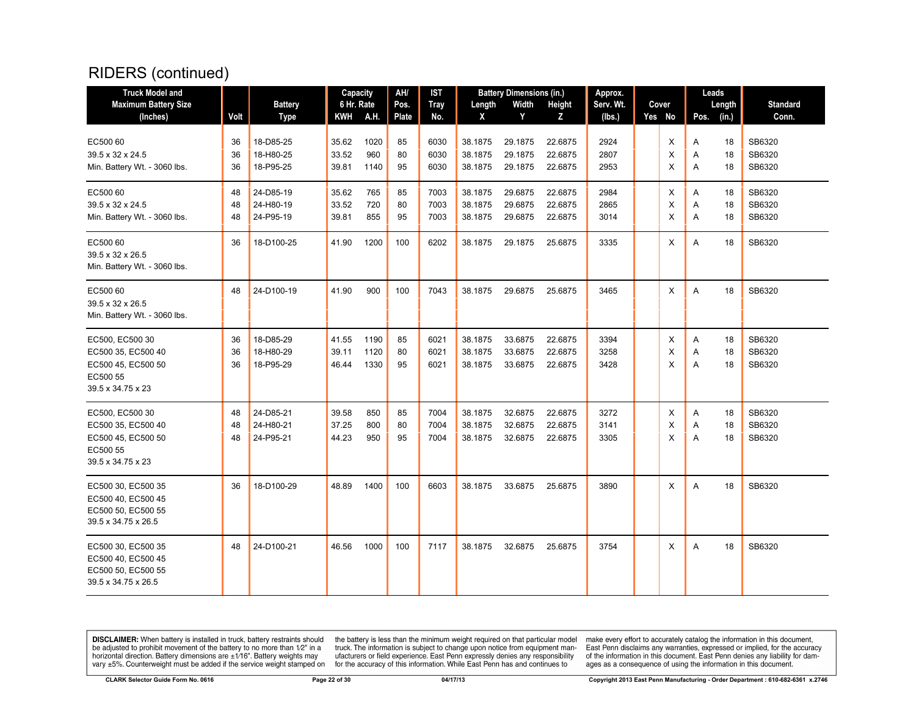# RIDERS (continued)

| Truck Model and Maximum Battery Size (Inches) | Volt | Battery Type | Capacity 6 Hr. Rate KWH | A.H. | AH/ Pos. Plate | IST Tray No. | Battery Dimensions (in.) Length X | Width Y | Height Z | Approx. Serv. Wt. (lbs.) | Cover Yes | No | Leads Pos. | Length (in.) | Standard Conn. |
|---|---|---|---|---|---|---|---|---|---|---|---|---|---|---|---|
| EC500 60<br>39.5 x 32 x 24.5<br>Min. Battery Wt. - 3060 lbs. | 36<br>36<br>36 | 18-D85-25<br>18-H80-25<br>18-P95-25 | 35.62<br>33.52<br>39.81 | 1020<br>960<br>1140 | 85<br>80<br>95 | 6030<br>6030<br>6030 | 38.1875<br>38.1875<br>38.1875 | 29.1875<br>29.1875<br>29.1875 | 22.6875<br>22.6875<br>22.6875 | 2924<br>2807<br>2953 | | X<br>X<br>X | A<br>A<br>A | 18<br>18<br>18 | SB6320<br>SB6320<br>SB6320 |
| EC500 60<br>39.5 x 32 x 24.5<br>Min. Battery Wt. - 3060 lbs. | 48<br>48<br>48 | 24-D85-19<br>24-H80-19<br>24-P95-19 | 35.62<br>33.52<br>39.81 | 765<br>720<br>855 | 85<br>80<br>95 | 7003<br>7003<br>7003 | 38.1875<br>38.1875<br>38.1875 | 29.6875<br>29.6875<br>29.6875 | 22.6875<br>22.6875<br>22.6875 | 2984<br>2865<br>3014 | | X<br>X<br>X | A<br>A<br>A | 18<br>18<br>18 | SB6320<br>SB6320<br>SB6320 |
| EC500 60<br>39.5 x 32 x 26.5<br>Min. Battery Wt. - 3060 lbs. | 36 | 18-D100-25 | 41.90 | 1200 | 100 | 6202 | 38.1875 | 29.1875 | 25.6875 | 3335 | | X | A | 18 | SB6320 |
| EC500 60<br>39.5 x 32 x 26.5<br>Min. Battery Wt. - 3060 lbs. | 48 | 24-D100-19 | 41.90 | 900 | 100 | 7043 | 38.1875 | 29.6875 | 25.6875 | 3465 | | X | A | 18 | SB6320 |
| EC500, EC500 30<br>EC500 35, EC500 40<br>EC500 45, EC500 50<br>EC500 55<br>39.5 x 34.75 x 23 | 36<br>36<br>36 | 18-D85-29<br>18-H80-29<br>18-P95-29 | 41.55<br>39.11<br>46.44 | 1190<br>1120<br>1330 | 85<br>80<br>95 | 6021<br>6021<br>6021 | 38.1875<br>38.1875<br>38.1875 | 33.6875<br>33.6875<br>33.6875 | 22.6875<br>22.6875<br>22.6875 | 3394<br>3258<br>3428 | | X<br>X<br>X | A<br>A<br>A | 18<br>18<br>18 | SB6320<br>SB6320<br>SB6320 |
| EC500, EC500 30<br>EC500 35, EC500 40<br>EC500 45, EC500 50<br>EC500 55<br>39.5 x 34.75 x 23 | 48<br>48<br>48 | 24-D85-21<br>24-H80-21<br>24-P95-21 | 39.58<br>37.25<br>44.23 | 850<br>800<br>950 | 85<br>80<br>95 | 7004<br>7004<br>7004 | 38.1875<br>38.1875<br>38.1875 | 32.6875<br>32.6875<br>32.6875 | 22.6875<br>22.6875<br>22.6875 | 3272<br>3141<br>3305 | | X<br>X<br>X | A<br>A<br>A | 18<br>18<br>18 | SB6320<br>SB6320<br>SB6320 |
| EC500 30, EC500 35<br>EC500 40, EC500 45<br>EC500 50, EC500 55<br>39.5 x 34.75 x 26.5 | 36 | 18-D100-29 | 48.89 | 1400 | 100 | 6603 | 38.1875 | 33.6875 | 25.6875 | 3890 | | X | A | 18 | SB6320 |
| EC500 30, EC500 35<br>EC500 40, EC500 45<br>EC500 50, EC500 55<br>39.5 x 34.75 x 26.5 | 48 | 24-D100-21 | 46.56 | 1000 | 100 | 7117 | 38.1875 | 32.6875 | 25.6875 | 3754 | | X | A | 18 | SB6320 |

**DISCLAIMER:** When battery is installed in truck, battery restraints should be adjusted to prohibit movement of the battery to no more than 1⁄2" in a horizontal direction. Battery dimensions are ±1⁄16". Battery weights may vary ±5%. Counterweight must be added if the service weight stamped on the battery is less than the minimum weight required on that particular model truck. The information is subject to change upon notice from equipment manufacturers or field experience. East Penn expressly denies any responsibility for the accuracy of this information. While East Penn has and continues to make every effort to accurately catalog the information in this document, East Penn disclaims any warranties, expressed or implied, for the accuracy of the information in this document. East Penn denies any liability for damages as a consequence of using the information in this document.

CLARK Selector Guide Form No. 0616 — 04/17/13 — Copyright 2013 East Penn Manufacturing - Order Department : 610-682-6361 x.2746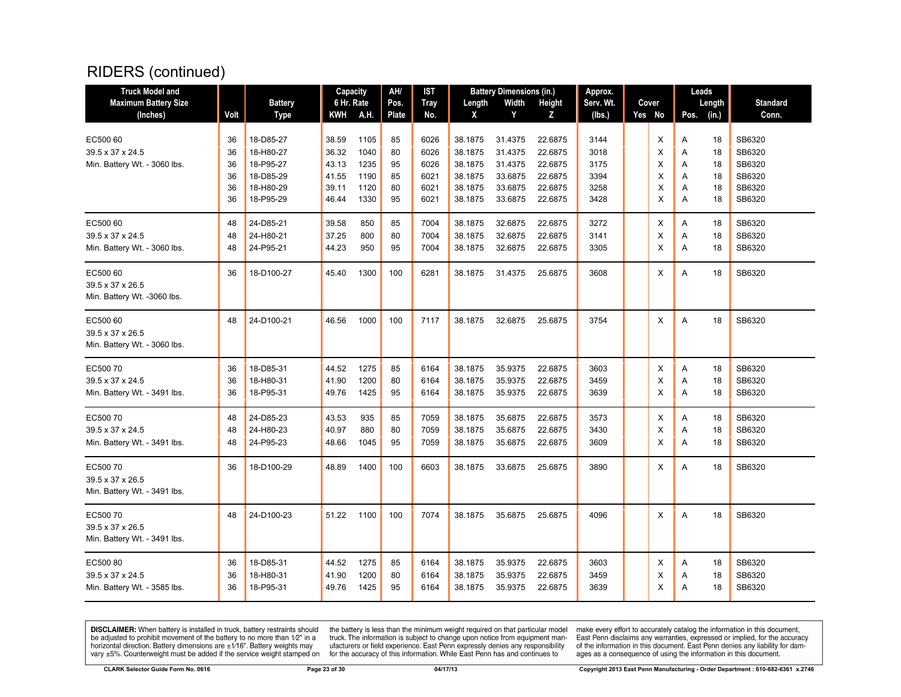# RIDERS (continued)

| Truck Model and Maximum Battery Size (Inches) | Volt | Battery Type | Capacity 6 Hr. Rate KWH | Capacity 6 Hr. Rate A.H. | AH/ Pos. Plate | IST Tray No. | Battery Dimensions (in.) Length X | Battery Dimensions (in.) Width Y | Battery Dimensions (in.) Height Z | Approx. Serv. Wt. (lbs.) | Cover Yes | Cover No | Leads Pos. | Leads Length (in.) | Standard Conn. |
|---|---|---|---|---|---|---|---|---|---|---|---|---|---|---|---|
| EC500 60 | 36 | 18-D85-27 | 38.59 | 1105 | 85 | 6026 | 38.1875 | 31.4375 | 22.6875 | 3144 | | X | A | 18 | SB6320 |
| 39.5 x 37 x 24.5 | 36 | 18-H80-27 | 36.32 | 1040 | 80 | 6026 | 38.1875 | 31.4375 | 22.6875 | 3018 | | X | A | 18 | SB6320 |
| Min. Battery Wt. - 3060 lbs. | 36 | 18-P95-27 | 43.13 | 1235 | 95 | 6026 | 38.1875 | 31.4375 | 22.6875 | 3175 | | X | A | 18 | SB6320 |
| | 36 | 18-D85-29 | 41.55 | 1190 | 85 | 6021 | 38.1875 | 33.6875 | 22.6875 | 3394 | | X | A | 18 | SB6320 |
| | 36 | 18-H80-29 | 39.11 | 1120 | 80 | 6021 | 38.1875 | 33.6875 | 22.6875 | 3258 | | X | A | 18 | SB6320 |
| | 36 | 18-P95-29 | 46.44 | 1330 | 95 | 6021 | 38.1875 | 33.6875 | 22.6875 | 3428 | | X | A | 18 | SB6320 |
| EC500 60 | 48 | 24-D85-21 | 39.58 | 850 | 85 | 7004 | 38.1875 | 32.6875 | 22.6875 | 3272 | | X | A | 18 | SB6320 |
| 39.5 x 37 x 24.5 | 48 | 24-H80-21 | 37.25 | 800 | 80 | 7004 | 38.1875 | 32.6875 | 22.6875 | 3141 | | X | A | 18 | SB6320 |
| Min. Battery Wt. - 3060 lbs. | 48 | 24-P95-21 | 44.23 | 950 | 95 | 7004 | 38.1875 | 32.6875 | 22.6875 | 3305 | | X | A | 18 | SB6320 |
| EC500 60<br>39.5 x 37 x 26.5<br>Min. Battery Wt. -3060 lbs. | 36 | 18-D100-27 | 45.40 | 1300 | 100 | 6281 | 38.1875 | 31.4375 | 25.6875 | 3608 | | X | A | 18 | SB6320 |
| EC500 60<br>39.5 x 37 x 26.5<br>Min. Battery Wt. - 3060 lbs. | 48 | 24-D100-21 | 46.56 | 1000 | 100 | 7117 | 38.1875 | 32.6875 | 25.6875 | 3754 | | X | A | 18 | SB6320 |
| EC500 70 | 36 | 18-D85-31 | 44.52 | 1275 | 85 | 6164 | 38.1875 | 35.9375 | 22.6875 | 3603 | | X | A | 18 | SB6320 |
| 39.5 x 37 x 24.5 | 36 | 18-H80-31 | 41.90 | 1200 | 80 | 6164 | 38.1875 | 35.9375 | 22.6875 | 3459 | | X | A | 18 | SB6320 |
| Min. Battery Wt. - 3491 lbs. | 36 | 18-P95-31 | 49.76 | 1425 | 95 | 6164 | 38.1875 | 35.9375 | 22.6875 | 3639 | | X | A | 18 | SB6320 |
| EC500 70 | 48 | 24-D85-23 | 43.53 | 935 | 85 | 7059 | 38.1875 | 35.6875 | 22.6875 | 3573 | | X | A | 18 | SB6320 |
| 39.5 x 37 x 24.5 | 48 | 24-H80-23 | 40.97 | 880 | 80 | 7059 | 38.1875 | 35.6875 | 22.6875 | 3430 | | X | A | 18 | SB6320 |
| Min. Battery Wt. - 3491 lbs. | 48 | 24-P95-23 | 48.66 | 1045 | 95 | 7059 | 38.1875 | 35.6875 | 22.6875 | 3609 | | X | A | 18 | SB6320 |
| EC500 70<br>39.5 x 37 x 26.5<br>Min. Battery Wt. - 3491 lbs. | 36 | 18-D100-29 | 48.89 | 1400 | 100 | 6603 | 38.1875 | 33.6875 | 25.6875 | 3890 | | X | A | 18 | SB6320 |
| EC500 70<br>39.5 x 37 x 26.5<br>Min. Battery Wt. - 3491 lbs. | 48 | 24-D100-23 | 51.22 | 1100 | 100 | 7074 | 38.1875 | 35.6875 | 25.6875 | 4096 | | X | A | 18 | SB6320 |
| EC500 80 | 36 | 18-D85-31 | 44.52 | 1275 | 85 | 6164 | 38.1875 | 35.9375 | 22.6875 | 3603 | | X | A | 18 | SB6320 |
| 39.5 x 37 x 24.5 | 36 | 18-H80-31 | 41.90 | 1200 | 80 | 6164 | 38.1875 | 35.9375 | 22.6875 | 3459 | | X | A | 18 | SB6320 |
| Min. Battery Wt. - 3585 lbs. | 36 | 18-P95-31 | 49.76 | 1425 | 95 | 6164 | 38.1875 | 35.9375 | 22.6875 | 3639 | | X | A | 18 | SB6320 |

**DISCLAIMER:** When battery is installed in truck, battery restraints should be adjusted to prohibit movement of the battery to no more than 1⁄2" in a horizontal direction. Battery dimensions are ±1⁄16". Battery weights may vary ±5%. Counterweight must be added if the service weight stamped on the battery is less than the minimum weight required on that particular model truck. The information is subject to change upon notice from equipment manufacturers or field experience. East Penn expressly denies any responsibility for the accuracy of this information. While East Penn has and continues to make every effort to accurately catalog the information in this document, East Penn disclaims any warranties, expressed or implied, for the accuracy of the information in this document. East Penn denies any liability for damages as a consequence of using the information in this document.

CLARK Selector Guide Form No. 0616 — 04/17/13 — Copyright 2013 East Penn Manufacturing - Order Department : 610-682-6361 x.2746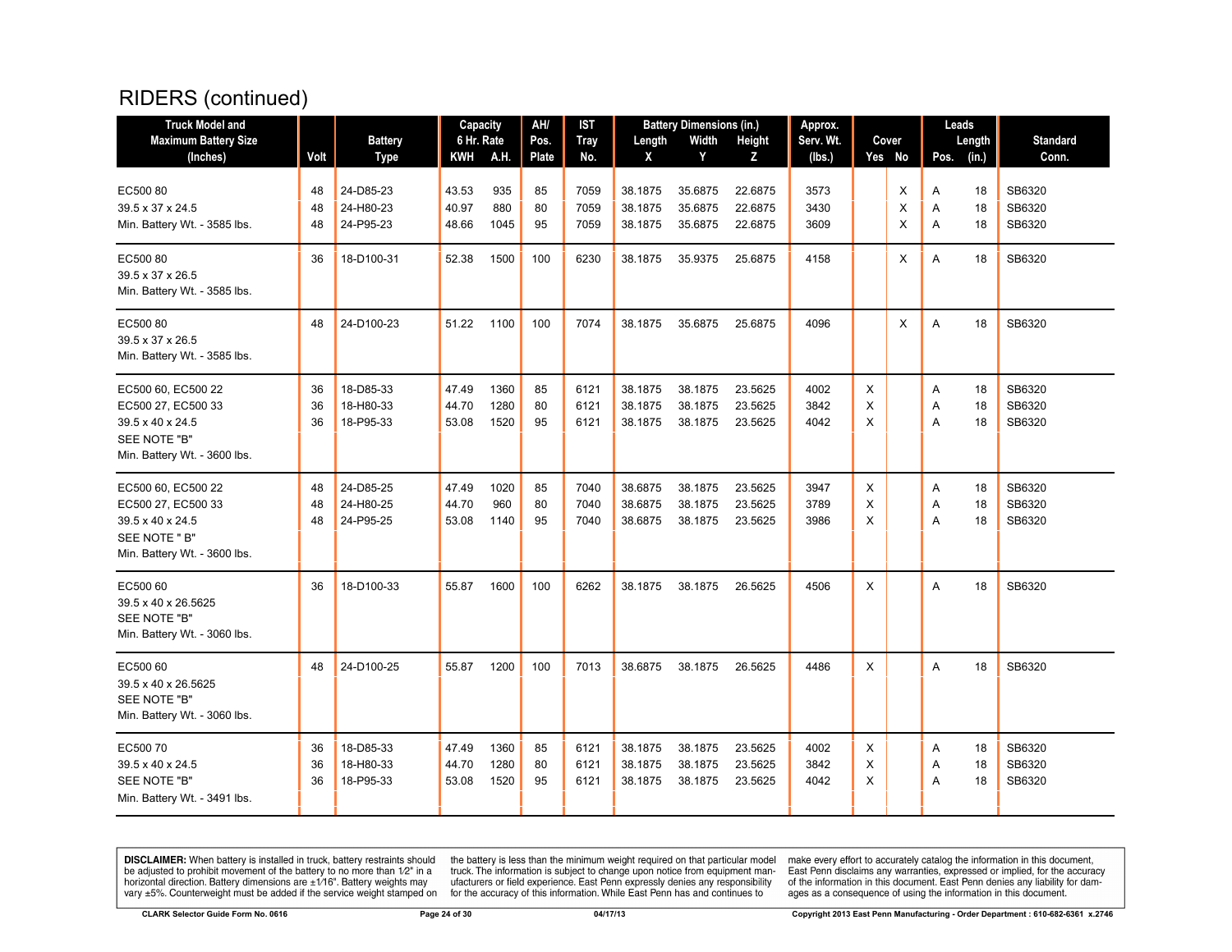# RIDERS (continued)

| Truck Model and Maximum Battery Size (Inches) | Volt | Battery Type | Capacity 6 Hr. Rate KWH | A.H. | AH/ Pos. Plate | IST Tray No. | Battery Dimensions (in.) Length X | Width Y | Height Z | Approx. Serv. Wt. (lbs.) | Cover Yes | No | Leads Pos. | Length (in.) | Standard Conn. |
|---|---|---|---|---|---|---|---|---|---|---|---|---|---|---|---|
| EC500 80<br>39.5 x 37 x 24.5<br>Min. Battery Wt. - 3585 lbs. | 48<br>48<br>48 | 24-D85-23<br>24-H80-23<br>24-P95-23 | 43.53<br>40.97<br>48.66 | 935<br>880<br>1045 | 85<br>80<br>95 | 7059<br>7059<br>7059 | 38.1875<br>38.1875<br>38.1875 | 35.6875<br>35.6875<br>35.6875 | 22.6875<br>22.6875<br>22.6875 | 3573<br>3430<br>3609 | | X<br>X<br>X | A<br>A<br>A | 18<br>18<br>18 | SB6320<br>SB6320<br>SB6320 |
| EC500 80<br>39.5 x 37 x 26.5<br>Min. Battery Wt. - 3585 lbs. | 36 | 18-D100-31 | 52.38 | 1500 | 100 | 6230 | 38.1875 | 35.9375 | 25.6875 | 4158 | | X | A | 18 | SB6320 |
| EC500 80<br>39.5 x 37 x 26.5<br>Min. Battery Wt. - 3585 lbs. | 48 | 24-D100-23 | 51.22 | 1100 | 100 | 7074 | 38.1875 | 35.6875 | 25.6875 | 4096 | | X | A | 18 | SB6320 |
| EC500 60, EC500 22<br>EC500 27, EC500 33<br>39.5 x 40 x 24.5<br>SEE NOTE "B"<br>Min. Battery Wt. - 3600 lbs. | 36<br>36<br>36 | 18-D85-33<br>18-H80-33<br>18-P95-33 | 47.49<br>44.70<br>53.08 | 1360<br>1280<br>1520 | 85<br>80<br>95 | 6121<br>6121<br>6121 | 38.1875<br>38.1875<br>38.1875 | 38.1875<br>38.1875<br>38.1875 | 23.5625<br>23.5625<br>23.5625 | 4002<br>3842<br>4042 | X<br>X<br>X | | A<br>A<br>A | 18<br>18<br>18 | SB6320<br>SB6320<br>SB6320 |
| EC500 60, EC500 22<br>EC500 27, EC500 33<br>39.5 x 40 x 24.5<br>SEE NOTE " B"<br>Min. Battery Wt. - 3600 lbs. | 48<br>48<br>48 | 24-D85-25<br>24-H80-25<br>24-P95-25 | 47.49<br>44.70<br>53.08 | 1020<br>960<br>1140 | 85<br>80<br>95 | 7040<br>7040<br>7040 | 38.6875<br>38.6875<br>38.6875 | 38.1875<br>38.1875<br>38.1875 | 23.5625<br>23.5625<br>23.5625 | 3947<br>3789<br>3986 | X<br>X<br>X | | A<br>A<br>A | 18<br>18<br>18 | SB6320<br>SB6320<br>SB6320 |
| EC500 60<br>39.5 x 40 x 26.5625<br>SEE NOTE "B"<br>Min. Battery Wt. - 3060 lbs. | 36 | 18-D100-33 | 55.87 | 1600 | 100 | 6262 | 38.1875 | 38.1875 | 26.5625 | 4506 | X | | A | 18 | SB6320 |
| EC500 60<br>39.5 x 40 x 26.5625<br>SEE NOTE "B"<br>Min. Battery Wt. - 3060 lbs. | 48 | 24-D100-25 | 55.87 | 1200 | 100 | 7013 | 38.6875 | 38.1875 | 26.5625 | 4486 | X | | A | 18 | SB6320 |
| EC500 70<br>39.5 x 40 x 24.5<br>SEE NOTE "B"<br>Min. Battery Wt. - 3491 lbs. | 36<br>36<br>36 | 18-D85-33<br>18-H80-33<br>18-P95-33 | 47.49<br>44.70<br>53.08 | 1360<br>1280<br>1520 | 85<br>80<br>95 | 6121<br>6121<br>6121 | 38.1875<br>38.1875<br>38.1875 | 38.1875<br>38.1875<br>38.1875 | 23.5625<br>23.5625<br>23.5625 | 4002<br>3842<br>4042 | X<br>X<br>X | | A<br>A<br>A | 18<br>18<br>18 | SB6320<br>SB6320<br>SB6320 |

**DISCLAIMER:** When battery is installed in truck, battery restraints should be adjusted to prohibit movement of the battery to no more than 1⁄2" in a horizontal direction. Battery dimensions are ±1⁄16". Battery weights may vary ±5%. Counterweight must be added if the service weight stamped on the battery is less than the minimum weight required on that particular model truck. The information is subject to change upon notice from equipment manufacturers or field experience. East Penn expressly denies any responsibility for the accuracy of this information. While East Penn has and continues to make every effort to accurately catalog the information in this document, East Penn disclaims any warranties, expressed or implied, for the accuracy of the information in this document. East Penn denies any liability for damages as a consequence of using the information in this document.

CLARK Selector Guide Form No. 0616 | 04/17/13 | Copyright 2013 East Penn Manufacturing - Order Department : 610-682-6361 x.2746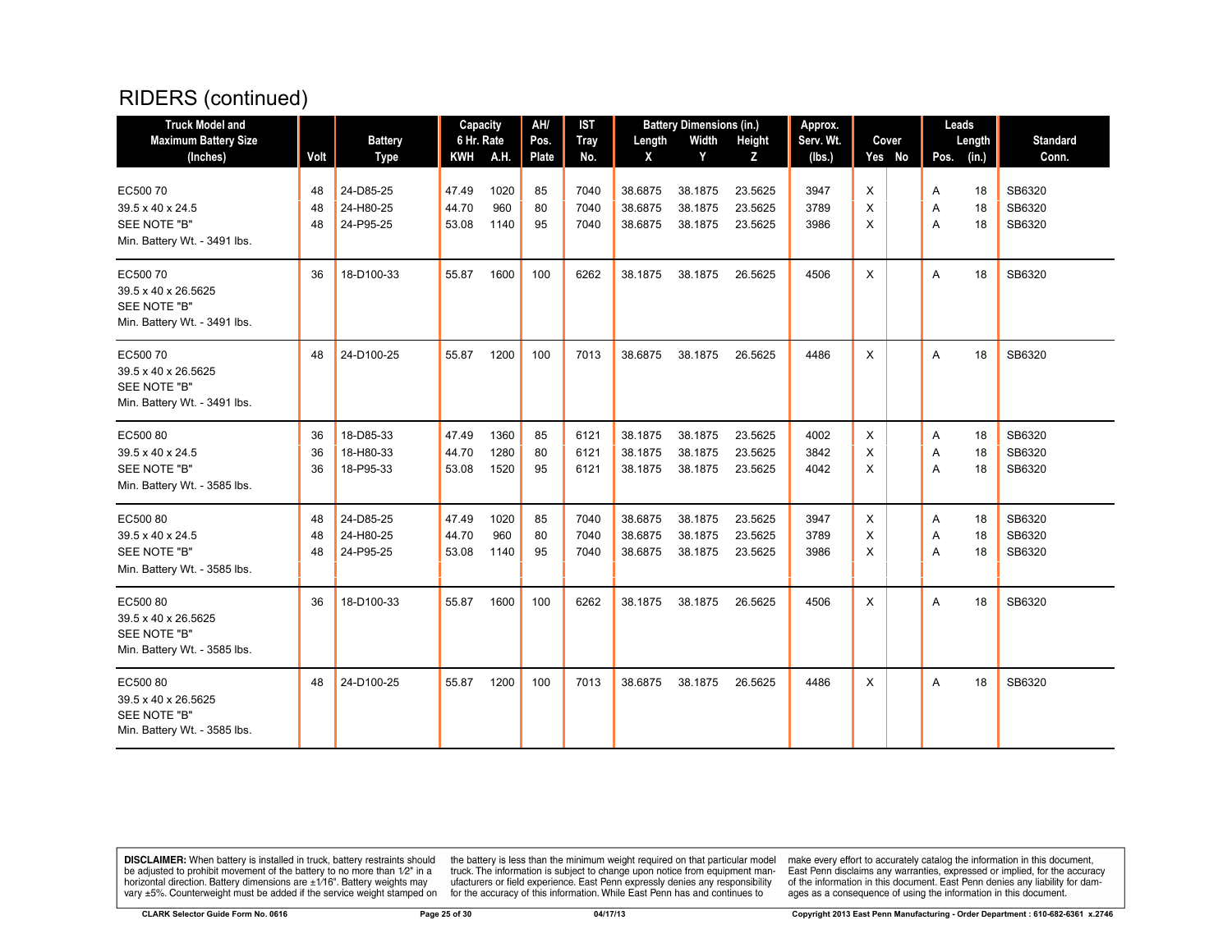# RIDERS (continued)

| Truck Model and Maximum Battery Size (Inches) | Volt | Battery Type | Capacity 6 Hr. Rate KWH | A.H. | AH/ Pos. Plate | IST Tray No. | Battery Dimensions (in.) Length X | Width Y | Height Z | Approx. Serv. Wt. (lbs.) | Cover Yes | No | Leads Pos. | Length (in.) | Standard Conn. |
|---|---|---|---|---|---|---|---|---|---|---|---|---|---|---|---|
| EC500 70 | 48 | 24-D85-25 | 47.49 | 1020 | 85 | 7040 | 38.6875 | 38.1875 | 23.5625 | 3947 | X | | A | 18 | SB6320 |
| 39.5 x 40 x 24.5 | 48 | 24-H80-25 | 44.70 | 960 | 80 | 7040 | 38.6875 | 38.1875 | 23.5625 | 3789 | X | | A | 18 | SB6320 |
| SEE NOTE "B" | 48 | 24-P95-25 | 53.08 | 1140 | 95 | 7040 | 38.6875 | 38.1875 | 23.5625 | 3986 | X | | A | 18 | SB6320 |
| Min. Battery Wt. - 3491 lbs. | | | | | | | | | | | | | | | |
| EC500 70 | 36 | 18-D100-33 | 55.87 | 1600 | 100 | 6262 | 38.1875 | 38.1875 | 26.5625 | 4506 | X | | A | 18 | SB6320 |
| 39.5 x 40 x 26.5625 | | | | | | | | | | | | | | | |
| SEE NOTE "B" | | | | | | | | | | | | | | | |
| Min. Battery Wt. - 3491 lbs. | | | | | | | | | | | | | | | |
| EC500 70 | 48 | 24-D100-25 | 55.87 | 1200 | 100 | 7013 | 38.6875 | 38.1875 | 26.5625 | 4486 | X | | A | 18 | SB6320 |
| 39.5 x 40 x 26.5625 | | | | | | | | | | | | | | | |
| SEE NOTE "B" | | | | | | | | | | | | | | | |
| Min. Battery Wt. - 3491 lbs. | | | | | | | | | | | | | | | |
| EC500 80 | 36 | 18-D85-33 | 47.49 | 1360 | 85 | 6121 | 38.1875 | 38.1875 | 23.5625 | 4002 | X | | A | 18 | SB6320 |
| 39.5 x 40 x 24.5 | 36 | 18-H80-33 | 44.70 | 1280 | 80 | 6121 | 38.1875 | 38.1875 | 23.5625 | 3842 | X | | A | 18 | SB6320 |
| SEE NOTE "B" | 36 | 18-P95-33 | 53.08 | 1520 | 95 | 6121 | 38.1875 | 38.1875 | 23.5625 | 4042 | X | | A | 18 | SB6320 |
| Min. Battery Wt. - 3585 lbs. | | | | | | | | | | | | | | | |
| EC500 80 | 48 | 24-D85-25 | 47.49 | 1020 | 85 | 7040 | 38.6875 | 38.1875 | 23.5625 | 3947 | X | | A | 18 | SB6320 |
| 39.5 x 40 x 24.5 | 48 | 24-H80-25 | 44.70 | 960 | 80 | 7040 | 38.6875 | 38.1875 | 23.5625 | 3789 | X | | A | 18 | SB6320 |
| SEE NOTE "B" | 48 | 24-P95-25 | 53.08 | 1140 | 95 | 7040 | 38.6875 | 38.1875 | 23.5625 | 3986 | X | | A | 18 | SB6320 |
| Min. Battery Wt. - 3585 lbs. | | | | | | | | | | | | | | | |
| EC500 80 | 36 | 18-D100-33 | 55.87 | 1600 | 100 | 6262 | 38.1875 | 38.1875 | 26.5625 | 4506 | X | | A | 18 | SB6320 |
| 39.5 x 40 x 26.5625 | | | | | | | | | | | | | | | |
| SEE NOTE "B" | | | | | | | | | | | | | | | |
| Min. Battery Wt. - 3585 lbs. | | | | | | | | | | | | | | | |
| EC500 80 | 48 | 24-D100-25 | 55.87 | 1200 | 100 | 7013 | 38.6875 | 38.1875 | 26.5625 | 4486 | X | | A | 18 | SB6320 |
| 39.5 x 40 x 26.5625 | | | | | | | | | | | | | | | |
| SEE NOTE "B" | | | | | | | | | | | | | | | |
| Min. Battery Wt. - 3585 lbs. | | | | | | | | | | | | | | | |

**DISCLAIMER:** When battery is installed in truck, battery restraints should be adjusted to prohibit movement of the battery to no more than 1/2" in a horizontal direction. Battery dimensions are ±1/16". Battery weights may vary ±5%. Counterweight must be added if the service weight stamped on the battery is less than the minimum weight required on that particular model truck. The information is subject to change upon notice from equipment manufacturers or field experience. East Penn expressly denies any responsibility for the accuracy of this information. While East Penn has and continues to make every effort to accurately catalog the information in this document, East Penn disclaims any warranties, expressed or implied, for the accuracy of the information in this document. East Penn denies any liability for damages as a consequence of using the information in this document.

CLARK Selector Guide Form No. 0616 | 04/17/13 | Copyright 2013 East Penn Manufacturing - Order Department : 610-682-6361 x.2746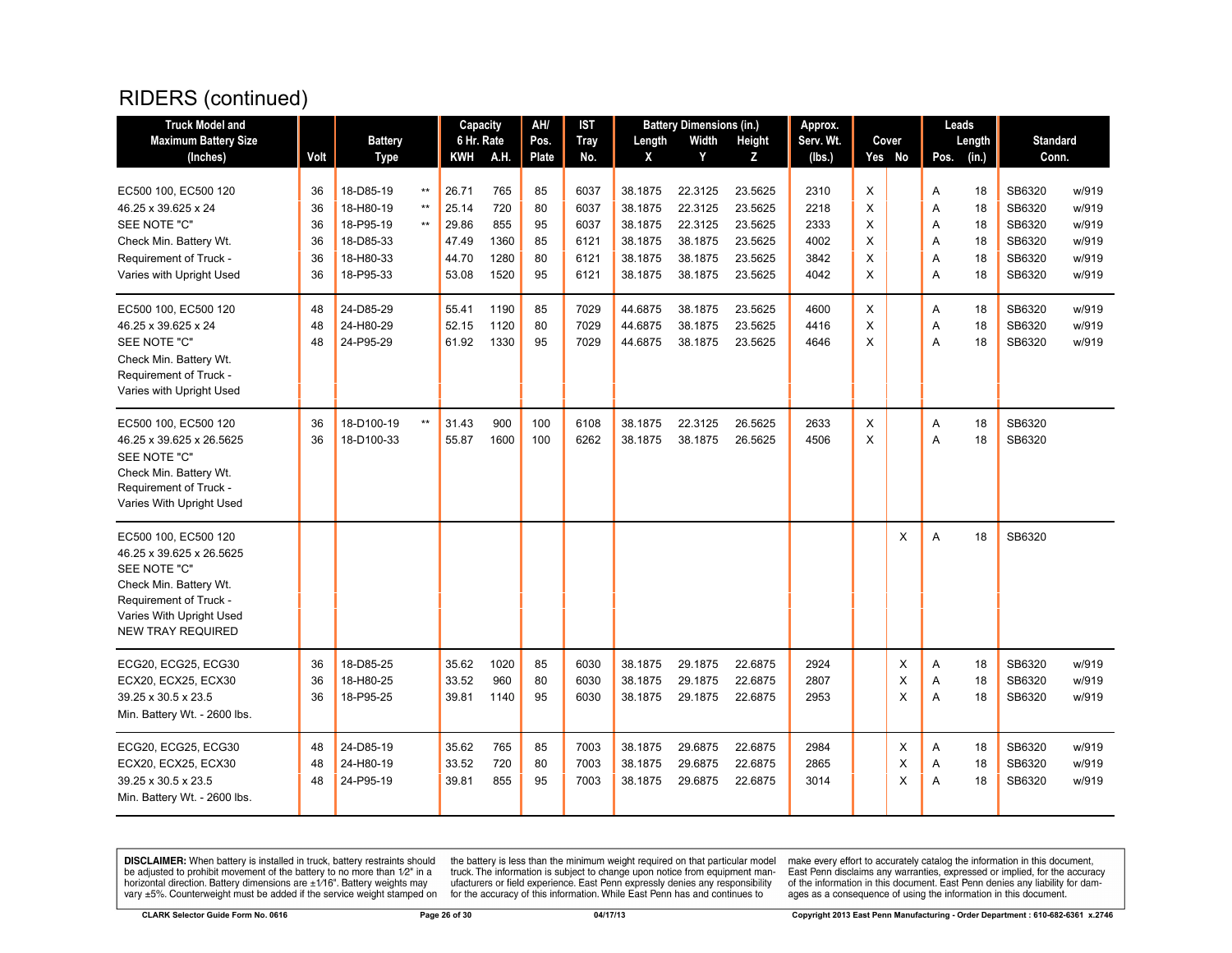# RIDERS (continued)

| Truck Model and Maximum Battery Size (Inches) | Volt | Battery Type | | Capacity 6 Hr. Rate KWH | A.H. | AH/ Pos. Plate | IST Tray No. | Battery Dimensions (in.) Length X | Width Y | Height Z | Approx. Serv. Wt. (lbs.) | Cover Yes | No | Leads Pos. | Length (in.) | Standard Conn. | |
|---|---|---|---|---|---|---|---|---|---|---|---|---|---|---|---|---|---|
| EC500 100, EC500 120 | 36 | 18-D85-19 | ** | 26.71 | 765 | 85 | 6037 | 38.1875 | 22.3125 | 23.5625 | 2310 | X | | A | 18 | SB6320 | w/919 |
| 46.25 x 39.625 x 24 | 36 | 18-H80-19 | ** | 25.14 | 720 | 80 | 6037 | 38.1875 | 22.3125 | 23.5625 | 2218 | X | | A | 18 | SB6320 | w/919 |
| SEE NOTE "C" | 36 | 18-P95-19 | ** | 29.86 | 855 | 95 | 6037 | 38.1875 | 22.3125 | 23.5625 | 2333 | X | | A | 18 | SB6320 | w/919 |
| Check Min. Battery Wt. | 36 | 18-D85-33 | | 47.49 | 1360 | 85 | 6121 | 38.1875 | 38.1875 | 23.5625 | 4002 | X | | A | 18 | SB6320 | w/919 |
| Requirement of Truck - | 36 | 18-H80-33 | | 44.70 | 1280 | 80 | 6121 | 38.1875 | 38.1875 | 23.5625 | 3842 | X | | A | 18 | SB6320 | w/919 |
| Varies with Upright Used | 36 | 18-P95-33 | | 53.08 | 1520 | 95 | 6121 | 38.1875 | 38.1875 | 23.5625 | 4042 | X | | A | 18 | SB6320 | w/919 |
| EC500 100, EC500 120 | 48 | 24-D85-29 | | 55.41 | 1190 | 85 | 7029 | 44.6875 | 38.1875 | 23.5625 | 4600 | X | | A | 18 | SB6320 | w/919 |
| 46.25 x 39.625 x 24 | 48 | 24-H80-29 | | 52.15 | 1120 | 80 | 7029 | 44.6875 | 38.1875 | 23.5625 | 4416 | X | | A | 18 | SB6320 | w/919 |
| SEE NOTE "C" | 48 | 24-P95-29 | | 61.92 | 1330 | 95 | 7029 | 44.6875 | 38.1875 | 23.5625 | 4646 | X | | A | 18 | SB6320 | w/919 |
| Check Min. Battery Wt. | | | | | | | | | | | | | | | | | |
| Requirement of Truck - | | | | | | | | | | | | | | | | | |
| Varies with Upright Used | | | | | | | | | | | | | | | | | |
| EC500 100, EC500 120 | 36 | 18-D100-19 | ** | 31.43 | 900 | 100 | 6108 | 38.1875 | 22.3125 | 26.5625 | 2633 | X | | A | 18 | SB6320 | |
| 46.25 x 39.625 x 26.5625 | 36 | 18-D100-33 | | 55.87 | 1600 | 100 | 6262 | 38.1875 | 38.1875 | 26.5625 | 4506 | X | | A | 18 | SB6320 | |
| SEE NOTE "C" | | | | | | | | | | | | | | | | | |
| Check Min. Battery Wt. | | | | | | | | | | | | | | | | | |
| Requirement of Truck - | | | | | | | | | | | | | | | | | |
| Varies With Upright Used | | | | | | | | | | | | | | | | | |
| EC500 100, EC500 120 | | | | | | | | | | | | | X | A | 18 | SB6320 | |
| 46.25 x 39.625 x 26.5625 | | | | | | | | | | | | | | | | | |
| SEE NOTE "C" | | | | | | | | | | | | | | | | | |
| Check Min. Battery Wt. | | | | | | | | | | | | | | | | | |
| Requirement of Truck - | | | | | | | | | | | | | | | | | |
| Varies With Upright Used | | | | | | | | | | | | | | | | | |
| NEW TRAY REQUIRED | | | | | | | | | | | | | | | | | |
| ECG20, ECG25, ECG30 | 36 | 18-D85-25 | | 35.62 | 1020 | 85 | 6030 | 38.1875 | 29.1875 | 22.6875 | 2924 | | X | A | 18 | SB6320 | w/919 |
| ECX20, ECX25, ECX30 | 36 | 18-H80-25 | | 33.52 | 960 | 80 | 6030 | 38.1875 | 29.1875 | 22.6875 | 2807 | | X | A | 18 | SB6320 | w/919 |
| 39.25 x 30.5 x 23.5 | 36 | 18-P95-25 | | 39.81 | 1140 | 95 | 6030 | 38.1875 | 29.1875 | 22.6875 | 2953 | | X | A | 18 | SB6320 | w/919 |
| Min. Battery Wt. - 2600 lbs. | | | | | | | | | | | | | | | | | |
| ECG20, ECG25, ECG30 | 48 | 24-D85-19 | | 35.62 | 765 | 85 | 7003 | 38.1875 | 29.6875 | 22.6875 | 2984 | | X | A | 18 | SB6320 | w/919 |
| ECX20, ECX25, ECX30 | 48 | 24-H80-19 | | 33.52 | 720 | 80 | 7003 | 38.1875 | 29.6875 | 22.6875 | 2865 | | X | A | 18 | SB6320 | w/919 |
| 39.25 x 30.5 x 23.5 | 48 | 24-P95-19 | | 39.81 | 855 | 95 | 7003 | 38.1875 | 29.6875 | 22.6875 | 3014 | | X | A | 18 | SB6320 | w/919 |
| Min. Battery Wt. - 2600 lbs. | | | | | | | | | | | | | | | | | |

**DISCLAIMER:** When battery is installed in truck, battery restraints should be adjusted to prohibit movement of the battery to no more than 1⁄2" in a horizontal direction. Battery dimensions are ±1⁄16". Battery weights may vary ±5%. Counterweight must be added if the service weight stamped on the battery is less than the minimum weight required on that particular model truck. The information is subject to change upon notice from equipment manufacturers or field experience. East Penn expressly denies any responsibility for the accuracy of this information. While East Penn has and continues to make every effort to accurately catalog the information in this document, East Penn disclaims any warranties, expressed or implied, for the accuracy of the information in this document. East Penn denies any liability for damages as a consequence of using the information in this document.

CLARK Selector Guide Form No. 0616 | 04/17/13 | Copyright 2013 East Penn Manufacturing - Order Department : 610-682-6361 x.2746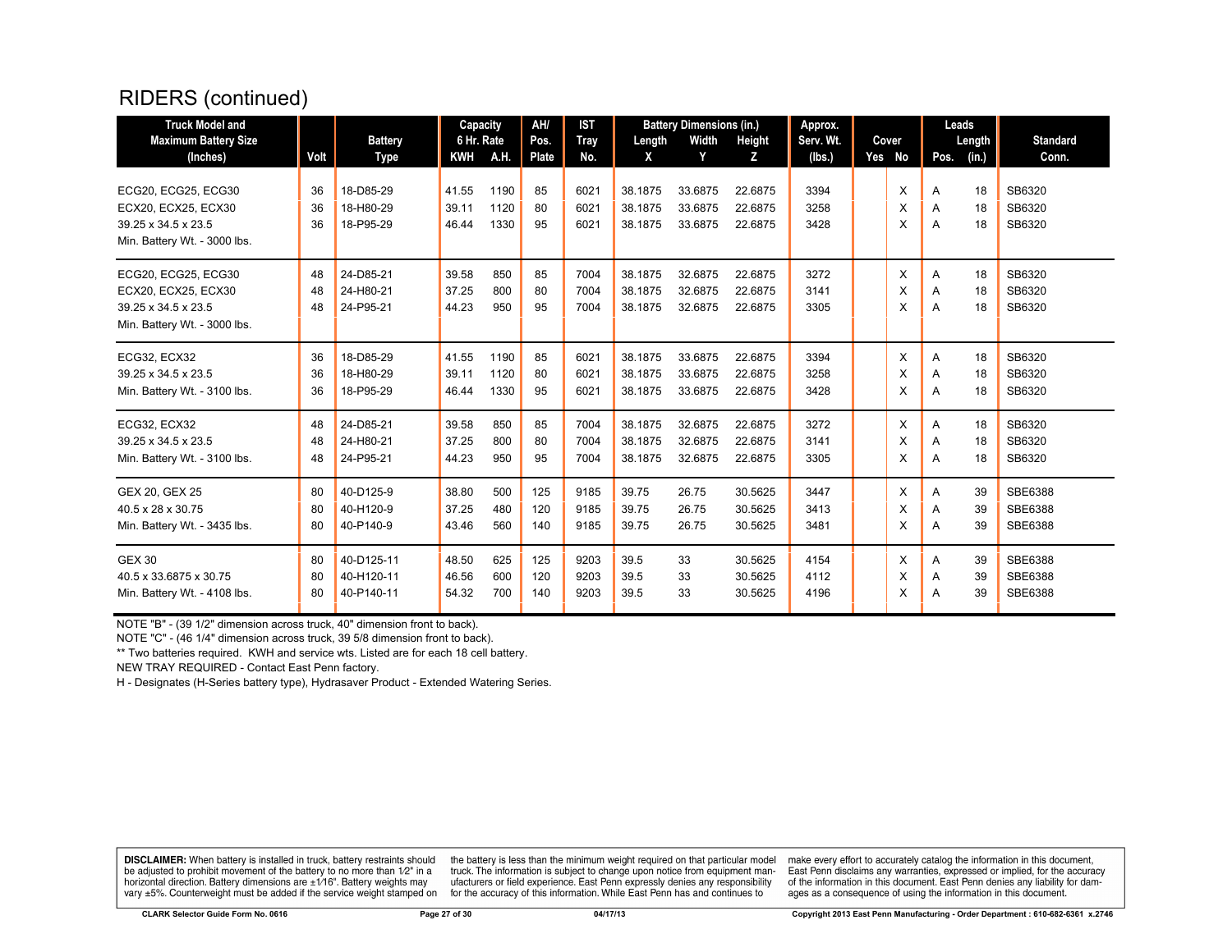# RIDERS (continued)

| Truck Model and Maximum Battery Size (Inches) | Volt | Battery Type | Capacity 6 Hr. Rate KWH | A.H. | AH/ Pos. Plate | IST Tray No. | Battery Dimensions (in.) Length X | Width Y | Height Z | Approx. Serv. Wt. (lbs.) | Cover Yes | No | Leads Pos. | Length (in.) | Standard Conn. |
|---|---|---|---|---|---|---|---|---|---|---|---|---|---|---|---|
| ECG20, ECG25, ECG30 | 36 | 18-D85-29 | 41.55 | 1190 | 85 | 6021 | 38.1875 | 33.6875 | 22.6875 | 3394 | | X | A | 18 | SB6320 |
| ECX20, ECX25, ECX30 | 36 | 18-H80-29 | 39.11 | 1120 | 80 | 6021 | 38.1875 | 33.6875 | 22.6875 | 3258 | | X | A | 18 | SB6320 |
| 39.25 x 34.5 x 23.5 | 36 | 18-P95-29 | 46.44 | 1330 | 95 | 6021 | 38.1875 | 33.6875 | 22.6875 | 3428 | | X | A | 18 | SB6320 |
| Min. Battery Wt. - 3000 lbs. | | | | | | | | | | | | | | | |
| ECG20, ECG25, ECG30 | 48 | 24-D85-21 | 39.58 | 850 | 85 | 7004 | 38.1875 | 32.6875 | 22.6875 | 3272 | | X | A | 18 | SB6320 |
| ECX20, ECX25, ECX30 | 48 | 24-H80-21 | 37.25 | 800 | 80 | 7004 | 38.1875 | 32.6875 | 22.6875 | 3141 | | X | A | 18 | SB6320 |
| 39.25 x 34.5 x 23.5 | 48 | 24-P95-21 | 44.23 | 950 | 95 | 7004 | 38.1875 | 32.6875 | 22.6875 | 3305 | | X | A | 18 | SB6320 |
| Min. Battery Wt. - 3000 lbs. | | | | | | | | | | | | | | | |
| ECG32, ECX32 | 36 | 18-D85-29 | 41.55 | 1190 | 85 | 6021 | 38.1875 | 33.6875 | 22.6875 | 3394 | | X | A | 18 | SB6320 |
| 39.25 x 34.5 x 23.5 | 36 | 18-H80-29 | 39.11 | 1120 | 80 | 6021 | 38.1875 | 33.6875 | 22.6875 | 3258 | | X | A | 18 | SB6320 |
| Min. Battery Wt. - 3100 lbs. | 36 | 18-P95-29 | 46.44 | 1330 | 95 | 6021 | 38.1875 | 33.6875 | 22.6875 | 3428 | | X | A | 18 | SB6320 |
| ECG32, ECX32 | 48 | 24-D85-21 | 39.58 | 850 | 85 | 7004 | 38.1875 | 32.6875 | 22.6875 | 3272 | | X | A | 18 | SB6320 |
| 39.25 x 34.5 x 23.5 | 48 | 24-H80-21 | 37.25 | 800 | 80 | 7004 | 38.1875 | 32.6875 | 22.6875 | 3141 | | X | A | 18 | SB6320 |
| Min. Battery Wt. - 3100 lbs. | 48 | 24-P95-21 | 44.23 | 950 | 95 | 7004 | 38.1875 | 32.6875 | 22.6875 | 3305 | | X | A | 18 | SB6320 |
| GEX 20, GEX 25 | 80 | 40-D125-9 | 38.80 | 500 | 125 | 9185 | 39.75 | 26.75 | 30.5625 | 3447 | | X | A | 39 | SBE6388 |
| 40.5 x 28 x 30.75 | 80 | 40-H120-9 | 37.25 | 480 | 120 | 9185 | 39.75 | 26.75 | 30.5625 | 3413 | | X | A | 39 | SBE6388 |
| Min. Battery Wt. - 3435 lbs. | 80 | 40-P140-9 | 43.46 | 560 | 140 | 9185 | 39.75 | 26.75 | 30.5625 | 3481 | | X | A | 39 | SBE6388 |
| GEX 30 | 80 | 40-D125-11 | 48.50 | 625 | 125 | 9203 | 39.5 | 33 | 30.5625 | 4154 | | X | A | 39 | SBE6388 |
| 40.5 x 33.6875 x 30.75 | 80 | 40-H120-11 | 46.56 | 600 | 120 | 9203 | 39.5 | 33 | 30.5625 | 4112 | | X | A | 39 | SBE6388 |
| Min. Battery Wt. - 4108 lbs. | 80 | 40-P140-11 | 54.32 | 700 | 140 | 9203 | 39.5 | 33 | 30.5625 | 4196 | | X | A | 39 | SBE6388 |

NOTE "B" - (39 1/2" dimension across truck, 40" dimension front to back).
NOTE "C" - (46 1/4" dimension across truck, 39 5/8 dimension front to back).
** Two batteries required. KWH and service wts. Listed are for each 18 cell battery.
NEW TRAY REQUIRED - Contact East Penn factory.
H - Designates (H-Series battery type), Hydrasaver Product - Extended Watering Series.

**DISCLAIMER:** When battery is installed in truck, battery restraints should be adjusted to prohibit movement of the battery to no more than 1⁄2" in a horizontal direction. Battery dimensions are ±1⁄16". Battery weights may vary ±5%. Counterweight must be added if the service weight stamped on the battery is less than the minimum weight required on that particular model truck. The information is subject to change upon notice from equipment manufacturers or field experience. East Penn expressly denies any responsibility for the accuracy of this information. While East Penn has and continues to make every effort to accurately catalog the information in this document, East Penn disclaims any warranties, expressed or implied, for the accuracy of the information in this document. East Penn denies any liability for damages as a consequence of using the information in this document.

CLARK Selector Guide Form No. 0616 | 04/17/13 | Copyright 2013 East Penn Manufacturing - Order Department : 610-682-6361 x.2746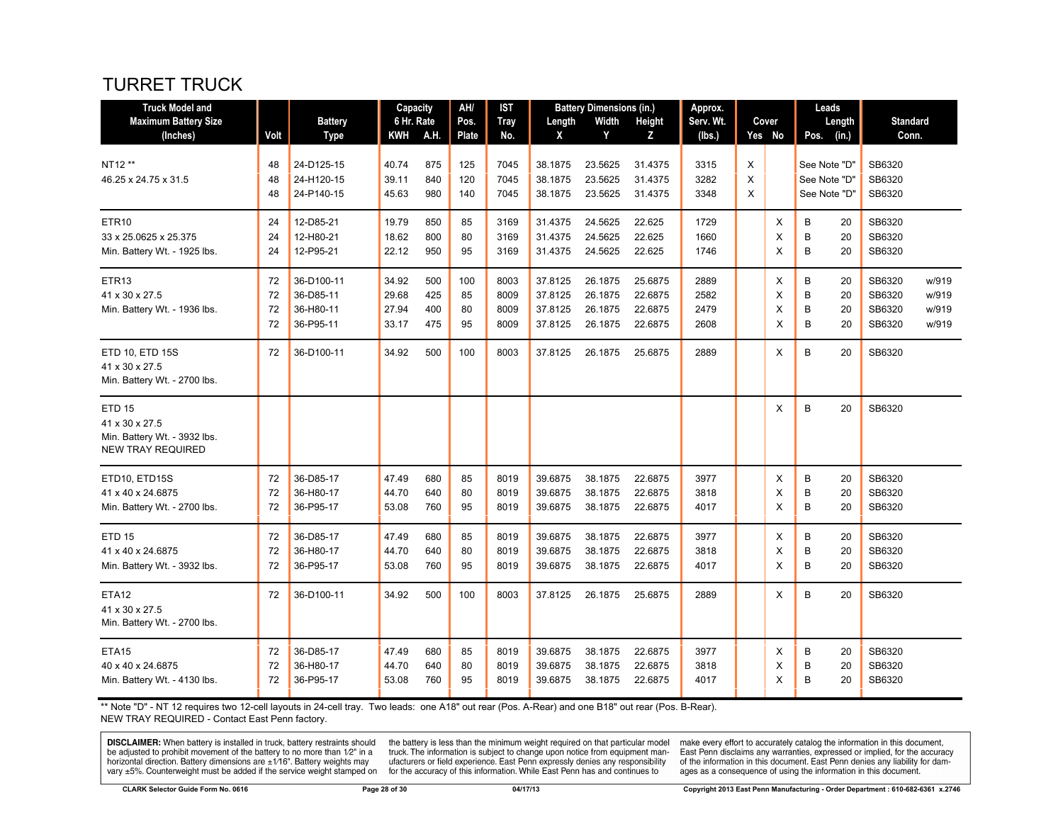# TURRET TRUCK

| Truck Model and Maximum Battery Size (Inches) | Volt | Battery Type | Capacity 6 Hr. Rate KWH | A.H. | AH/ Pos. Plate | IST Tray No. | Battery Dimensions (in.) Length X | Width Y | Height Z | Approx. Serv. Wt. (lbs.) | Cover Yes | No | Leads Pos. | Length (in.) | Standard Conn. | |
|---|---|---|---|---|---|---|---|---|---|---|---|---|---|---|---|---|
| NT12 ** | 48 | 24-D125-15 | 40.74 | 875 | 125 | 7045 | 38.1875 | 23.5625 | 31.4375 | 3315 | X | | See Note "D" | | SB6320 | |
| 46.25 x 24.75 x 31.5 | 48 | 24-H120-15 | 39.11 | 840 | 120 | 7045 | 38.1875 | 23.5625 | 31.4375 | 3282 | X | | See Note "D" | | SB6320 | |
| | 48 | 24-P140-15 | 45.63 | 980 | 140 | 7045 | 38.1875 | 23.5625 | 31.4375 | 3348 | X | | See Note "D" | | SB6320 | |
| ETR10 | 24 | 12-D85-21 | 19.79 | 850 | 85 | 3169 | 31.4375 | 24.5625 | 22.625 | 1729 | | X | B | 20 | SB6320 | |
| 33 x 25.0625 x 25.375 | 24 | 12-H80-21 | 18.62 | 800 | 80 | 3169 | 31.4375 | 24.5625 | 22.625 | 1660 | | X | B | 20 | SB6320 | |
| Min. Battery Wt. - 1925 lbs. | 24 | 12-P95-21 | 22.12 | 950 | 95 | 3169 | 31.4375 | 24.5625 | 22.625 | 1746 | | X | B | 20 | SB6320 | |
| ETR13 | 72 | 36-D100-11 | 34.92 | 500 | 100 | 8003 | 37.8125 | 26.1875 | 25.6875 | 2889 | | X | B | 20 | SB6320 | w/919 |
| 41 x 30 x 27.5 | 72 | 36-D85-11 | 29.68 | 425 | 85 | 8009 | 37.8125 | 26.1875 | 22.6875 | 2582 | | X | B | 20 | SB6320 | w/919 |
| Min. Battery Wt. - 1936 lbs. | 72 | 36-H80-11 | 27.94 | 400 | 80 | 8009 | 37.8125 | 26.1875 | 22.6875 | 2479 | | X | B | 20 | SB6320 | w/919 |
| | 72 | 36-P95-11 | 33.17 | 475 | 95 | 8009 | 37.8125 | 26.1875 | 22.6875 | 2608 | | X | B | 20 | SB6320 | w/919 |
| ETD 10, ETD 15S | 72 | 36-D100-11 | 34.92 | 500 | 100 | 8003 | 37.8125 | 26.1875 | 25.6875 | 2889 | | X | B | 20 | SB6320 | |
| 41 x 30 x 27.5 | | | | | | | | | | | | | | | | |
| Min. Battery Wt. - 2700 lbs. | | | | | | | | | | | | | | | | |
| ETD 15 | | | | | | | | | | | | X | B | 20 | SB6320 | |
| 41 x 30 x 27.5 | | | | | | | | | | | | | | | | |
| Min. Battery Wt. - 3932 lbs. | | | | | | | | | | | | | | | | |
| NEW TRAY REQUIRED | | | | | | | | | | | | | | | | |
| ETD10, ETD15S | 72 | 36-D85-17 | 47.49 | 680 | 85 | 8019 | 39.6875 | 38.1875 | 22.6875 | 3977 | | X | B | 20 | SB6320 | |
| 41 x 40 x 24.6875 | 72 | 36-H80-17 | 44.70 | 640 | 80 | 8019 | 39.6875 | 38.1875 | 22.6875 | 3818 | | X | B | 20 | SB6320 | |
| Min. Battery Wt. - 2700 lbs. | 72 | 36-P95-17 | 53.08 | 760 | 95 | 8019 | 39.6875 | 38.1875 | 22.6875 | 4017 | | X | B | 20 | SB6320 | |
| ETD 15 | 72 | 36-D85-17 | 47.49 | 680 | 85 | 8019 | 39.6875 | 38.1875 | 22.6875 | 3977 | | X | B | 20 | SB6320 | |
| 41 x 40 x 24.6875 | 72 | 36-H80-17 | 44.70 | 640 | 80 | 8019 | 39.6875 | 38.1875 | 22.6875 | 3818 | | X | B | 20 | SB6320 | |
| Min. Battery Wt. - 3932 lbs. | 72 | 36-P95-17 | 53.08 | 760 | 95 | 8019 | 39.6875 | 38.1875 | 22.6875 | 4017 | | X | B | 20 | SB6320 | |
| ETA12 | 72 | 36-D100-11 | 34.92 | 500 | 100 | 8003 | 37.8125 | 26.1875 | 25.6875 | 2889 | | X | B | 20 | SB6320 | |
| 41 x 30 x 27.5 | | | | | | | | | | | | | | | | |
| Min. Battery Wt. - 2700 lbs. | | | | | | | | | | | | | | | | |
| ETA15 | 72 | 36-D85-17 | 47.49 | 680 | 85 | 8019 | 39.6875 | 38.1875 | 22.6875 | 3977 | | X | B | 20 | SB6320 | |
| 40 x 40 x 24.6875 | 72 | 36-H80-17 | 44.70 | 640 | 80 | 8019 | 39.6875 | 38.1875 | 22.6875 | 3818 | | X | B | 20 | SB6320 | |
| Min. Battery Wt. - 4130 lbs. | 72 | 36-P95-17 | 53.08 | 760 | 95 | 8019 | 39.6875 | 38.1875 | 22.6875 | 4017 | | X | B | 20 | SB6320 | |

** Note "D" - NT 12 requires two 12-cell layouts in 24-cell tray. Two leads: one A18" out rear (Pos. A-Rear) and one B18" out rear (Pos. B-Rear).
NEW TRAY REQUIRED - Contact East Penn factory.

**DISCLAIMER:** When battery is installed in truck, battery restraints should be adjusted to prohibit movement of the battery to no more than 1⁄2" in a horizontal direction. Battery dimensions are ±1⁄16". Battery weights may vary ±5%. Counterweight must be added if the service weight stamped on the battery is less than the minimum weight required on that particular machine truck. The information is subject to change upon notice from equipment manufacturers or field experience. East Penn expressly denies any responsibility for the accuracy of this information. While East Penn has and continues to make every effort to accurately catalog the information in this document, East Penn disclaims any warranties, expressed or implied, for the accuracy of the information in this document. East Penn denies any liability for damages as a consequence of using the information in this document.

CLARK Selector Guide Form No. 0616 | 04/17/13 | Copyright 2013 East Penn Manufacturing - Order Department : 610-682-6361 x.2746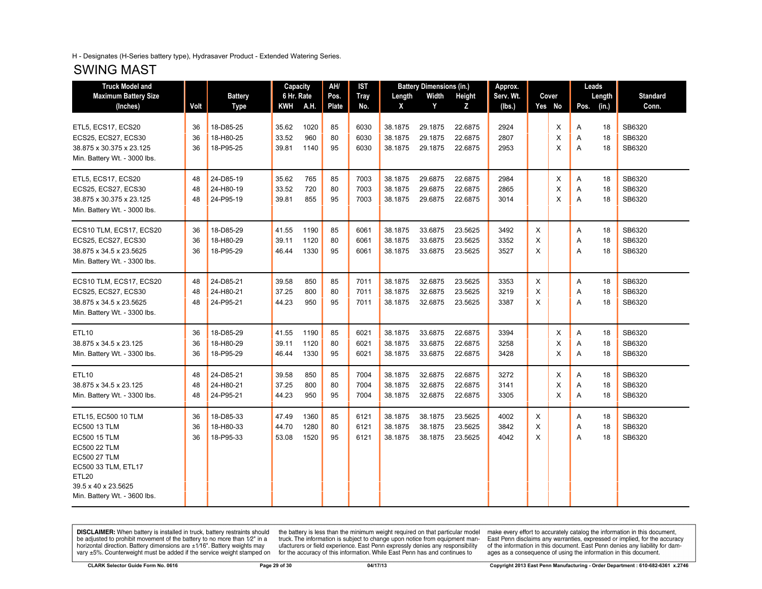H - Designates (H-Series battery type), Hydrasaver Product - Extended Watering Series.

## SWING MAST

| Truck Model and Maximum Battery Size (Inches) | Volt | Battery Type | Capacity 6 Hr. Rate KWH | A.H. | AH/ Pos. Plate | IST Tray No. | Battery Dimensions (in.) Length X | Width Y | Height Z | Approx. Serv. Wt. (lbs.) | Cover Yes | No | Leads Pos. | Length (in.) | Standard Conn. |
|---|---|---|---|---|---|---|---|---|---|---|---|---|---|---|---|
| ETL5, ECS17, ECS20 | 36 | 18-D85-25 | 35.62 | 1020 | 85 | 6030 | 38.1875 | 29.1875 | 22.6875 | 2924 | | X | A | 18 | SB6320 |
| ECS25, ECS27, ECS30 | 36 | 18-H80-25 | 33.52 | 960 | 80 | 6030 | 38.1875 | 29.1875 | 22.6875 | 2807 | | X | A | 18 | SB6320 |
| 38.875 x 30.375 x 23.125 | 36 | 18-P95-25 | 39.81 | 1140 | 95 | 6030 | 38.1875 | 29.1875 | 22.6875 | 2953 | | X | A | 18 | SB6320 |
| Min. Battery Wt. - 3000 lbs. | | | | | | | | | | | | | | | |
| ETL5, ECS17, ECS20 | 48 | 24-D85-19 | 35.62 | 765 | 85 | 7003 | 38.1875 | 29.6875 | 22.6875 | 2984 | | X | A | 18 | SB6320 |
| ECS25, ECS27, ECS30 | 48 | 24-H80-19 | 33.52 | 720 | 80 | 7003 | 38.1875 | 29.6875 | 22.6875 | 2865 | | X | A | 18 | SB6320 |
| 38.875 x 30.375 x 23.125 | 48 | 24-P95-19 | 39.81 | 855 | 95 | 7003 | 38.1875 | 29.6875 | 22.6875 | 3014 | | X | A | 18 | SB6320 |
| Min. Battery Wt. - 3000 lbs. | | | | | | | | | | | | | | | |
| ECS10 TLM, ECS17, ECS20 | 36 | 18-D85-29 | 41.55 | 1190 | 85 | 6061 | 38.1875 | 33.6875 | 23.5625 | 3492 | X | | A | 18 | SB6320 |
| ECS25, ECS27, ECS30 | 36 | 18-H80-29 | 39.11 | 1120 | 80 | 6061 | 38.1875 | 33.6875 | 23.5625 | 3352 | X | | A | 18 | SB6320 |
| 38.875 x 34.5 x 23.5625 | 36 | 18-P95-29 | 46.44 | 1330 | 95 | 6061 | 38.1875 | 33.6875 | 23.5625 | 3527 | X | | A | 18 | SB6320 |
| Min. Battery Wt. - 3300 lbs. | | | | | | | | | | | | | | | |
| ECS10 TLM, ECS17, ECS20 | 48 | 24-D85-21 | 39.58 | 850 | 85 | 7011 | 38.1875 | 32.6875 | 23.5625 | 3353 | X | | A | 18 | SB6320 |
| ECS25, ECS27, ECS30 | 48 | 24-H80-21 | 37.25 | 800 | 80 | 7011 | 38.1875 | 32.6875 | 23.5625 | 3219 | X | | A | 18 | SB6320 |
| 38.875 x 34.5 x 23.5625 | 48 | 24-P95-21 | 44.23 | 950 | 95 | 7011 | 38.1875 | 32.6875 | 23.5625 | 3387 | X | | A | 18 | SB6320 |
| Min. Battery Wt. - 3300 lbs. | | | | | | | | | | | | | | | |
| ETL10 | 36 | 18-D85-29 | 41.55 | 1190 | 85 | 6021 | 38.1875 | 33.6875 | 22.6875 | 3394 | | X | A | 18 | SB6320 |
| 38.875 x 34.5 x 23.125 | 36 | 18-H80-29 | 39.11 | 1120 | 80 | 6021 | 38.1875 | 33.6875 | 22.6875 | 3258 | | X | A | 18 | SB6320 |
| Min. Battery Wt. - 3300 lbs. | 36 | 18-P95-29 | 46.44 | 1330 | 95 | 6021 | 38.1875 | 33.6875 | 22.6875 | 3428 | | X | A | 18 | SB6320 |
| ETL10 | 48 | 24-D85-21 | 39.58 | 850 | 85 | 7004 | 38.1875 | 32.6875 | 22.6875 | 3272 | | X | A | 18 | SB6320 |
| 38.875 x 34.5 x 23.125 | 48 | 24-H80-21 | 37.25 | 800 | 80 | 7004 | 38.1875 | 32.6875 | 22.6875 | 3141 | | X | A | 18 | SB6320 |
| Min. Battery Wt. - 3300 lbs. | 48 | 24-P95-21 | 44.23 | 950 | 95 | 7004 | 38.1875 | 32.6875 | 22.6875 | 3305 | | X | A | 18 | SB6320 |
| ETL15, EC500 10 TLM | 36 | 18-D85-33 | 47.49 | 1360 | 85 | 6121 | 38.1875 | 38.1875 | 23.5625 | 4002 | X | | A | 18 | SB6320 |
| EC500 13 TLM | 36 | 18-H80-33 | 44.70 | 1280 | 80 | 6121 | 38.1875 | 38.1875 | 23.5625 | 3842 | X | | A | 18 | SB6320 |
| EC500 15 TLM | 36 | 18-P95-33 | 53.08 | 1520 | 95 | 6121 | 38.1875 | 38.1875 | 23.5625 | 4042 | X | | A | 18 | SB6320 |
| EC500 22 TLM | | | | | | | | | | | | | | | |
| EC500 27 TLM | | | | | | | | | | | | | | | |
| EC500 33 TLM, ETL17 | | | | | | | | | | | | | | | |
| ETL20 | | | | | | | | | | | | | | | |
| 39.5 x 40 x 23.5625 | | | | | | | | | | | | | | | |
| Min. Battery Wt. - 3600 lbs. | | | | | | | | | | | | | | | |

**DISCLAIMER:** When battery is installed in truck, battery restraints should be adjusted to prohibit movement of the battery to no more than 1⁄2" in a horizontal direction. Battery dimensions are ±1⁄16". Battery weights may vary ±5%. Counterweight must be added if the service weight stamped on the battery is less than the minimum weight required on that particular model truck. The information is subject to change upon notice from equipment manufacturers or field experience. East Penn expressly denies any responsibility for the accuracy of this information. While East Penn has and continues to make every effort to accurately catalog the information in this document, East Penn disclaims any warranties, expressed or implied, for the accuracy of the information in this document. East Penn denies any liability for damages as a consequence of using the information in this document.

CLARK Selector Guide Form No. 0616 — 04/17/13 — Copyright 2013 East Penn Manufacturing - Order Department : 610-682-6361 x.2746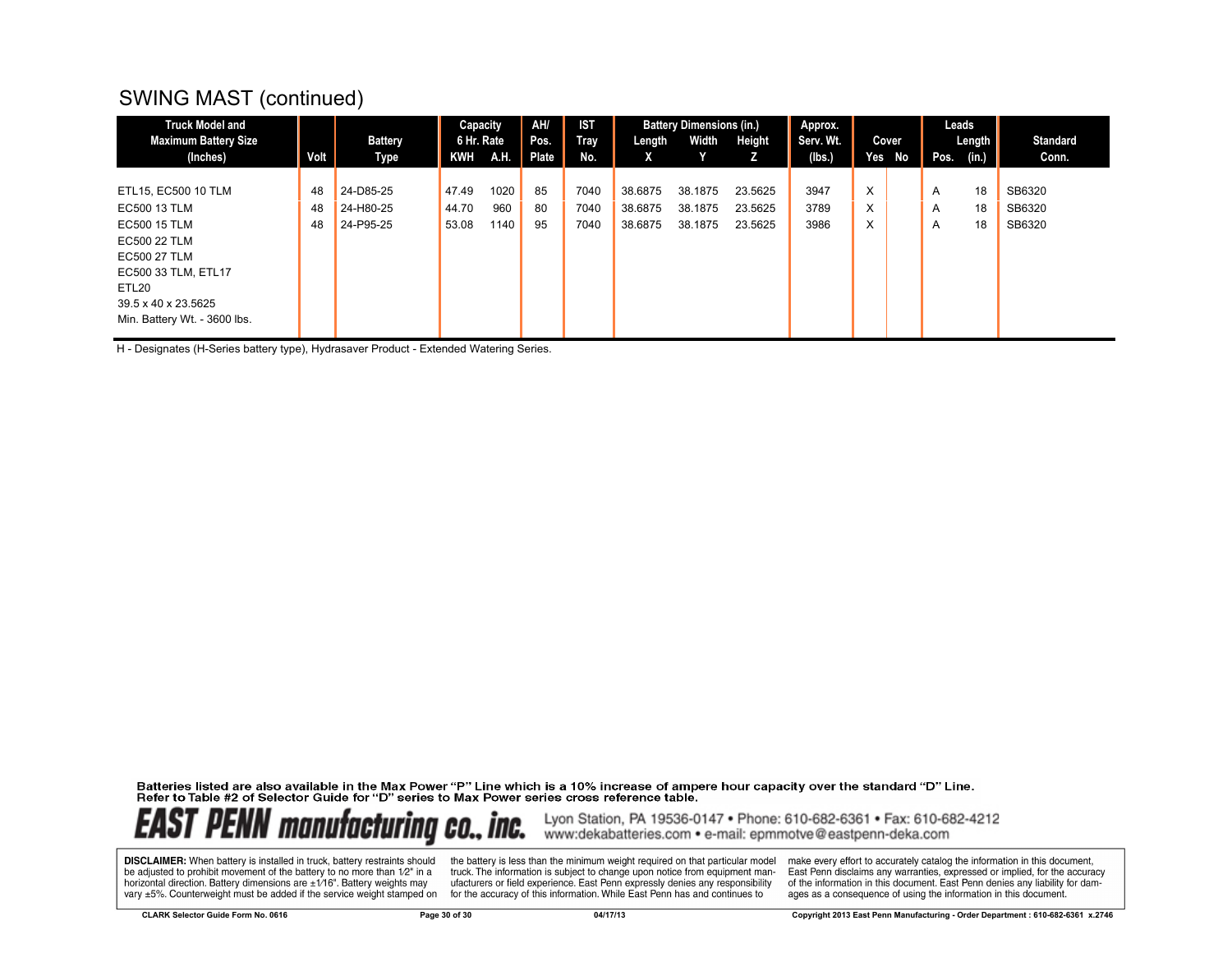## SWING MAST (continued)

| Truck Model and Maximum Battery Size (Inches) | Volt | Battery Type | Capacity 6 Hr. Rate | | AH/ Pos. Plate | IST Tray No. | Battery Dimensions (in.) | | | Approx. Serv. Wt. (lbs.) | Cover | | Leads | | Standard Conn. |
|---|---|---|---|---|---|---|---|---|---|---|---|---|---|---|---|
| | | | KWH | A.H. | | | Length X | Width Y | Height Z | | Yes | No | Pos. | Length (in.) | |
| ETL15, EC500 10 TLM | 48 | 24-D85-25 | 47.49 | 1020 | 85 | 7040 | 38.6875 | 38.1875 | 23.5625 | 3947 | X | | A | 18 | SB6320 |
| EC500 13 TLM | 48 | 24-H80-25 | 44.70 | 960 | 80 | 7040 | 38.6875 | 38.1875 | 23.5625 | 3789 | X | | A | 18 | SB6320 |
| EC500 15 TLM | 48 | 24-P95-25 | 53.08 | 1140 | 95 | 7040 | 38.6875 | 38.1875 | 23.5625 | 3986 | X | | A | 18 | SB6320 |
| EC500 22 TLM | | | | | | | | | | | | | | | |
| EC500 27 TLM | | | | | | | | | | | | | | | |
| EC500 33 TLM, ETL17 | | | | | | | | | | | | | | | |
| ETL20 | | | | | | | | | | | | | | | |
| 39.5 x 40 x 23.5625 | | | | | | | | | | | | | | | |
| Min. Battery Wt. - 3600 lbs. | | | | | | | | | | | | | | | |

H - Designates (H-Series battery type), Hydrasaver Product - Extended Watering Series.

**Batteries listed are also available in the Max Power "P" Line which is a 10% increase of ampere hour capacity over the standard "D" Line. Refer to Table #2 of Selector Guide for "D" series to Max Power series cross reference table.**

**EAST PENN manufacturing co., inc.** Lyon Station, PA 19536-0147 • Phone: 610-682-6361 • Fax: 610-682-4212
www.dekabatteries.com • e-mail: epmmotve@eastpenn-deka.com

**DISCLAIMER:** When battery is installed in truck, battery restraints should be adjusted to prohibit movement of the battery to no more than 1⁄2" in a horizontal direction. Battery dimensions are ±1⁄16". Battery weights may vary ±5%. Counterweight must be added if the service weight stamped on the battery is less than the minimum weight required on that particular model truck. The information is subject to change upon notice from equipment manufacturers or field experience. East Penn expressly denies any responsibility for the accuracy of this information. While East Penn has and continues to make every effort to accurately catalog the information in this document, East Penn disclaims any warranties, expressed or implied, for the accuracy of the information in this document. East Penn denies any liability for damages as a consequence of using the information in this document.

CLARK Selector Guide Form No. 0616 | 04/17/13 | Copyright 2013 East Penn Manufacturing - Order Department : 610-682-6361 x.2746